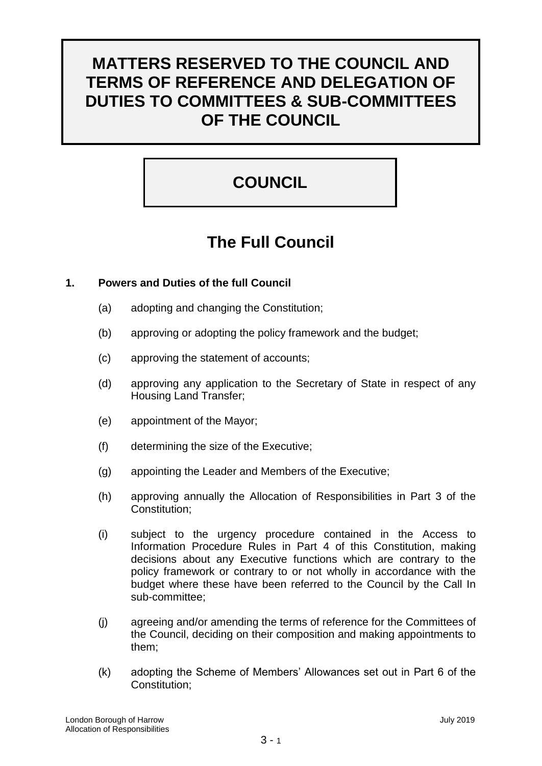# MATTERS RESERVED TO THE COUNCIL AND TERMS OF REFERENCE AND DELEGATION OF DUTIES TO COMMITTEES & SUB-COMMITTEES OF THE COUNCIL

# COUNCIL

## The Full Council

### 1. Powers and Duties of the full Council

(a) adopting and changing the Constitution;

(b) approving or adopting the policy framework and the budget;

(c) approving the statement of accounts;

(d) approving any application to the Secretary of State in respect of any Housing Land Transfer;

(e) appointment of the Mayor;

(f) determining the size of the Executive;

(g) appointing the Leader and Members of the Executive;

(h) approving annually the Allocation of Responsibilities in Part 3 of the Constitution;

(i) subject to the urgency procedure contained in the Access to Information Procedure Rules in Part 4 of this Constitution, making decisions about any Executive functions which are contrary to the policy framework or contrary to or not wholly in accordance with the budget where these have been referred to the Council by the Call In sub-committee;

(j) agreeing and/or amending the terms of reference for the Committees of the Council, deciding on their composition and making appointments to them;

(k) adopting the Scheme of Members' Allowances set out in Part 6 of the Constitution;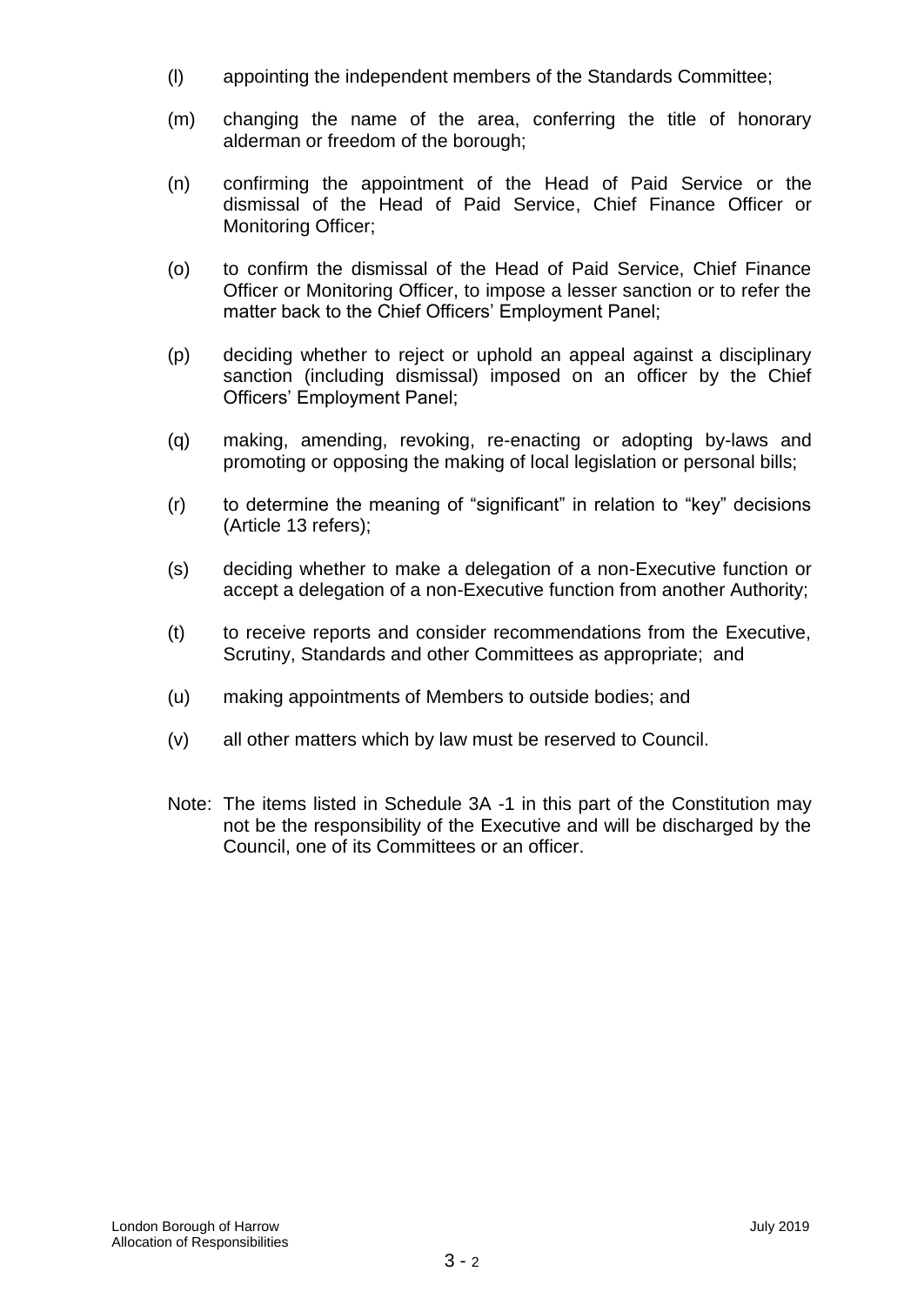(l) appointing the independent members of the Standards Committee;

(m) changing the name of the area, conferring the title of honorary alderman or freedom of the borough;

(n) confirming the appointment of the Head of Paid Service or the dismissal of the Head of Paid Service, Chief Finance Officer or Monitoring Officer;

(o) to confirm the dismissal of the Head of Paid Service, Chief Finance Officer or Monitoring Officer, to impose a lesser sanction or to refer the matter back to the Chief Officers' Employment Panel;

(p) deciding whether to reject or uphold an appeal against a disciplinary sanction (including dismissal) imposed on an officer by the Chief Officers' Employment Panel;

(q) making, amending, revoking, re-enacting or adopting by-laws and promoting or opposing the making of local legislation or personal bills;

(r) to determine the meaning of "significant" in relation to "key" decisions (Article 13 refers);

(s) deciding whether to make a delegation of a non-Executive function or accept a delegation of a non-Executive function from another Authority;

(t) to receive reports and consider recommendations from the Executive, Scrutiny, Standards and other Committees as appropriate; and

(u) making appointments of Members to outside bodies; and

(v) all other matters which by law must be reserved to Council.

Note: The items listed in Schedule 3A -1 in this part of the Constitution may not be the responsibility of the Executive and will be discharged by the Council, one of its Committees or an officer.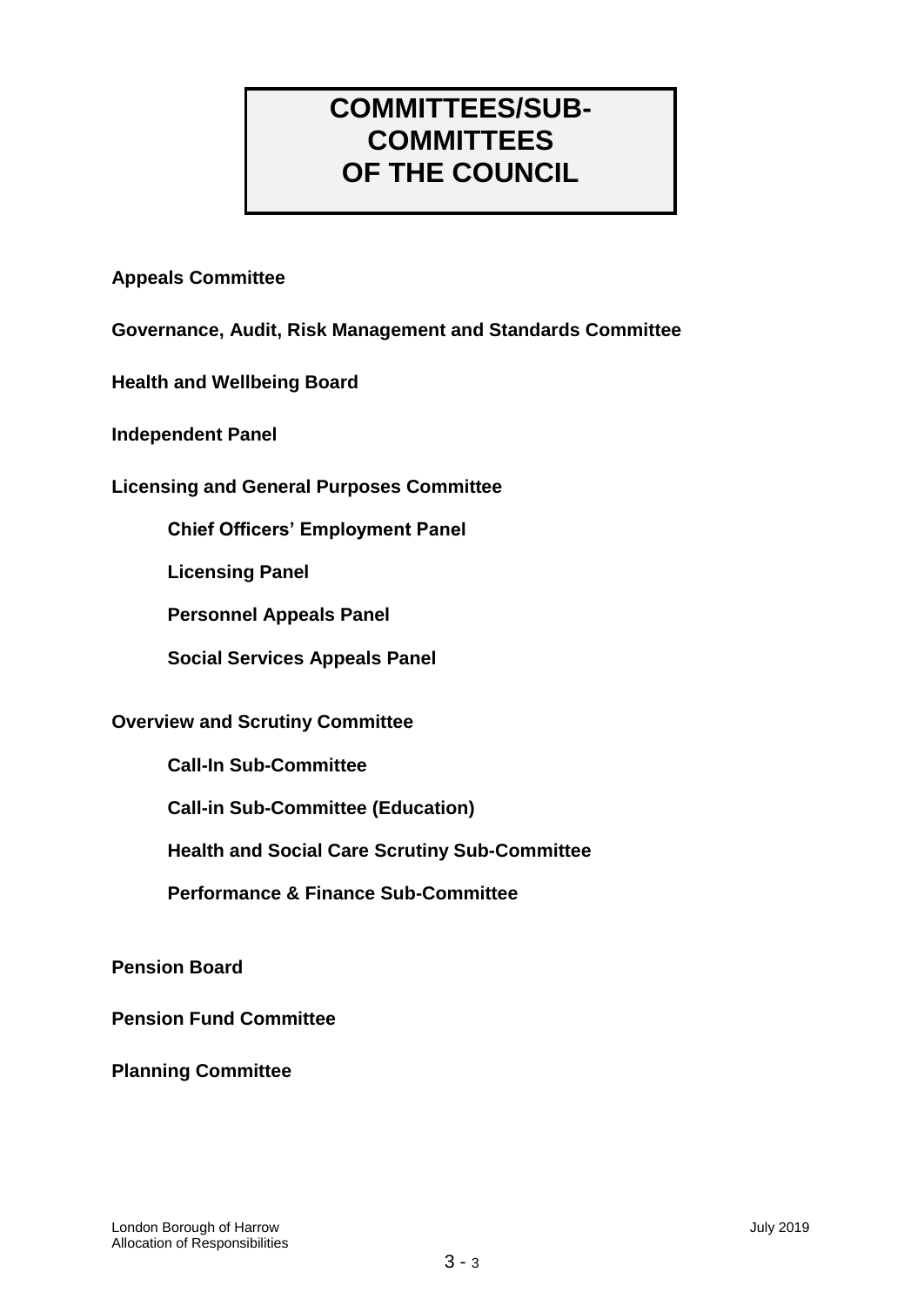# COMMITTEES/SUB-COMMITTEES OF THE COUNCIL

**Appeals Committee**

**Governance, Audit, Risk Management and Standards Committee**

**Health and Wellbeing Board**

**Independent Panel**

**Licensing and General Purposes Committee**

- **Chief Officers' Employment Panel**
- **Licensing Panel**
- **Personnel Appeals Panel**
- **Social Services Appeals Panel**

**Overview and Scrutiny Committee**

- **Call-In Sub-Committee**
- **Call-in Sub-Committee (Education)**
- **Health and Social Care Scrutiny Sub-Committee**
- **Performance & Finance Sub-Committee**

**Pension Board**

**Pension Fund Committee**

**Planning Committee**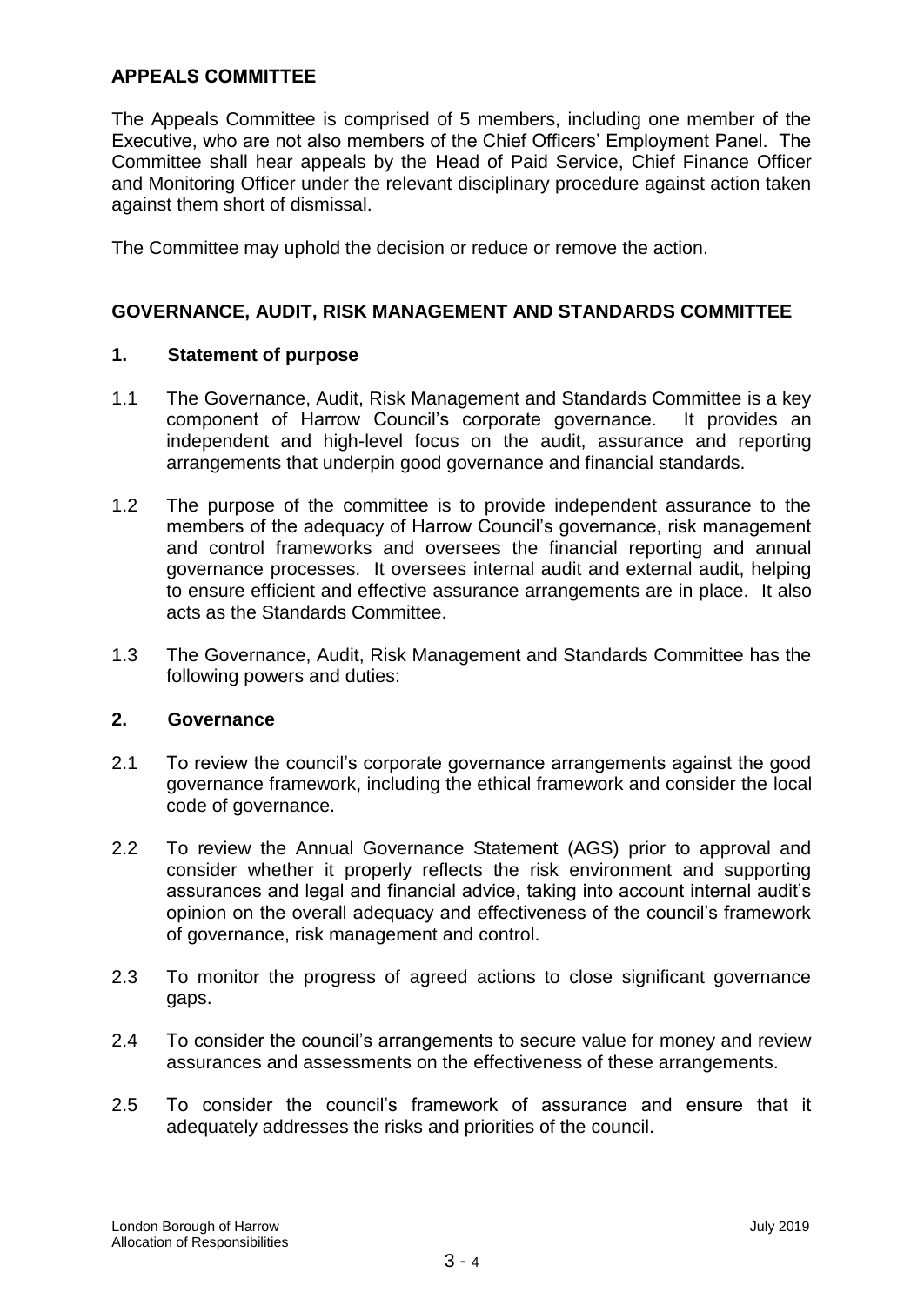## APPEALS COMMITTEE

The Appeals Committee is comprised of 5 members, including one member of the Executive, who are not also members of the Chief Officers' Employment Panel. The Committee shall hear appeals by the Head of Paid Service, Chief Finance Officer and Monitoring Officer under the relevant disciplinary procedure against action taken against them short of dismissal.

The Committee may uphold the decision or reduce or remove the action.

## GOVERNANCE, AUDIT, RISK MANAGEMENT AND STANDARDS COMMITTEE

### 1. Statement of purpose

1.1 The Governance, Audit, Risk Management and Standards Committee is a key component of Harrow Council's corporate governance. It provides an independent and high-level focus on the audit, assurance and reporting arrangements that underpin good governance and financial standards.

1.2 The purpose of the committee is to provide independent assurance to the members of the adequacy of Harrow Council's governance, risk management and control frameworks and oversees the financial reporting and annual governance processes. It oversees internal audit and external audit, helping to ensure efficient and effective assurance arrangements are in place. It also acts as the Standards Committee.

1.3 The Governance, Audit, Risk Management and Standards Committee has the following powers and duties:

### 2. Governance

2.1 To review the council's corporate governance arrangements against the good governance framework, including the ethical framework and consider the local code of governance.

2.2 To review the Annual Governance Statement (AGS) prior to approval and consider whether it properly reflects the risk environment and supporting assurances and legal and financial advice, taking into account internal audit's opinion on the overall adequacy and effectiveness of the council's framework of governance, risk management and control.

2.3 To monitor the progress of agreed actions to close significant governance gaps.

2.4 To consider the council's arrangements to secure value for money and review assurances and assessments on the effectiveness of these arrangements.

2.5 To consider the council's framework of assurance and ensure that it adequately addresses the risks and priorities of the council.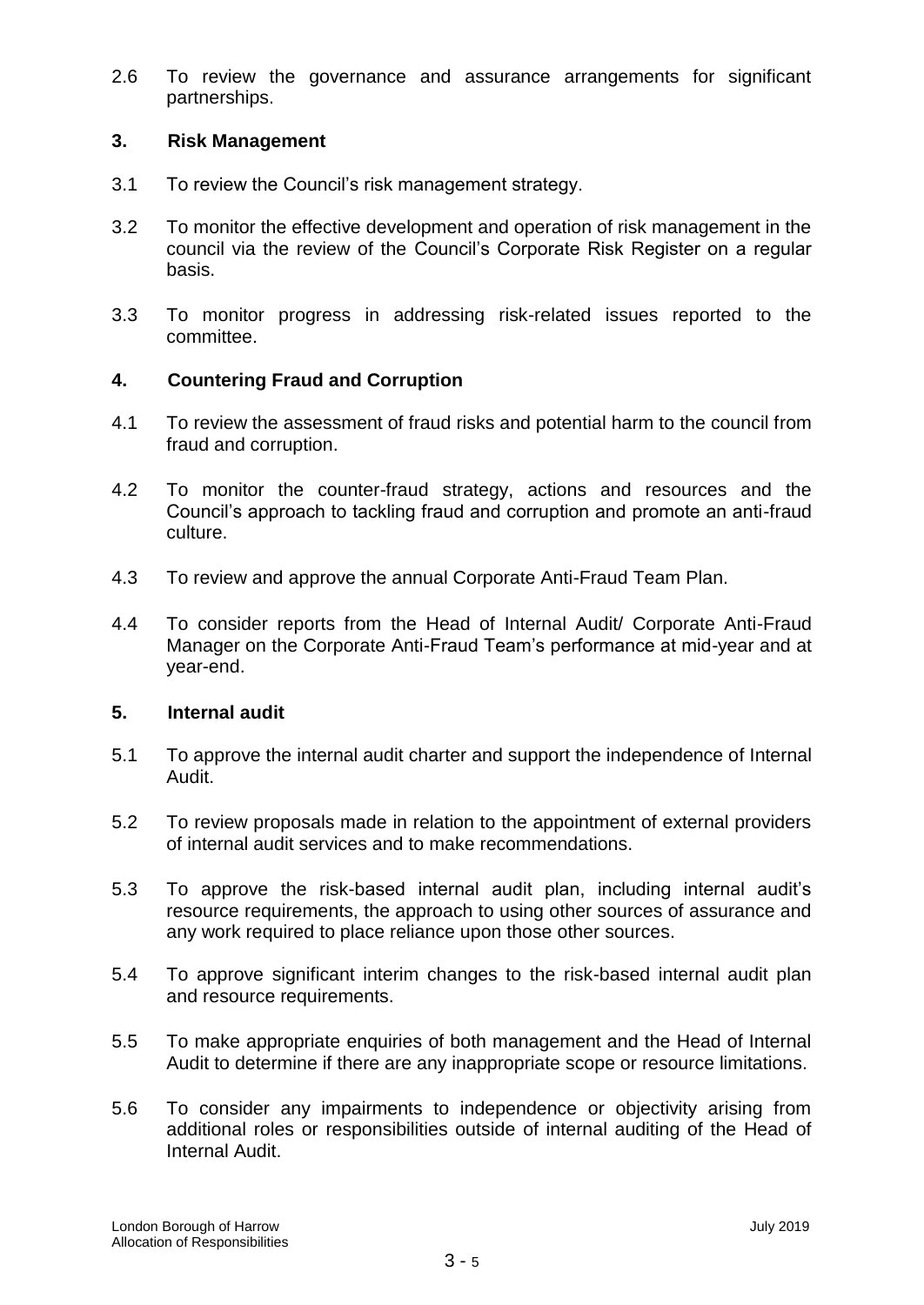2.6 To review the governance and assurance arrangements for significant partnerships.

### 3. Risk Management

3.1 To review the Council's risk management strategy.

3.2 To monitor the effective development and operation of risk management in the council via the review of the Council's Corporate Risk Register on a regular basis.

3.3 To monitor progress in addressing risk-related issues reported to the committee.

### 4. Countering Fraud and Corruption

4.1 To review the assessment of fraud risks and potential harm to the council from fraud and corruption.

4.2 To monitor the counter-fraud strategy, actions and resources and the Council's approach to tackling fraud and corruption and promote an anti-fraud culture.

4.3 To review and approve the annual Corporate Anti-Fraud Team Plan.

4.4 To consider reports from the Head of Internal Audit/ Corporate Anti-Fraud Manager on the Corporate Anti-Fraud Team's performance at mid-year and at year-end.

### 5. Internal audit

5.1 To approve the internal audit charter and support the independence of Internal Audit.

5.2 To review proposals made in relation to the appointment of external providers of internal audit services and to make recommendations.

5.3 To approve the risk-based internal audit plan, including internal audit's resource requirements, the approach to using other sources of assurance and any work required to place reliance upon those other sources.

5.4 To approve significant interim changes to the risk-based internal audit plan and resource requirements.

5.5 To make appropriate enquiries of both management and the Head of Internal Audit to determine if there are any inappropriate scope or resource limitations.

5.6 To consider any impairments to independence or objectivity arising from additional roles or responsibilities outside of internal auditing of the Head of Internal Audit.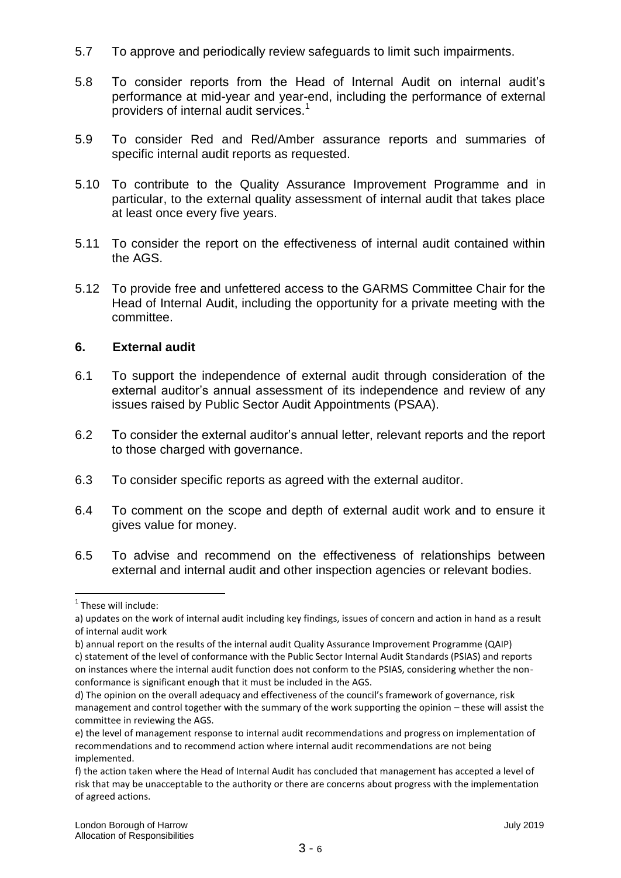5.7 To approve and periodically review safeguards to limit such impairments.

5.8 To consider reports from the Head of Internal Audit on internal audit's performance at mid-year and year-end, including the performance of external providers of internal audit services.[1]

5.9 To consider Red and Red/Amber assurance reports and summaries of specific internal audit reports as requested.

5.10 To contribute to the Quality Assurance Improvement Programme and in particular, to the external quality assessment of internal audit that takes place at least once every five years.

5.11 To consider the report on the effectiveness of internal audit contained within the AGS.

5.12 To provide free and unfettered access to the GARMS Committee Chair for the Head of Internal Audit, including the opportunity for a private meeting with the committee.

## 6. External audit

6.1 To support the independence of external audit through consideration of the external auditor's annual assessment of its independence and review of any issues raised by Public Sector Audit Appointments (PSAA).

6.2 To consider the external auditor's annual letter, relevant reports and the report to those charged with governance.

6.3 To consider specific reports as agreed with the external auditor.

6.4 To comment on the scope and depth of external audit work and to ensure it gives value for money.

6.5 To advise and recommend on the effectiveness of relationships between external and internal audit and other inspection agencies or relevant bodies.

---

[1] These will include:

a) updates on the work of internal audit including key findings, issues of concern and action in hand as a result of internal audit work

b) annual report on the results of the internal audit Quality Assurance Improvement Programme (QAIP)

c) statement of the level of conformance with the Public Sector Internal Audit Standards (PSIAS) and reports on instances where the internal audit function does not conform to the PSIAS, considering whether the non-conformance is significant enough that it must be included in the AGS.

d) The opinion on the overall adequacy and effectiveness of the council's framework of governance, risk management and control together with the summary of the work supporting the opinion – these will assist the committee in reviewing the AGS.

e) the level of management response to internal audit recommendations and progress on implementation of recommendations and to recommend action where internal audit recommendations are not being implemented.

f) the action taken where the Head of Internal Audit has concluded that management has accepted a level of risk that may be unacceptable to the authority or there are concerns about progress with the implementation of agreed actions.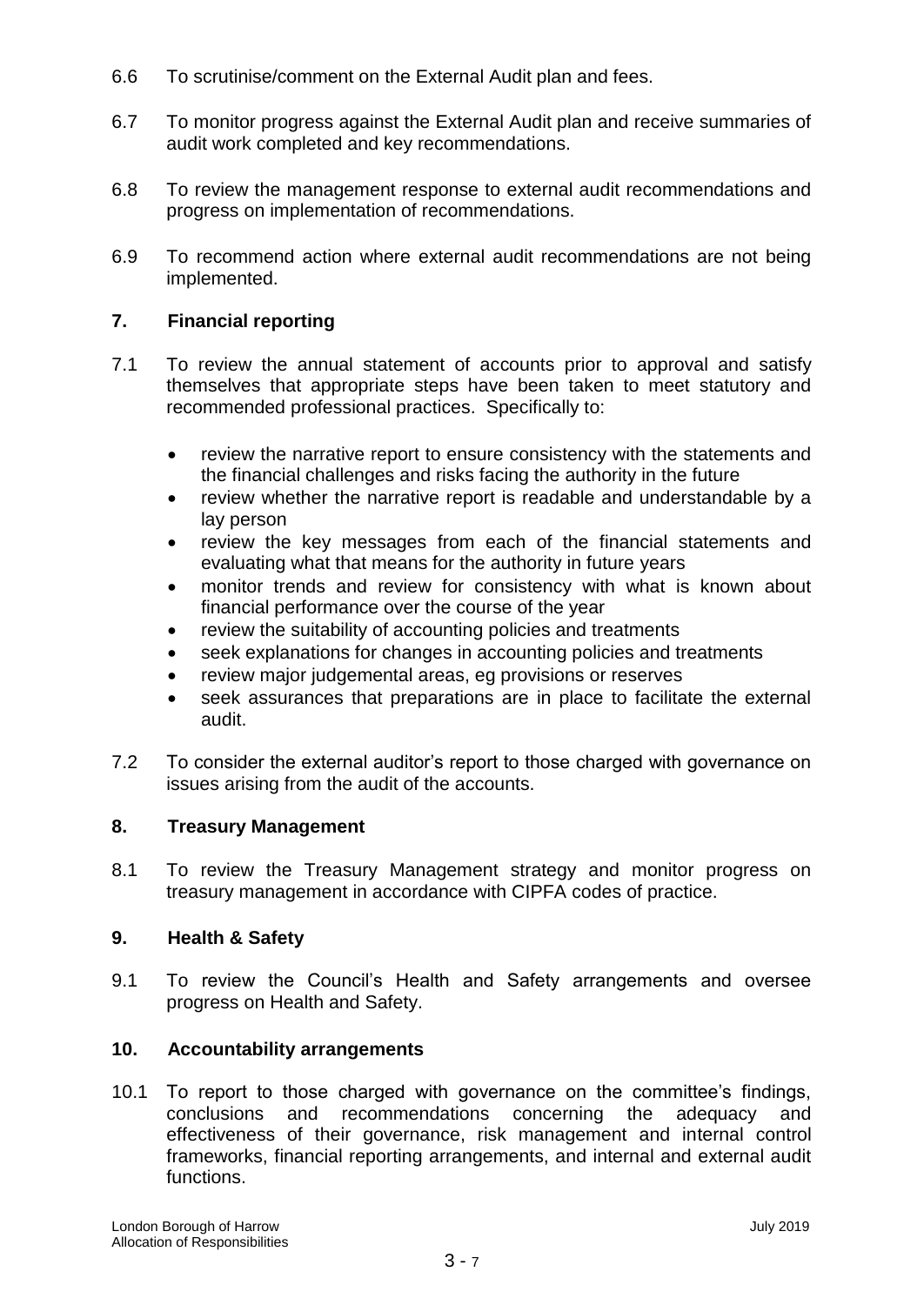6.6 To scrutinise/comment on the External Audit plan and fees.

6.7 To monitor progress against the External Audit plan and receive summaries of audit work completed and key recommendations.

6.8 To review the management response to external audit recommendations and progress on implementation of recommendations.

6.9 To recommend action where external audit recommendations are not being implemented.

## 7. Financial reporting

7.1 To review the annual statement of accounts prior to approval and satisfy themselves that appropriate steps have been taken to meet statutory and recommended professional practices. Specifically to:

- review the narrative report to ensure consistency with the statements and the financial challenges and risks facing the authority in the future
- review whether the narrative report is readable and understandable by a lay person
- review the key messages from each of the financial statements and evaluating what that means for the authority in future years
- monitor trends and review for consistency with what is known about financial performance over the course of the year
- review the suitability of accounting policies and treatments
- seek explanations for changes in accounting policies and treatments
- review major judgemental areas, eg provisions or reserves
- seek assurances that preparations are in place to facilitate the external audit.

7.2 To consider the external auditor's report to those charged with governance on issues arising from the audit of the accounts.

## 8. Treasury Management

8.1 To review the Treasury Management strategy and monitor progress on treasury management in accordance with CIPFA codes of practice.

## 9. Health & Safety

9.1 To review the Council's Health and Safety arrangements and oversee progress on Health and Safety.

## 10. Accountability arrangements

10.1 To report to those charged with governance on the committee's findings, conclusions and recommendations concerning the adequacy and effectiveness of their governance, risk management and internal control frameworks, financial reporting arrangements, and internal and external audit functions.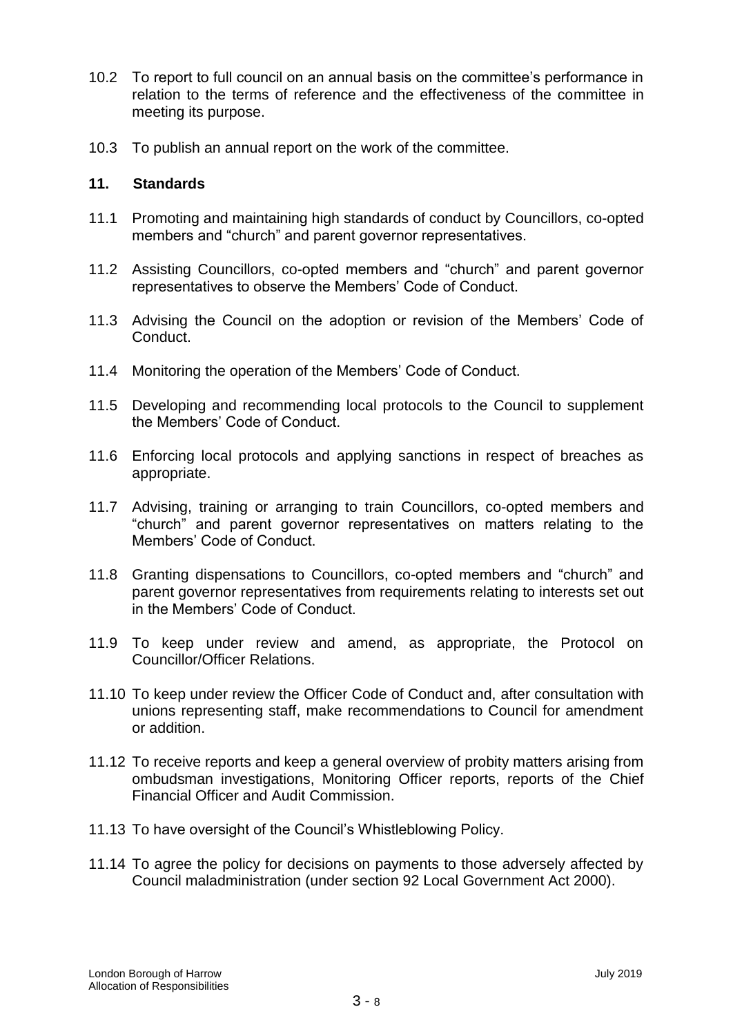10.2 To report to full council on an annual basis on the committee's performance in relation to the terms of reference and the effectiveness of the committee in meeting its purpose.

10.3 To publish an annual report on the work of the committee.

## 11. Standards

11.1 Promoting and maintaining high standards of conduct by Councillors, co-opted members and "church" and parent governor representatives.

11.2 Assisting Councillors, co-opted members and "church" and parent governor representatives to observe the Members' Code of Conduct.

11.3 Advising the Council on the adoption or revision of the Members' Code of Conduct.

11.4 Monitoring the operation of the Members' Code of Conduct.

11.5 Developing and recommending local protocols to the Council to supplement the Members' Code of Conduct.

11.6 Enforcing local protocols and applying sanctions in respect of breaches as appropriate.

11.7 Advising, training or arranging to train Councillors, co-opted members and "church" and parent governor representatives on matters relating to the Members' Code of Conduct.

11.8 Granting dispensations to Councillors, co-opted members and "church" and parent governor representatives from requirements relating to interests set out in the Members' Code of Conduct.

11.9 To keep under review and amend, as appropriate, the Protocol on Councillor/Officer Relations.

11.10 To keep under review the Officer Code of Conduct and, after consultation with unions representing staff, make recommendations to Council for amendment or addition.

11.12 To receive reports and keep a general overview of probity matters arising from ombudsman investigations, Monitoring Officer reports, reports of the Chief Financial Officer and Audit Commission.

11.13 To have oversight of the Council's Whistleblowing Policy.

11.14 To agree the policy for decisions on payments to those adversely affected by Council maladministration (under section 92 Local Government Act 2000).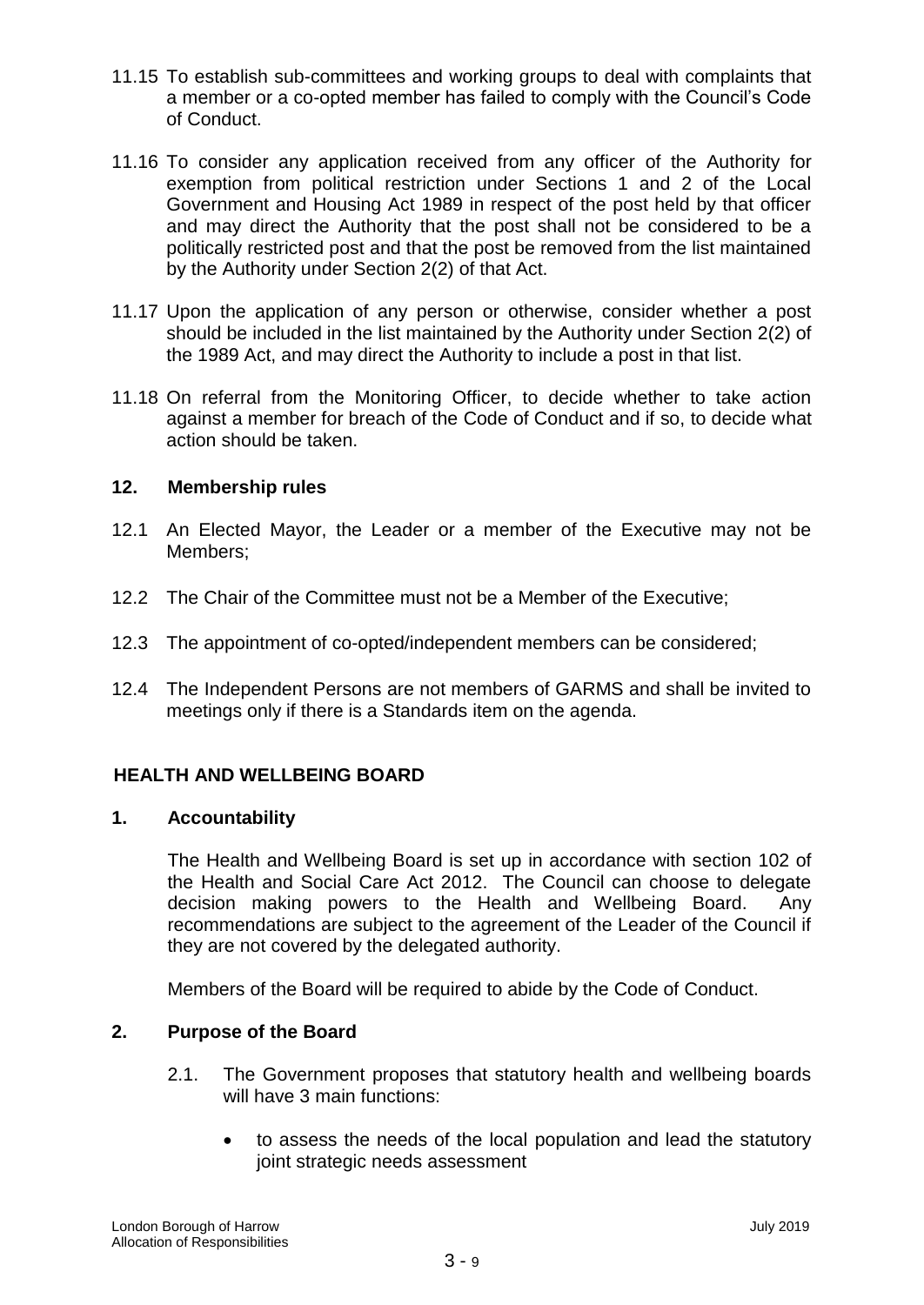11.15 To establish sub-committees and working groups to deal with complaints that a member or a co-opted member has failed to comply with the Council's Code of Conduct.

11.16 To consider any application received from any officer of the Authority for exemption from political restriction under Sections 1 and 2 of the Local Government and Housing Act 1989 in respect of the post held by that officer and may direct the Authority that the post shall not be considered to be a politically restricted post and that the post be removed from the list maintained by the Authority under Section 2(2) of that Act.

11.17 Upon the application of any person or otherwise, consider whether a post should be included in the list maintained by the Authority under Section 2(2) of the 1989 Act, and may direct the Authority to include a post in that list.

11.18 On referral from the Monitoring Officer, to decide whether to take action against a member for breach of the Code of Conduct and if so, to decide what action should be taken.

### 12. Membership rules

12.1 An Elected Mayor, the Leader or a member of the Executive may not be Members;

12.2 The Chair of the Committee must not be a Member of the Executive;

12.3 The appointment of co-opted/independent members can be considered;

12.4 The Independent Persons are not members of GARMS and shall be invited to meetings only if there is a Standards item on the agenda.

## HEALTH AND WELLBEING BOARD

### 1. Accountability

The Health and Wellbeing Board is set up in accordance with section 102 of the Health and Social Care Act 2012. The Council can choose to delegate decision making powers to the Health and Wellbeing Board. Any recommendations are subject to the agreement of the Leader of the Council if they are not covered by the delegated authority.

Members of the Board will be required to abide by the Code of Conduct.

### 2. Purpose of the Board

2.1. The Government proposes that statutory health and wellbeing boards will have 3 main functions:

- to assess the needs of the local population and lead the statutory joint strategic needs assessment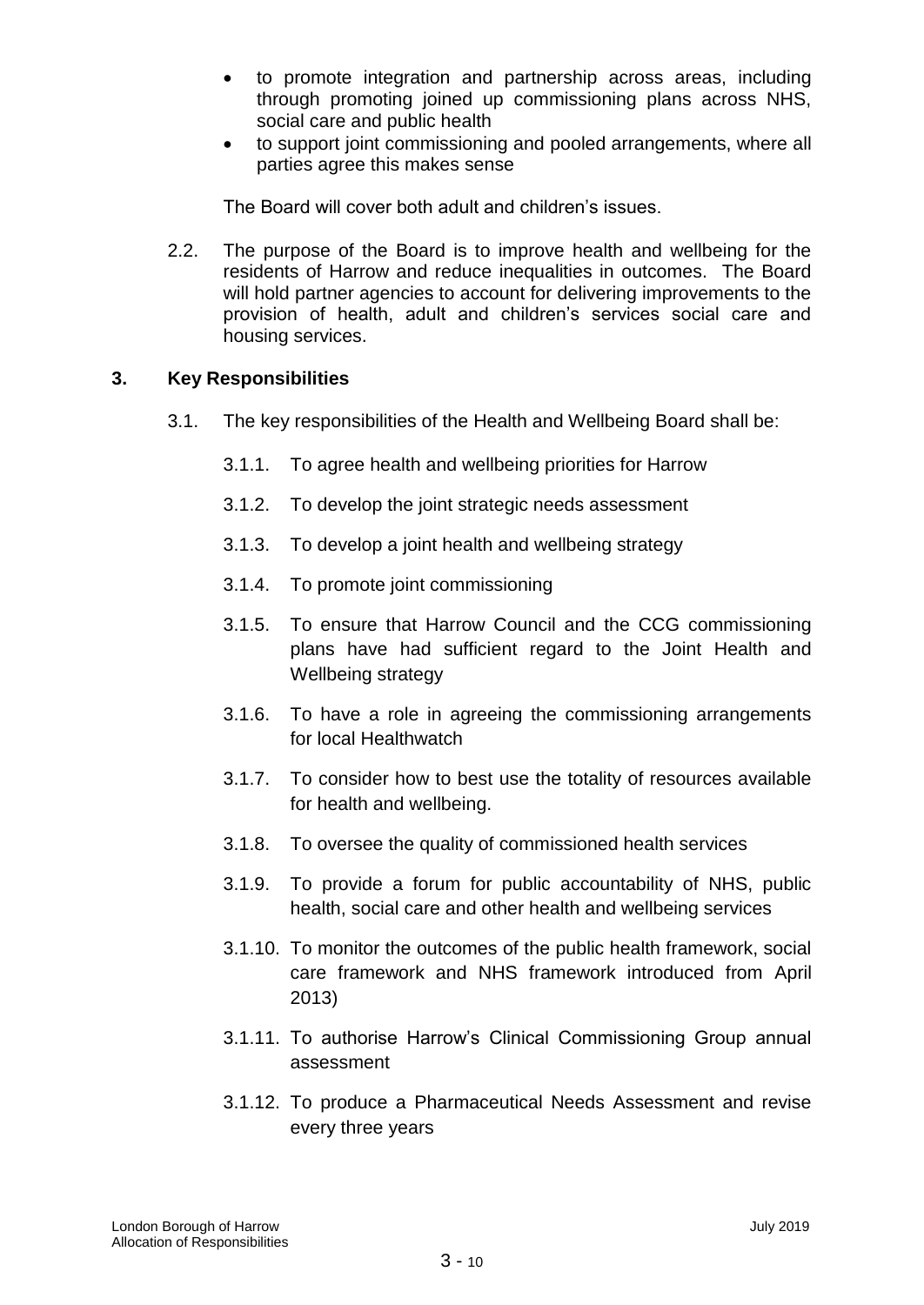- to promote integration and partnership across areas, including through promoting joined up commissioning plans across NHS, social care and public health
- to support joint commissioning and pooled arrangements, where all parties agree this makes sense

The Board will cover both adult and children's issues.

2.2. The purpose of the Board is to improve health and wellbeing for the residents of Harrow and reduce inequalities in outcomes. The Board will hold partner agencies to account for delivering improvements to the provision of health, adult and children's services social care and housing services.

## 3. Key Responsibilities

3.1. The key responsibilities of the Health and Wellbeing Board shall be:

3.1.1. To agree health and wellbeing priorities for Harrow

3.1.2. To develop the joint strategic needs assessment

3.1.3. To develop a joint health and wellbeing strategy

3.1.4. To promote joint commissioning

3.1.5. To ensure that Harrow Council and the CCG commissioning plans have had sufficient regard to the Joint Health and Wellbeing strategy

3.1.6. To have a role in agreeing the commissioning arrangements for local Healthwatch

3.1.7. To consider how to best use the totality of resources available for health and wellbeing.

3.1.8. To oversee the quality of commissioned health services

3.1.9. To provide a forum for public accountability of NHS, public health, social care and other health and wellbeing services

3.1.10. To monitor the outcomes of the public health framework, social care framework and NHS framework introduced from April 2013)

3.1.11. To authorise Harrow's Clinical Commissioning Group annual assessment

3.1.12. To produce a Pharmaceutical Needs Assessment and revise every three years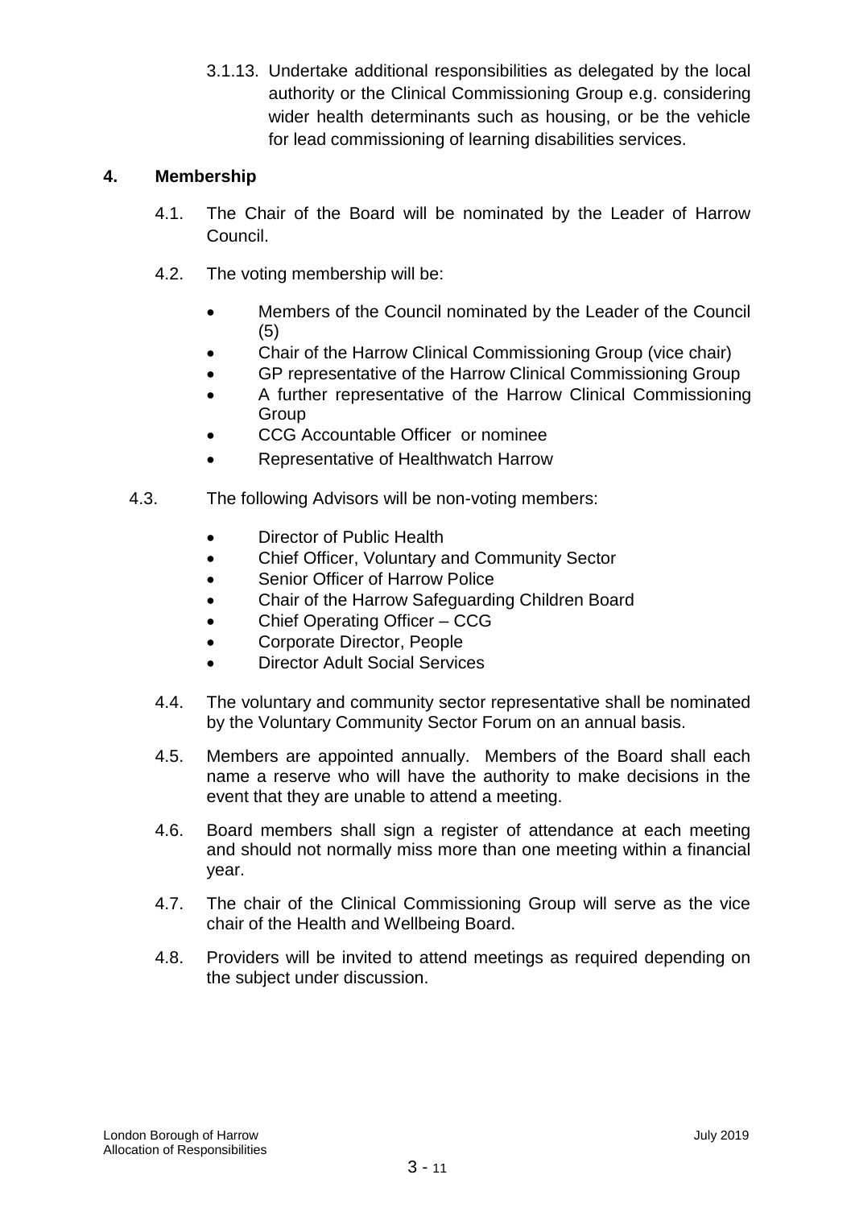3.1.13. Undertake additional responsibilities as delegated by the local authority or the Clinical Commissioning Group e.g. considering wider health determinants such as housing, or be the vehicle for lead commissioning of learning disabilities services.

## 4. Membership

4.1. The Chair of the Board will be nominated by the Leader of Harrow Council.

4.2. The voting membership will be:

- Members of the Council nominated by the Leader of the Council (5)
- Chair of the Harrow Clinical Commissioning Group (vice chair)
- GP representative of the Harrow Clinical Commissioning Group
- A further representative of the Harrow Clinical Commissioning Group
- CCG Accountable Officer or nominee
- Representative of Healthwatch Harrow

4.3. The following Advisors will be non-voting members:

- Director of Public Health
- Chief Officer, Voluntary and Community Sector
- Senior Officer of Harrow Police
- Chair of the Harrow Safeguarding Children Board
- Chief Operating Officer – CCG
- Corporate Director, People
- Director Adult Social Services

4.4. The voluntary and community sector representative shall be nominated by the Voluntary Community Sector Forum on an annual basis.

4.5. Members are appointed annually. Members of the Board shall each name a reserve who will have the authority to make decisions in the event that they are unable to attend a meeting.

4.6. Board members shall sign a register of attendance at each meeting and should not normally miss more than one meeting within a financial year.

4.7. The chair of the Clinical Commissioning Group will serve as the vice chair of the Health and Wellbeing Board.

4.8. Providers will be invited to attend meetings as required depending on the subject under discussion.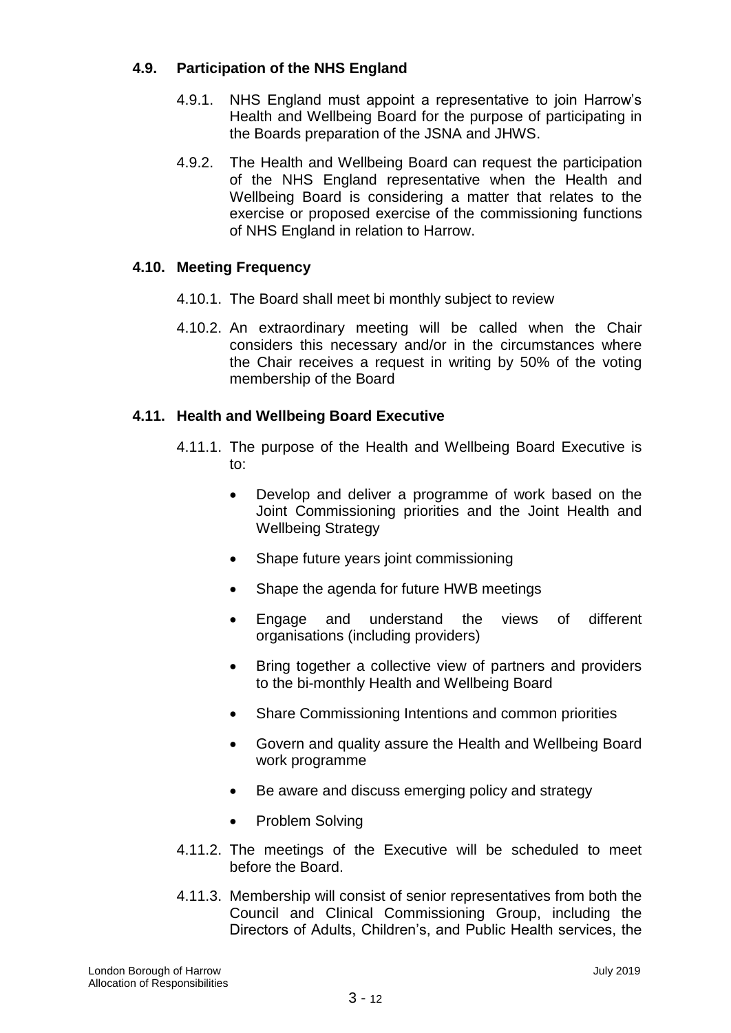### 4.9. Participation of the NHS England

4.9.1. NHS England must appoint a representative to join Harrow's Health and Wellbeing Board for the purpose of participating in the Boards preparation of the JSNA and JHWS.

4.9.2. The Health and Wellbeing Board can request the participation of the NHS England representative when the Health and Wellbeing Board is considering a matter that relates to the exercise or proposed exercise of the commissioning functions of NHS England in relation to Harrow.

### 4.10. Meeting Frequency

4.10.1. The Board shall meet bi monthly subject to review

4.10.2. An extraordinary meeting will be called when the Chair considers this necessary and/or in the circumstances where the Chair receives a request in writing by 50% of the voting membership of the Board

### 4.11. Health and Wellbeing Board Executive

4.11.1. The purpose of the Health and Wellbeing Board Executive is to:

- Develop and deliver a programme of work based on the Joint Commissioning priorities and the Joint Health and Wellbeing Strategy
- Shape future years joint commissioning
- Shape the agenda for future HWB meetings
- Engage and understand the views of different organisations (including providers)
- Bring together a collective view of partners and providers to the bi-monthly Health and Wellbeing Board
- Share Commissioning Intentions and common priorities
- Govern and quality assure the Health and Wellbeing Board work programme
- Be aware and discuss emerging policy and strategy
- Problem Solving

4.11.2. The meetings of the Executive will be scheduled to meet before the Board.

4.11.3. Membership will consist of senior representatives from both the Council and Clinical Commissioning Group, including the Directors of Adults, Children's, and Public Health services, the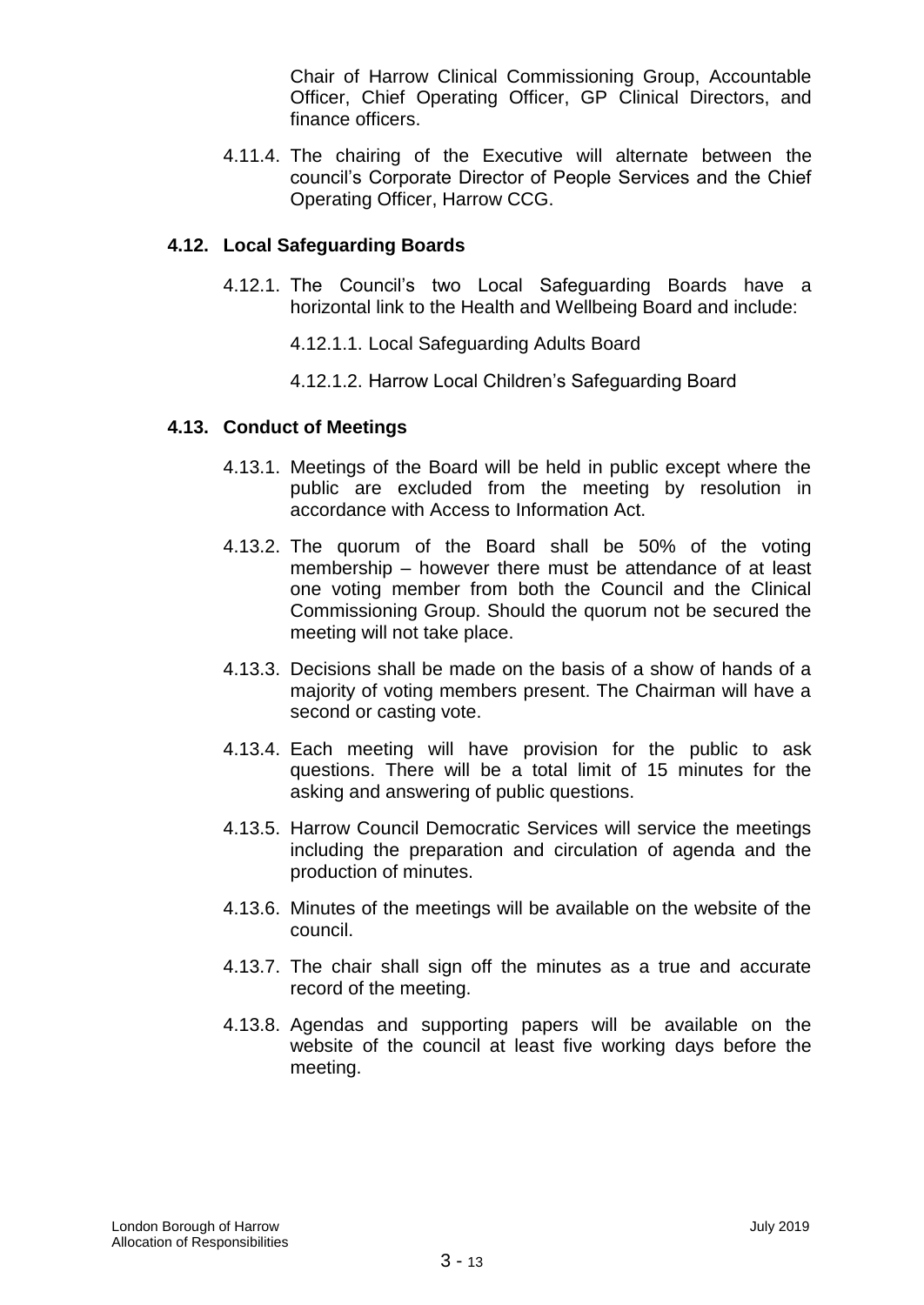Chair of Harrow Clinical Commissioning Group, Accountable Officer, Chief Operating Officer, GP Clinical Directors, and finance officers.

4.11.4. The chairing of the Executive will alternate between the council's Corporate Director of People Services and the Chief Operating Officer, Harrow CCG.

### 4.12. Local Safeguarding Boards

4.12.1. The Council's two Local Safeguarding Boards have a horizontal link to the Health and Wellbeing Board and include:

4.12.1.1. Local Safeguarding Adults Board

4.12.1.2. Harrow Local Children's Safeguarding Board

### 4.13. Conduct of Meetings

4.13.1. Meetings of the Board will be held in public except where the public are excluded from the meeting by resolution in accordance with Access to Information Act.

4.13.2. The quorum of the Board shall be 50% of the voting membership – however there must be attendance of at least one voting member from both the Council and the Clinical Commissioning Group. Should the quorum not be secured the meeting will not take place.

4.13.3. Decisions shall be made on the basis of a show of hands of a majority of voting members present. The Chairman will have a second or casting vote.

4.13.4. Each meeting will have provision for the public to ask questions. There will be a total limit of 15 minutes for the asking and answering of public questions.

4.13.5. Harrow Council Democratic Services will service the meetings including the preparation and circulation of agenda and the production of minutes.

4.13.6. Minutes of the meetings will be available on the website of the council.

4.13.7. The chair shall sign off the minutes as a true and accurate record of the meeting.

4.13.8. Agendas and supporting papers will be available on the website of the council at least five working days before the meeting.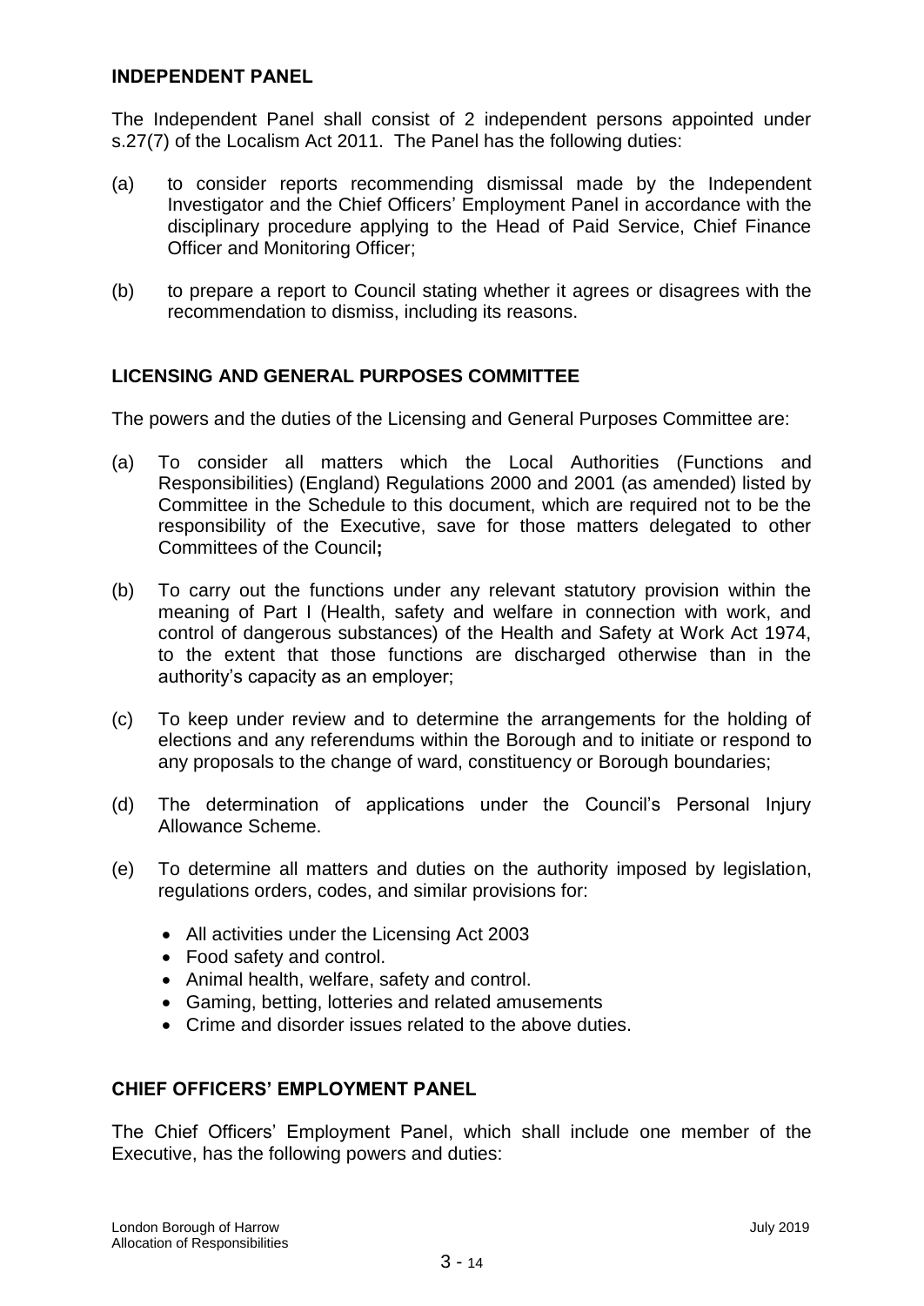## INDEPENDENT PANEL

The Independent Panel shall consist of 2 independent persons appointed under s.27(7) of the Localism Act 2011. The Panel has the following duties:

(a) to consider reports recommending dismissal made by the Independent Investigator and the Chief Officers' Employment Panel in accordance with the disciplinary procedure applying to the Head of Paid Service, Chief Finance Officer and Monitoring Officer;

(b) to prepare a report to Council stating whether it agrees or disagrees with the recommendation to dismiss, including its reasons.

## LICENSING AND GENERAL PURPOSES COMMITTEE

The powers and the duties of the Licensing and General Purposes Committee are:

(a) To consider all matters which the Local Authorities (Functions and Responsibilities) (England) Regulations 2000 and 2001 (as amended) listed by Committee in the Schedule to this document, which are required not to be the responsibility of the Executive, save for those matters delegated to other Committees of the Council**;**

(b) To carry out the functions under any relevant statutory provision within the meaning of Part I (Health, safety and welfare in connection with work, and control of dangerous substances) of the Health and Safety at Work Act 1974, to the extent that those functions are discharged otherwise than in the authority's capacity as an employer;

(c) To keep under review and to determine the arrangements for the holding of elections and any referendums within the Borough and to initiate or respond to any proposals to the change of ward, constituency or Borough boundaries;

(d) The determination of applications under the Council's Personal Injury Allowance Scheme.

(e) To determine all matters and duties on the authority imposed by legislation, regulations orders, codes, and similar provisions for:

- All activities under the Licensing Act 2003
- Food safety and control.
- Animal health, welfare, safety and control.
- Gaming, betting, lotteries and related amusements
- Crime and disorder issues related to the above duties.

## CHIEF OFFICERS' EMPLOYMENT PANEL

The Chief Officers' Employment Panel, which shall include one member of the Executive, has the following powers and duties: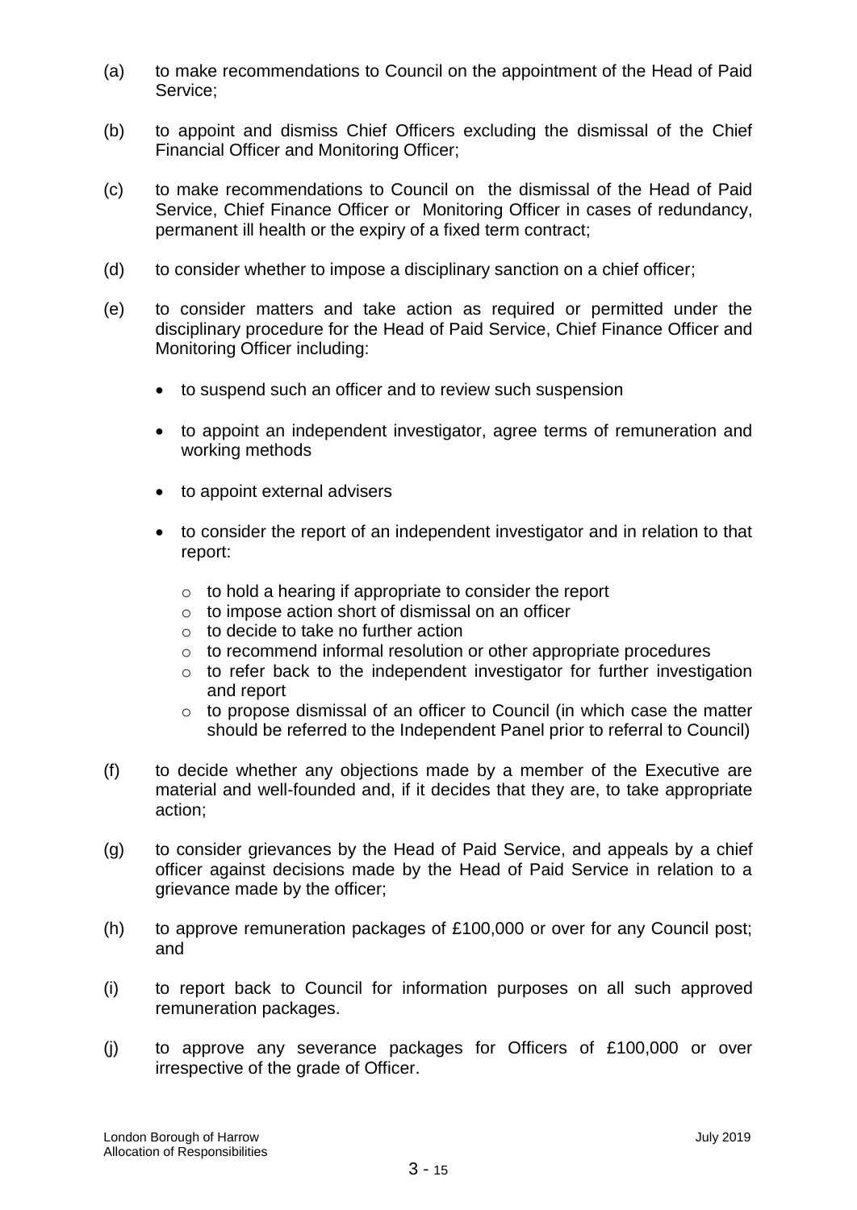(a) to make recommendations to Council on the appointment of the Head of Paid Service;

(b) to appoint and dismiss Chief Officers excluding the dismissal of the Chief Financial Officer and Monitoring Officer;

(c) to make recommendations to Council on the dismissal of the Head of Paid Service, Chief Finance Officer or Monitoring Officer in cases of redundancy, permanent ill health or the expiry of a fixed term contract;

(d) to consider whether to impose a disciplinary sanction on a chief officer;

(e) to consider matters and take action as required or permitted under the disciplinary procedure for the Head of Paid Service, Chief Finance Officer and Monitoring Officer including:

- to suspend such an officer and to review such suspension
- to appoint an independent investigator, agree terms of remuneration and working methods
- to appoint external advisers
- to consider the report of an independent investigator and in relation to that report:
    - to hold a hearing if appropriate to consider the report
    - to impose action short of dismissal on an officer
    - to decide to take no further action
    - to recommend informal resolution or other appropriate procedures
    - to refer back to the independent investigator for further investigation and report
    - to propose dismissal of an officer to Council (in which case the matter should be referred to the Independent Panel prior to referral to Council)

(f) to decide whether any objections made by a member of the Executive are material and well-founded and, if it decides that they are, to take appropriate action;

(g) to consider grievances by the Head of Paid Service, and appeals by a chief officer against decisions made by the Head of Paid Service in relation to a grievance made by the officer;

(h) to approve remuneration packages of £100,000 or over for any Council post; and

(i) to report back to Council for information purposes on all such approved remuneration packages.

(j) to approve any severance packages for Officers of £100,000 or over irrespective of the grade of Officer.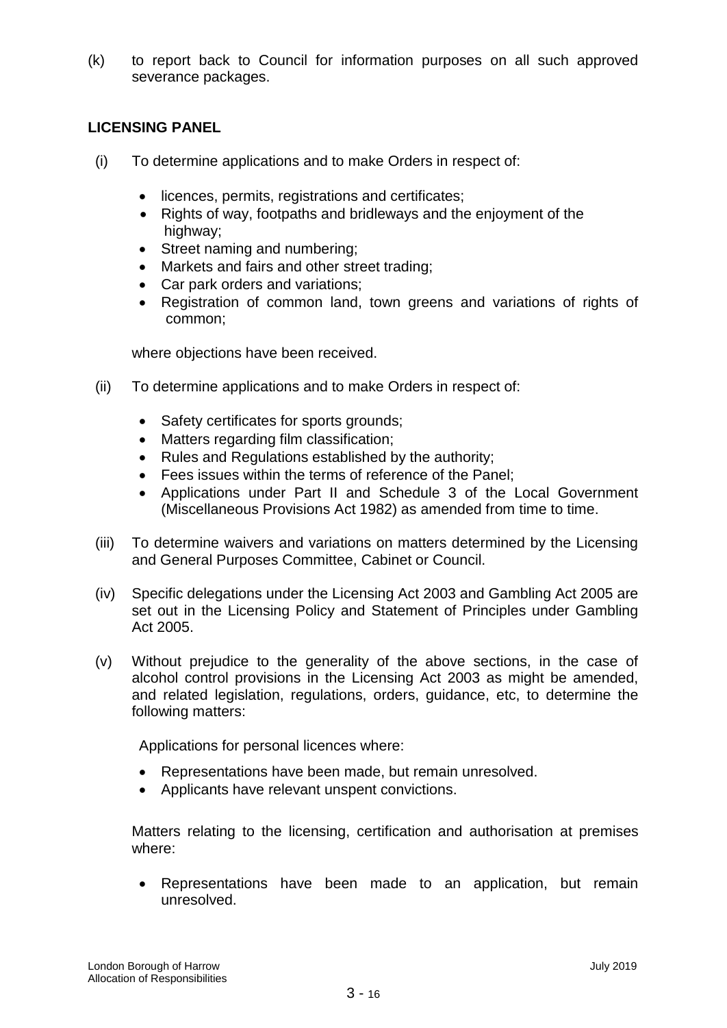(k) to report back to Council for information purposes on all such approved severance packages.

**LICENSING PANEL**

(i) To determine applications and to make Orders in respect of:

- licences, permits, registrations and certificates;
- Rights of way, footpaths and bridleways and the enjoyment of the highway;
- Street naming and numbering;
- Markets and fairs and other street trading;
- Car park orders and variations;
- Registration of common land, town greens and variations of rights of common;

where objections have been received.

(ii) To determine applications and to make Orders in respect of:

- Safety certificates for sports grounds;
- Matters regarding film classification;
- Rules and Regulations established by the authority;
- Fees issues within the terms of reference of the Panel;
- Applications under Part II and Schedule 3 of the Local Government (Miscellaneous Provisions Act 1982) as amended from time to time.

(iii) To determine waivers and variations on matters determined by the Licensing and General Purposes Committee, Cabinet or Council.

(iv) Specific delegations under the Licensing Act 2003 and Gambling Act 2005 are set out in the Licensing Policy and Statement of Principles under Gambling Act 2005.

(v) Without prejudice to the generality of the above sections, in the case of alcohol control provisions in the Licensing Act 2003 as might be amended, and related legislation, regulations, orders, guidance, etc, to determine the following matters:

Applications for personal licences where:

- Representations have been made, but remain unresolved.
- Applicants have relevant unspent convictions.

Matters relating to the licensing, certification and authorisation at premises where:

- Representations have been made to an application, but remain unresolved.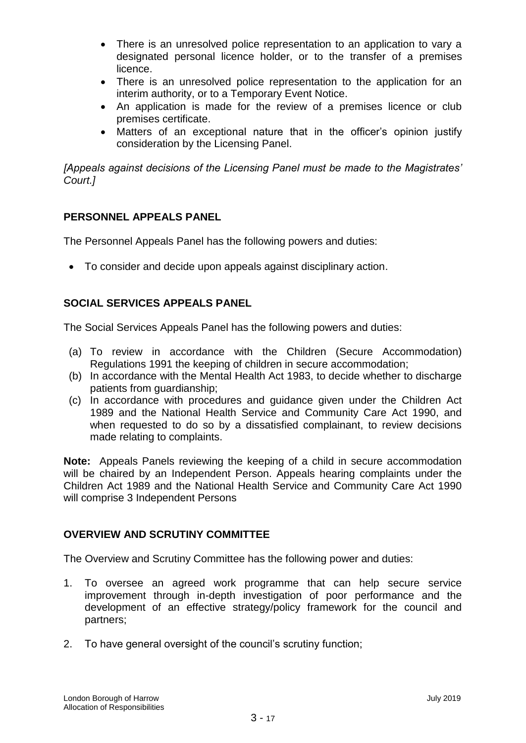- There is an unresolved police representation to an application to vary a designated personal licence holder, or to the transfer of a premises licence.
- There is an unresolved police representation to the application for an interim authority, or to a Temporary Event Notice.
- An application is made for the review of a premises licence or club premises certificate.
- Matters of an exceptional nature that in the officer's opinion justify consideration by the Licensing Panel.

*[Appeals against decisions of the Licensing Panel must be made to the Magistrates' Court.]*

## PERSONNEL APPEALS PANEL

The Personnel Appeals Panel has the following powers and duties:

- To consider and decide upon appeals against disciplinary action.

## SOCIAL SERVICES APPEALS PANEL

The Social Services Appeals Panel has the following powers and duties:

(a) To review in accordance with the Children (Secure Accommodation) Regulations 1991 the keeping of children in secure accommodation;

(b) In accordance with the Mental Health Act 1983, to decide whether to discharge patients from guardianship;

(c) In accordance with procedures and guidance given under the Children Act 1989 and the National Health Service and Community Care Act 1990, and when requested to do so by a dissatisfied complainant, to review decisions made relating to complaints.

**Note:** Appeals Panels reviewing the keeping of a child in secure accommodation will be chaired by an Independent Person. Appeals hearing complaints under the Children Act 1989 and the National Health Service and Community Care Act 1990 will comprise 3 Independent Persons

## OVERVIEW AND SCRUTINY COMMITTEE

The Overview and Scrutiny Committee has the following power and duties:

1. To oversee an agreed work programme that can help secure service improvement through in-depth investigation of poor performance and the development of an effective strategy/policy framework for the council and partners;

2. To have general oversight of the council's scrutiny function;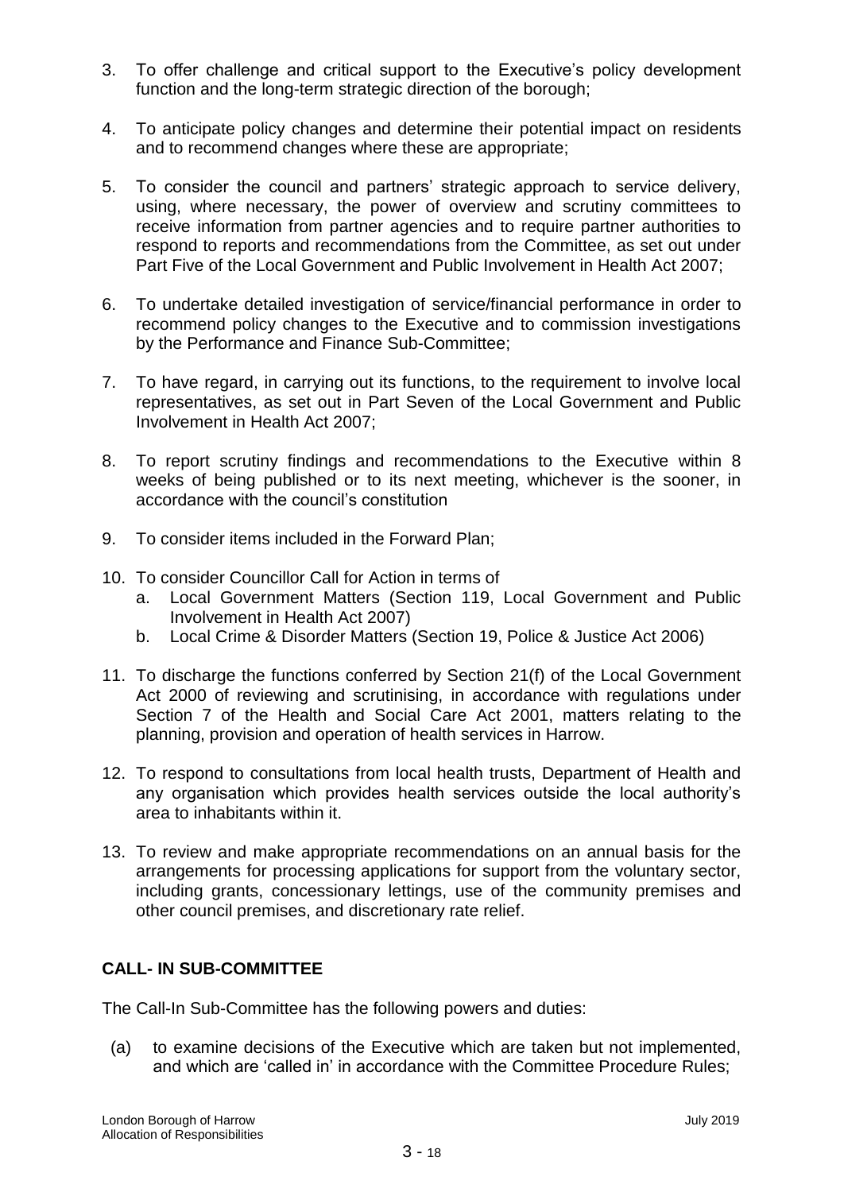3. To offer challenge and critical support to the Executive's policy development function and the long-term strategic direction of the borough;

4. To anticipate policy changes and determine their potential impact on residents and to recommend changes where these are appropriate;

5. To consider the council and partners' strategic approach to service delivery, using, where necessary, the power of overview and scrutiny committees to receive information from partner agencies and to require partner authorities to respond to reports and recommendations from the Committee, as set out under Part Five of the Local Government and Public Involvement in Health Act 2007;

6. To undertake detailed investigation of service/financial performance in order to recommend policy changes to the Executive and to commission investigations by the Performance and Finance Sub-Committee;

7. To have regard, in carrying out its functions, to the requirement to involve local representatives, as set out in Part Seven of the Local Government and Public Involvement in Health Act 2007;

8. To report scrutiny findings and recommendations to the Executive within 8 weeks of being published or to its next meeting, whichever is the sooner, in accordance with the council's constitution

9. To consider items included in the Forward Plan;

10. To consider Councillor Call for Action in terms of
    a. Local Government Matters (Section 119, Local Government and Public Involvement in Health Act 2007)
    b. Local Crime & Disorder Matters (Section 19, Police & Justice Act 2006)

11. To discharge the functions conferred by Section 21(f) of the Local Government Act 2000 of reviewing and scrutinising, in accordance with regulations under Section 7 of the Health and Social Care Act 2001, matters relating to the planning, provision and operation of health services in Harrow.

12. To respond to consultations from local health trusts, Department of Health and any organisation which provides health services outside the local authority's area to inhabitants within it.

13. To review and make appropriate recommendations on an annual basis for the arrangements for processing applications for support from the voluntary sector, including grants, concessionary lettings, use of the community premises and other council premises, and discretionary rate relief.

## CALL- IN SUB-COMMITTEE

The Call-In Sub-Committee has the following powers and duties:

(a) to examine decisions of the Executive which are taken but not implemented, and which are 'called in' in accordance with the Committee Procedure Rules;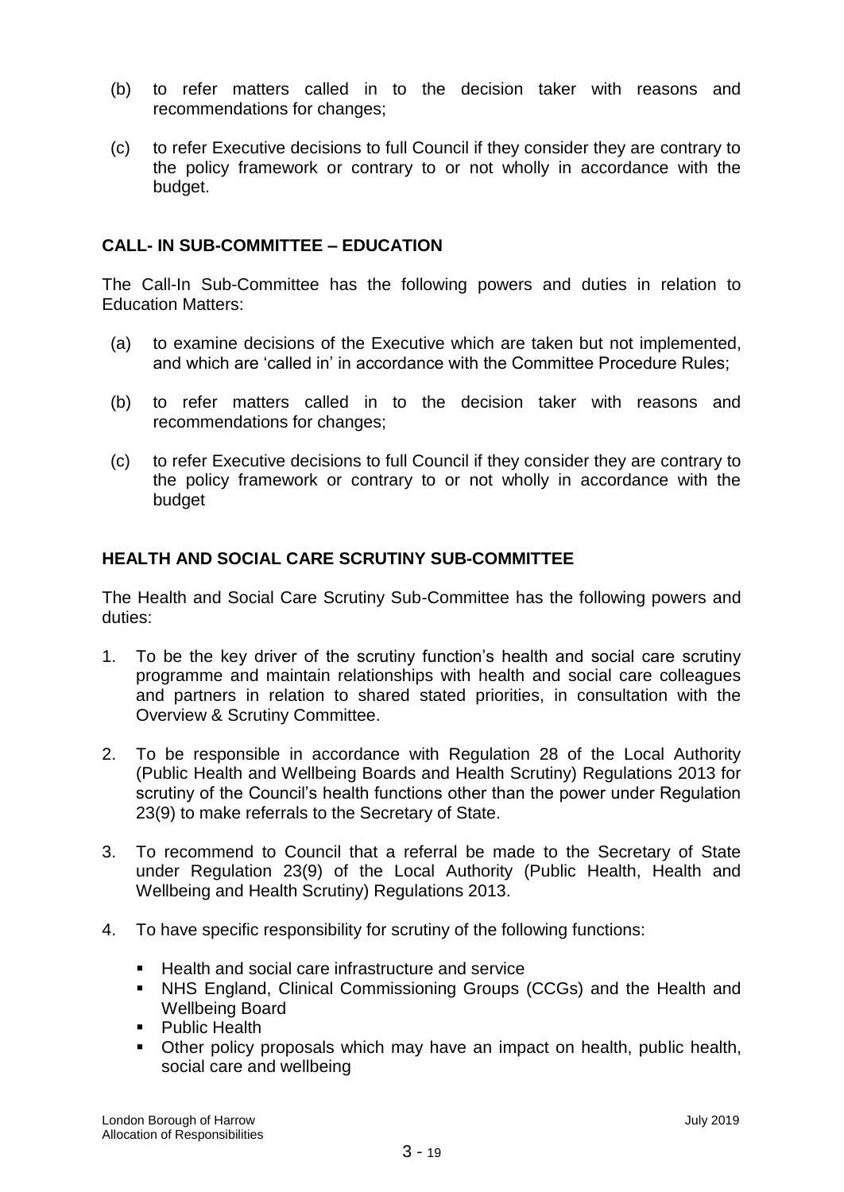(b) to refer matters called in to the decision taker with reasons and recommendations for changes;

(c) to refer Executive decisions to full Council if they consider they are contrary to the policy framework or contrary to or not wholly in accordance with the budget.

**CALL- IN SUB-COMMITTEE – EDUCATION**

The Call-In Sub-Committee has the following powers and duties in relation to Education Matters:

(a) to examine decisions of the Executive which are taken but not implemented, and which are 'called in' in accordance with the Committee Procedure Rules;

(b) to refer matters called in to the decision taker with reasons and recommendations for changes;

(c) to refer Executive decisions to full Council if they consider they are contrary to the policy framework or contrary to or not wholly in accordance with the budget

**HEALTH AND SOCIAL CARE SCRUTINY SUB-COMMITTEE**

The Health and Social Care Scrutiny Sub-Committee has the following powers and duties:

1. To be the key driver of the scrutiny function's health and social care scrutiny programme and maintain relationships with health and social care colleagues and partners in relation to shared stated priorities, in consultation with the Overview & Scrutiny Committee.
2. To be responsible in accordance with Regulation 28 of the Local Authority (Public Health and Wellbeing Boards and Health Scrutiny) Regulations 2013 for scrutiny of the Council's health functions other than the power under Regulation 23(9) to make referrals to the Secretary of State.
3. To recommend to Council that a referral be made to the Secretary of State under Regulation 23(9) of the Local Authority (Public Health, Health and Wellbeing and Health Scrutiny) Regulations 2013.
4. To have specific responsibility for scrutiny of the following functions:
   - Health and social care infrastructure and service
   - NHS England, Clinical Commissioning Groups (CCGs) and the Health and Wellbeing Board
   - Public Health
   - Other policy proposals which may have an impact on health, public health, social care and wellbeing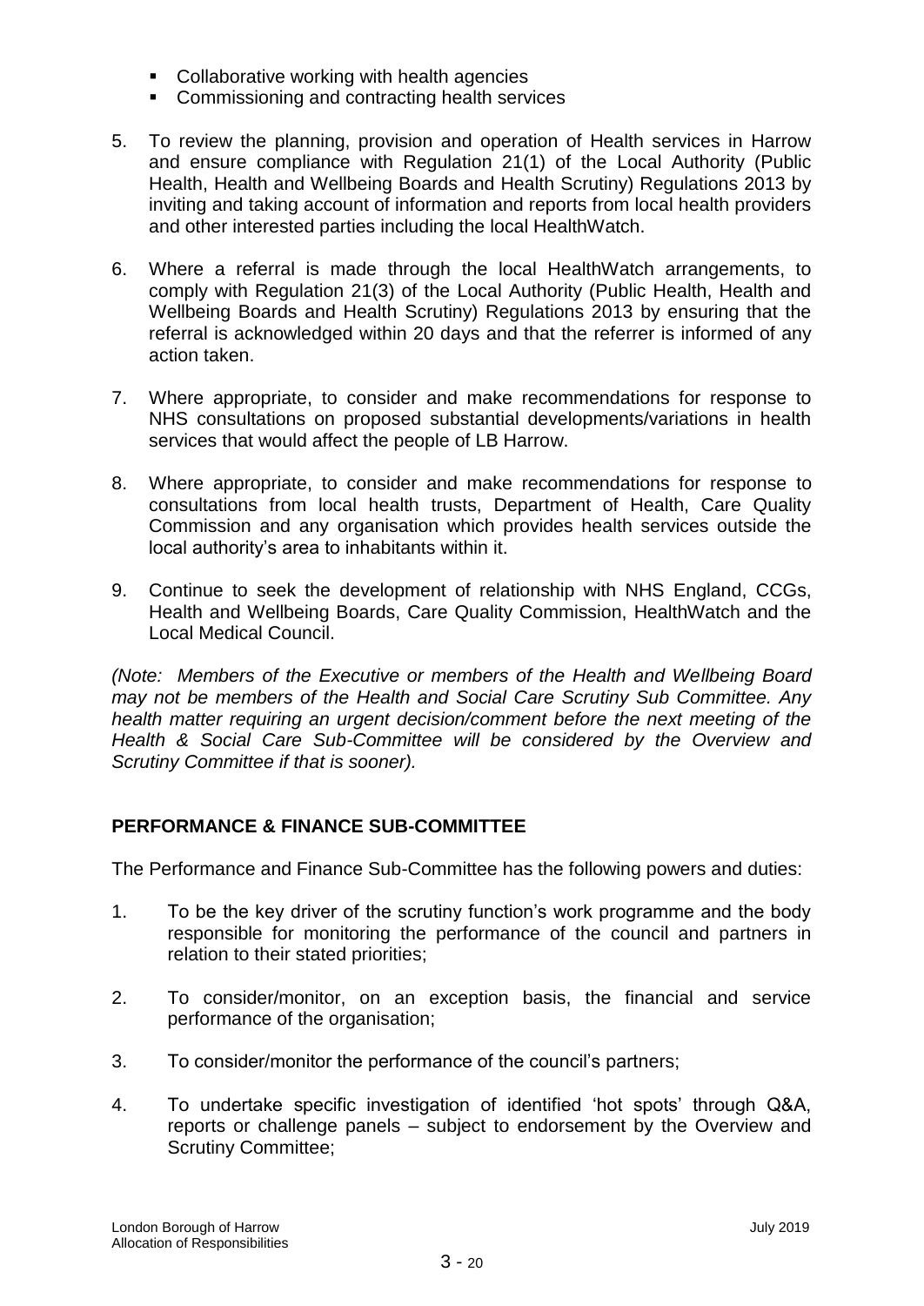- Collaborative working with health agencies
- Commissioning and contracting health services

5. To review the planning, provision and operation of Health services in Harrow and ensure compliance with Regulation 21(1) of the Local Authority (Public Health, Health and Wellbeing Boards and Health Scrutiny) Regulations 2013 by inviting and taking account of information and reports from local health providers and other interested parties including the local HealthWatch.

6. Where a referral is made through the local HealthWatch arrangements, to comply with Regulation 21(3) of the Local Authority (Public Health, Health and Wellbeing Boards and Health Scrutiny) Regulations 2013 by ensuring that the referral is acknowledged within 20 days and that the referrer is informed of any action taken.

7. Where appropriate, to consider and make recommendations for response to NHS consultations on proposed substantial developments/variations in health services that would affect the people of LB Harrow.

8. Where appropriate, to consider and make recommendations for response to consultations from local health trusts, Department of Health, Care Quality Commission and any organisation which provides health services outside the local authority's area to inhabitants within it.

9. Continue to seek the development of relationship with NHS England, CCGs, Health and Wellbeing Boards, Care Quality Commission, HealthWatch and the Local Medical Council.

*(Note: Members of the Executive or members of the Health and Wellbeing Board may not be members of the Health and Social Care Scrutiny Sub Committee. Any health matter requiring an urgent decision/comment before the next meeting of the Health & Social Care Sub-Committee will be considered by the Overview and Scrutiny Committee if that is sooner).*

**PERFORMANCE & FINANCE SUB-COMMITTEE**

The Performance and Finance Sub-Committee has the following powers and duties:

1. To be the key driver of the scrutiny function's work programme and the body responsible for monitoring the performance of the council and partners in relation to their stated priorities;

2. To consider/monitor, on an exception basis, the financial and service performance of the organisation;

3. To consider/monitor the performance of the council's partners;

4. To undertake specific investigation of identified 'hot spots' through Q&A, reports or challenge panels – subject to endorsement by the Overview and Scrutiny Committee;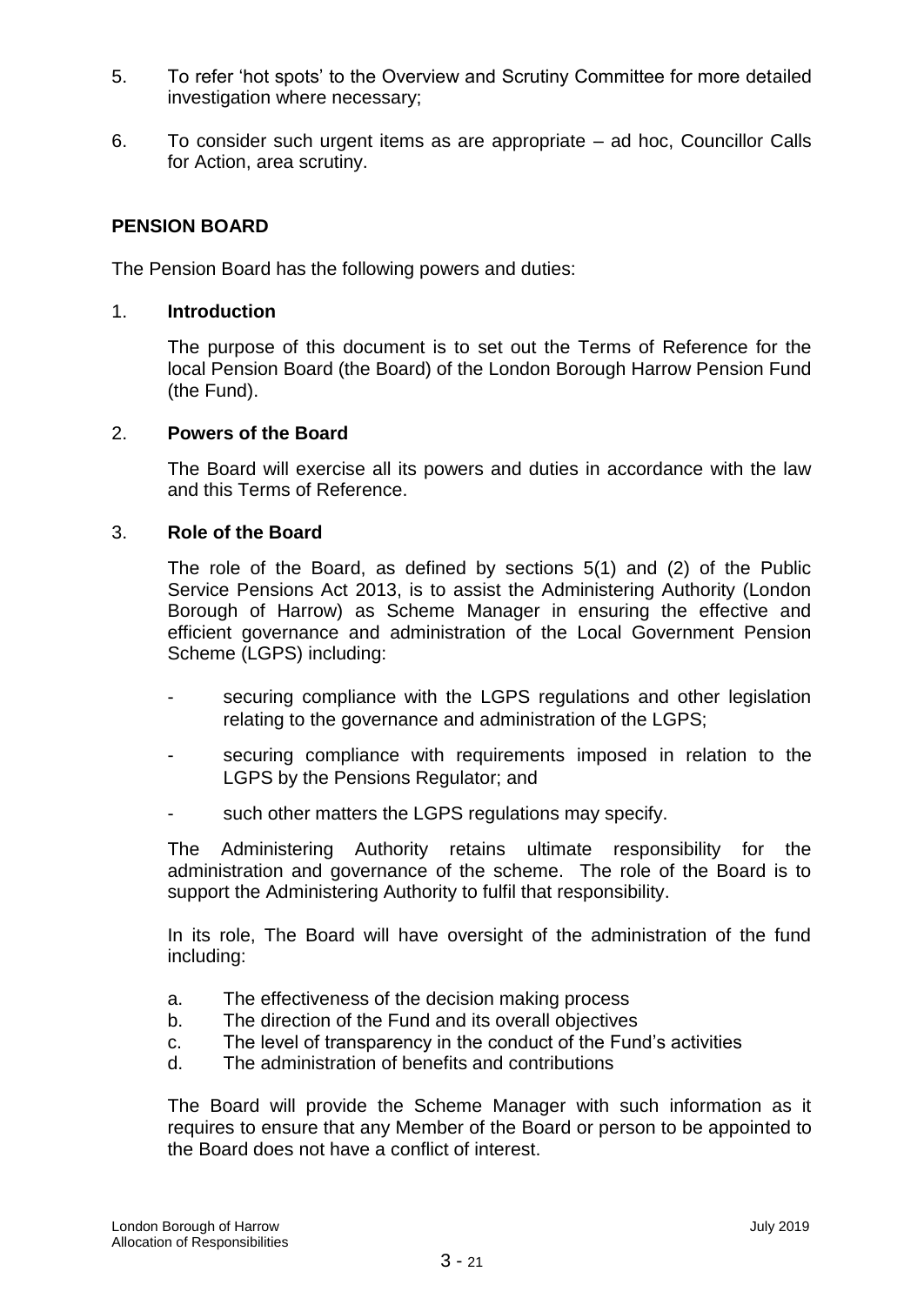5. To refer 'hot spots' to the Overview and Scrutiny Committee for more detailed investigation where necessary;

6. To consider such urgent items as are appropriate – ad hoc, Councillor Calls for Action, area scrutiny.

## PENSION BOARD

The Pension Board has the following powers and duties:

1. **Introduction**

   The purpose of this document is to set out the Terms of Reference for the local Pension Board (the Board) of the London Borough Harrow Pension Fund (the Fund).

2. **Powers of the Board**

   The Board will exercise all its powers and duties in accordance with the law and this Terms of Reference.

3. **Role of the Board**

   The role of the Board, as defined by sections 5(1) and (2) of the Public Service Pensions Act 2013, is to assist the Administering Authority (London Borough of Harrow) as Scheme Manager in ensuring the effective and efficient governance and administration of the Local Government Pension Scheme (LGPS) including:

   - securing compliance with the LGPS regulations and other legislation relating to the governance and administration of the LGPS;
   - securing compliance with requirements imposed in relation to the LGPS by the Pensions Regulator; and
   - such other matters the LGPS regulations may specify.

   The Administering Authority retains ultimate responsibility for the administration and governance of the scheme. The role of the Board is to support the Administering Authority to fulfil that responsibility.

   In its role, The Board will have oversight of the administration of the fund including:

   a. The effectiveness of the decision making process
   b. The direction of the Fund and its overall objectives
   c. The level of transparency in the conduct of the Fund's activities
   d. The administration of benefits and contributions

   The Board will provide the Scheme Manager with such information as it requires to ensure that any Member of the Board or person to be appointed to the Board does not have a conflict of interest.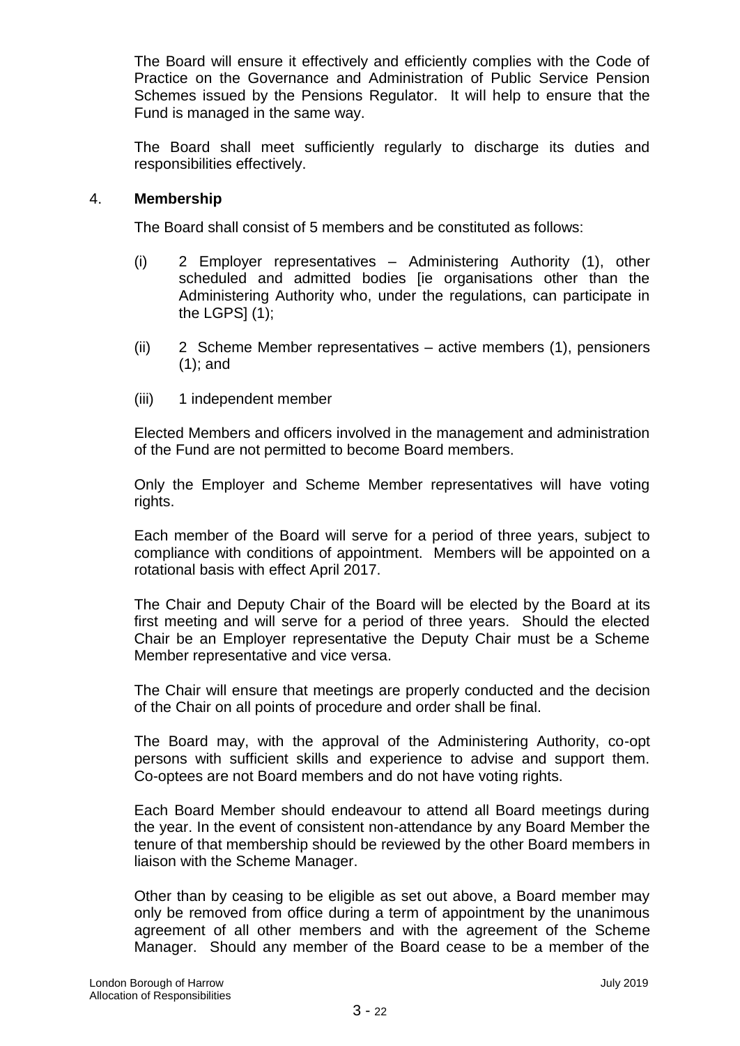The Board will ensure it effectively and efficiently complies with the Code of Practice on the Governance and Administration of Public Service Pension Schemes issued by the Pensions Regulator. It will help to ensure that the Fund is managed in the same way.

The Board shall meet sufficiently regularly to discharge its duties and responsibilities effectively.

4. **Membership**

The Board shall consist of 5 members and be constituted as follows:

(i) 2 Employer representatives – Administering Authority (1), other scheduled and admitted bodies [ie organisations other than the Administering Authority who, under the regulations, can participate in the LGPS] (1);

(ii) 2 Scheme Member representatives – active members (1), pensioners (1); and

(iii) 1 independent member

Elected Members and officers involved in the management and administration of the Fund are not permitted to become Board members.

Only the Employer and Scheme Member representatives will have voting rights.

Each member of the Board will serve for a period of three years, subject to compliance with conditions of appointment. Members will be appointed on a rotational basis with effect April 2017.

The Chair and Deputy Chair of the Board will be elected by the Board at its first meeting and will serve for a period of three years. Should the elected Chair be an Employer representative the Deputy Chair must be a Scheme Member representative and vice versa.

The Chair will ensure that meetings are properly conducted and the decision of the Chair on all points of procedure and order shall be final.

The Board may, with the approval of the Administering Authority, co-opt persons with sufficient skills and experience to advise and support them. Co-optees are not Board members and do not have voting rights.

Each Board Member should endeavour to attend all Board meetings during the year. In the event of consistent non-attendance by any Board Member the tenure of that membership should be reviewed by the other Board members in liaison with the Scheme Manager.

Other than by ceasing to be eligible as set out above, a Board member may only be removed from office during a term of appointment by the unanimous agreement of all other members and with the agreement of the Scheme Manager. Should any member of the Board cease to be a member of the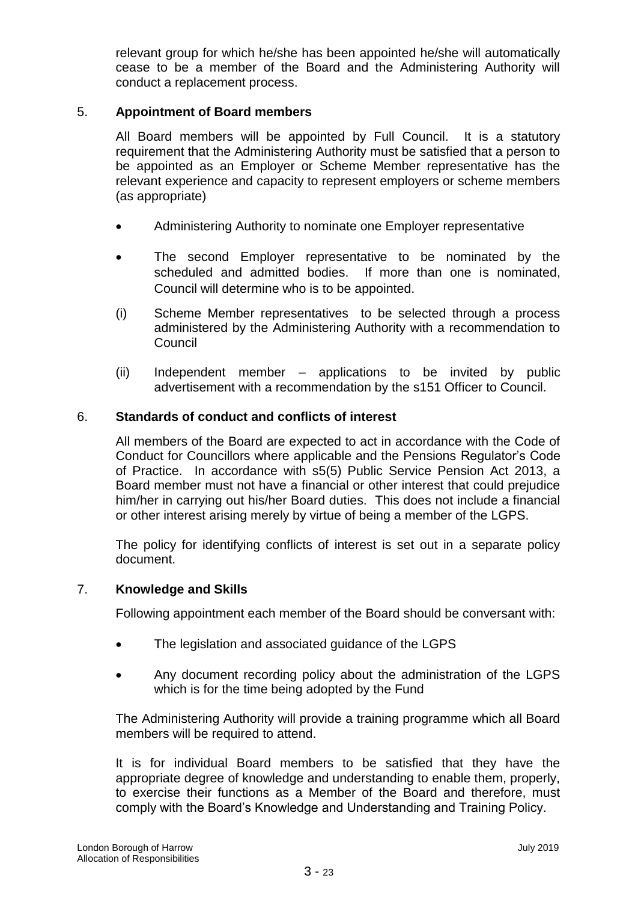relevant group for which he/she has been appointed he/she will automatically cease to be a member of the Board and the Administering Authority will conduct a replacement process.

## 5. Appointment of Board members

All Board members will be appointed by Full Council. It is a statutory requirement that the Administering Authority must be satisfied that a person to be appointed as an Employer or Scheme Member representative has the relevant experience and capacity to represent employers or scheme members (as appropriate)

- Administering Authority to nominate one Employer representative
- The second Employer representative to be nominated by the scheduled and admitted bodies. If more than one is nominated, Council will determine who is to be appointed.

(i) Scheme Member representatives to be selected through a process administered by the Administering Authority with a recommendation to Council

(ii) Independent member – applications to be invited by public advertisement with a recommendation by the s151 Officer to Council.

## 6. Standards of conduct and conflicts of interest

All members of the Board are expected to act in accordance with the Code of Conduct for Councillors where applicable and the Pensions Regulator's Code of Practice. In accordance with s5(5) Public Service Pension Act 2013, a Board member must not have a financial or other interest that could prejudice him/her in carrying out his/her Board duties. This does not include a financial or other interest arising merely by virtue of being a member of the LGPS.

The policy for identifying conflicts of interest is set out in a separate policy document.

## 7. Knowledge and Skills

Following appointment each member of the Board should be conversant with:

- The legislation and associated guidance of the LGPS
- Any document recording policy about the administration of the LGPS which is for the time being adopted by the Fund

The Administering Authority will provide a training programme which all Board members will be required to attend.

It is for individual Board members to be satisfied that they have the appropriate degree of knowledge and understanding to enable them, properly, to exercise their functions as a Member of the Board and therefore, must comply with the Board's Knowledge and Understanding and Training Policy.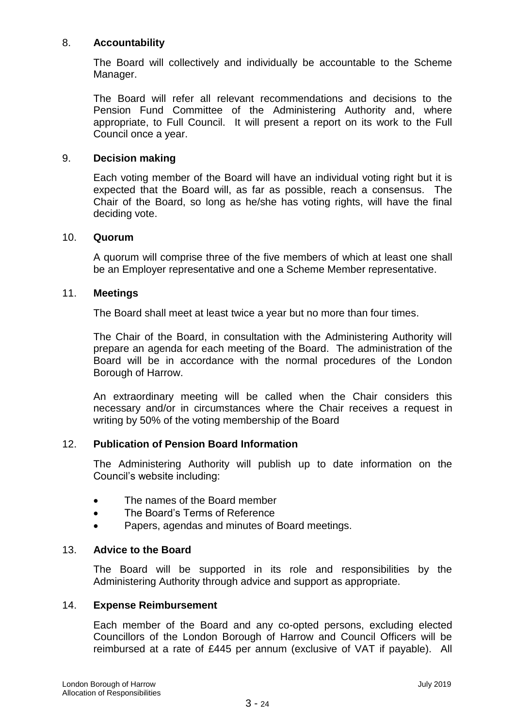## 8. Accountability

The Board will collectively and individually be accountable to the Scheme Manager.

The Board will refer all relevant recommendations and decisions to the Pension Fund Committee of the Administering Authority and, where appropriate, to Full Council. It will present a report on its work to the Full Council once a year.

## 9. Decision making

Each voting member of the Board will have an individual voting right but it is expected that the Board will, as far as possible, reach a consensus. The Chair of the Board, so long as he/she has voting rights, will have the final deciding vote.

## 10. Quorum

A quorum will comprise three of the five members of which at least one shall be an Employer representative and one a Scheme Member representative.

## 11. Meetings

The Board shall meet at least twice a year but no more than four times.

The Chair of the Board, in consultation with the Administering Authority will prepare an agenda for each meeting of the Board. The administration of the Board will be in accordance with the normal procedures of the London Borough of Harrow.

An extraordinary meeting will be called when the Chair considers this necessary and/or in circumstances where the Chair receives a request in writing by 50% of the voting membership of the Board

## 12. Publication of Pension Board Information

The Administering Authority will publish up to date information on the Council's website including:

- The names of the Board member
- The Board's Terms of Reference
- Papers, agendas and minutes of Board meetings.

## 13. Advice to the Board

The Board will be supported in its role and responsibilities by the Administering Authority through advice and support as appropriate.

## 14. Expense Reimbursement

Each member of the Board and any co-opted persons, excluding elected Councillors of the London Borough of Harrow and Council Officers will be reimbursed at a rate of £445 per annum (exclusive of VAT if payable). All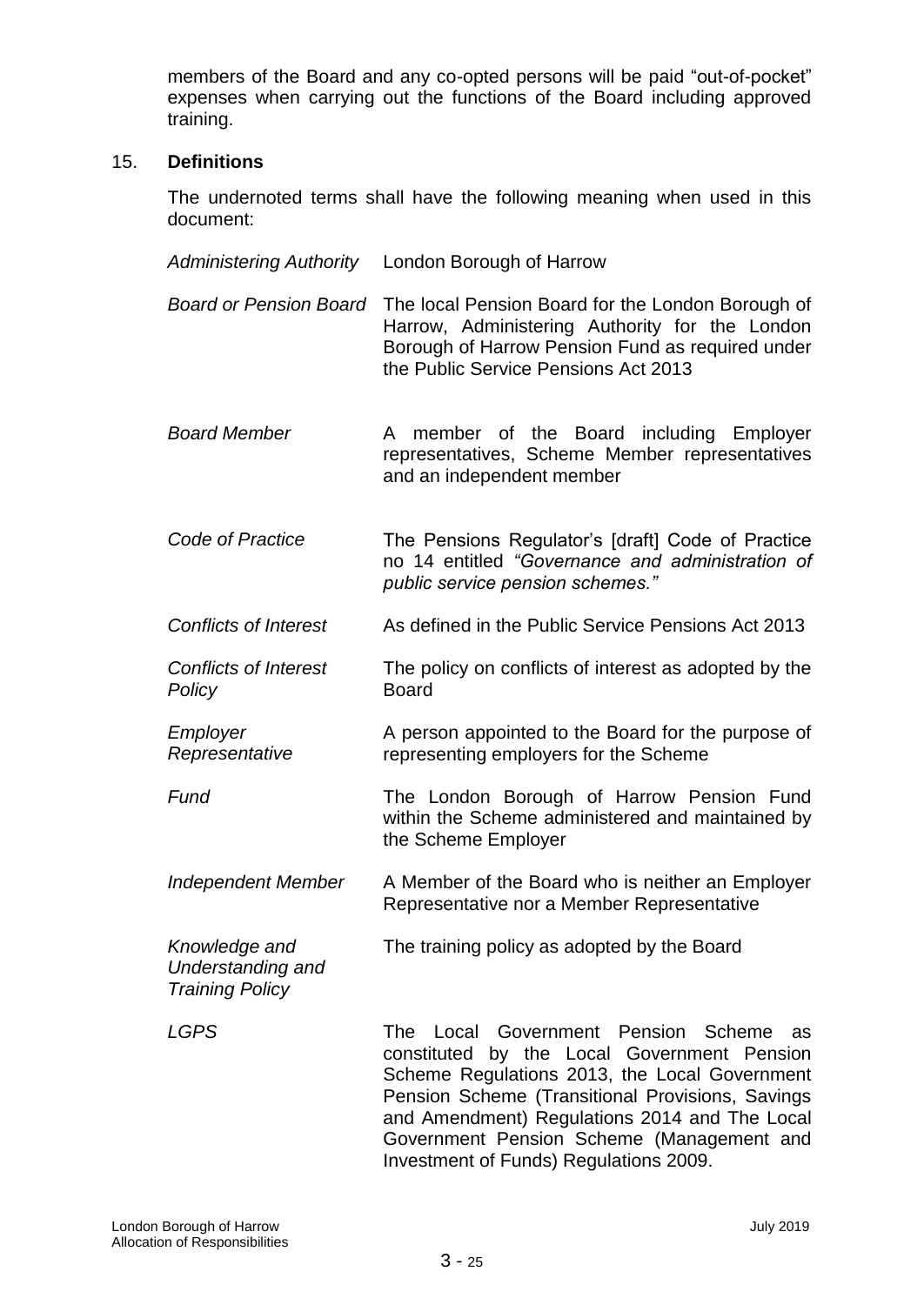members of the Board and any co-opted persons will be paid "out-of-pocket" expenses when carrying out the functions of the Board including approved training.

15. **Definitions**

The undernoted terms shall have the following meaning when used in this document:

| | |
|---|---|
| *Administering Authority* | London Borough of Harrow |
| *Board or Pension Board* | The local Pension Board for the London Borough of Harrow, Administering Authority for the London Borough of Harrow Pension Fund as required under the Public Service Pensions Act 2013 |
| *Board Member* | A member of the Board including Employer representatives, Scheme Member representatives and an independent member |
| *Code of Practice* | The Pensions Regulator's [draft] Code of Practice no 14 entitled *"Governance and administration of public service pension schemes."* |
| *Conflicts of Interest* | As defined in the Public Service Pensions Act 2013 |
| *Conflicts of Interest Policy* | The policy on conflicts of interest as adopted by the Board |
| *Employer Representative* | A person appointed to the Board for the purpose of representing employers for the Scheme |
| *Fund* | The London Borough of Harrow Pension Fund within the Scheme administered and maintained by the Scheme Employer |
| *Independent Member* | A Member of the Board who is neither an Employer Representative nor a Member Representative |
| *Knowledge and Understanding and Training Policy* | The training policy as adopted by the Board |
| *LGPS* | The Local Government Pension Scheme as constituted by the Local Government Pension Scheme Regulations 2013, the Local Government Pension Scheme (Transitional Provisions, Savings and Amendment) Regulations 2014 and The Local Government Pension Scheme (Management and Investment of Funds) Regulations 2009. |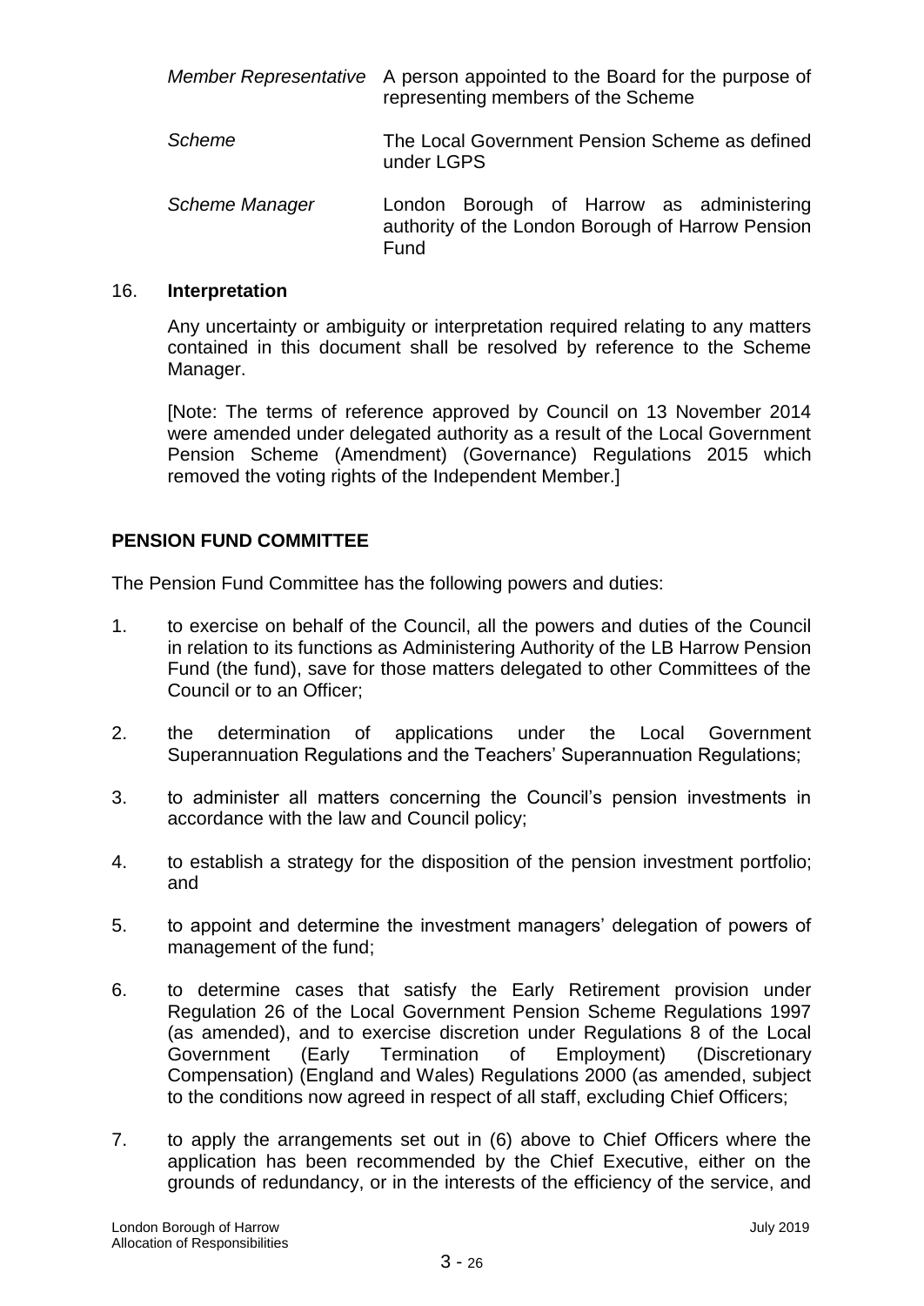| | |
|---|---|
| *Member Representative* | A person appointed to the Board for the purpose of representing members of the Scheme |
| *Scheme* | The Local Government Pension Scheme as defined under LGPS |
| *Scheme Manager* | London Borough of Harrow as administering authority of the London Borough of Harrow Pension Fund |

16. **Interpretation**

Any uncertainty or ambiguity or interpretation required relating to any matters contained in this document shall be resolved by reference to the Scheme Manager.

[Note: The terms of reference approved by Council on 13 November 2014 were amended under delegated authority as a result of the Local Government Pension Scheme (Amendment) (Governance) Regulations 2015 which removed the voting rights of the Independent Member.]

## PENSION FUND COMMITTEE

The Pension Fund Committee has the following powers and duties:

1. to exercise on behalf of the Council, all the powers and duties of the Council in relation to its functions as Administering Authority of the LB Harrow Pension Fund (the fund), save for those matters delegated to other Committees of the Council or to an Officer;

2. the determination of applications under the Local Government Superannuation Regulations and the Teachers' Superannuation Regulations;

3. to administer all matters concerning the Council's pension investments in accordance with the law and Council policy;

4. to establish a strategy for the disposition of the pension investment portfolio; and

5. to appoint and determine the investment managers' delegation of powers of management of the fund;

6. to determine cases that satisfy the Early Retirement provision under Regulation 26 of the Local Government Pension Scheme Regulations 1997 (as amended), and to exercise discretion under Regulations 8 of the Local Government (Early Termination of Employment) (Discretionary Compensation) (England and Wales) Regulations 2000 (as amended, subject to the conditions now agreed in respect of all staff, excluding Chief Officers;

7. to apply the arrangements set out in (6) above to Chief Officers where the application has been recommended by the Chief Executive, either on the grounds of redundancy, or in the interests of the efficiency of the service, and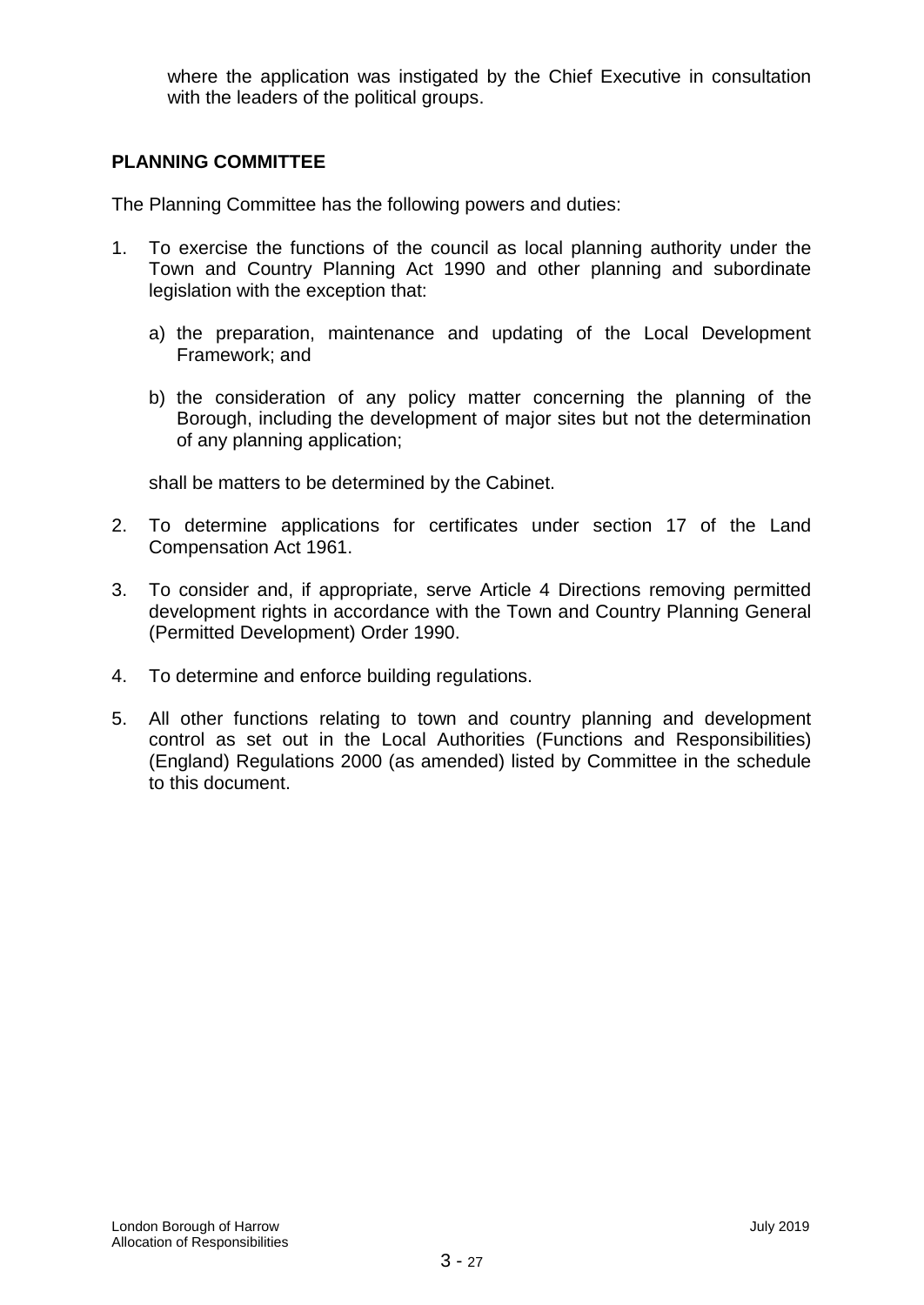where the application was instigated by the Chief Executive in consultation with the leaders of the political groups.

## PLANNING COMMITTEE

The Planning Committee has the following powers and duties:

1. To exercise the functions of the council as local planning authority under the Town and Country Planning Act 1990 and other planning and subordinate legislation with the exception that:

   a) the preparation, maintenance and updating of the Local Development Framework; and

   b) the consideration of any policy matter concerning the planning of the Borough, including the development of major sites but not the determination of any planning application;

   shall be matters to be determined by the Cabinet.

2. To determine applications for certificates under section 17 of the Land Compensation Act 1961.

3. To consider and, if appropriate, serve Article 4 Directions removing permitted development rights in accordance with the Town and Country Planning General (Permitted Development) Order 1990.

4. To determine and enforce building regulations.

5. All other functions relating to town and country planning and development control as set out in the Local Authorities (Functions and Responsibilities) (England) Regulations 2000 (as amended) listed by Committee in the schedule to this document.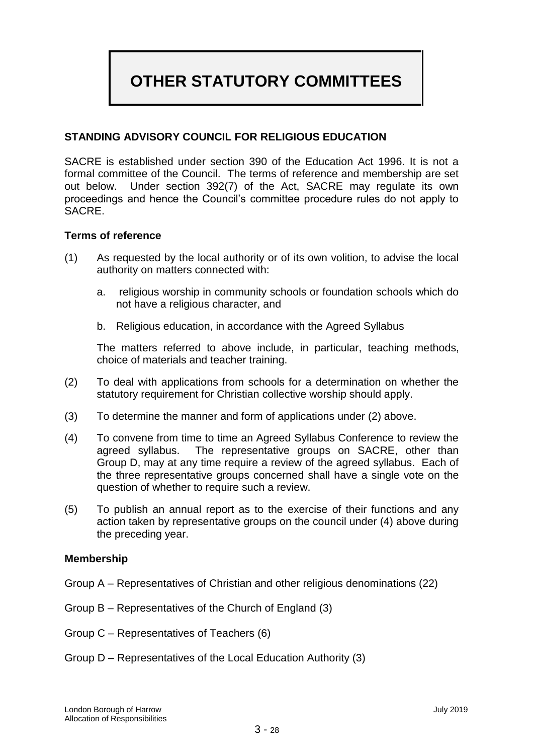# OTHER STATUTORY COMMITTEES

## STANDING ADVISORY COUNCIL FOR RELIGIOUS EDUCATION

SACRE is established under section 390 of the Education Act 1996. It is not a formal committee of the Council. The terms of reference and membership are set out below. Under section 392(7) of the Act, SACRE may regulate its own proceedings and hence the Council's committee procedure rules do not apply to SACRE.

### Terms of reference

(1) As requested by the local authority or of its own volition, to advise the local authority on matters connected with:

   a. religious worship in community schools or foundation schools which do not have a religious character, and

   b. Religious education, in accordance with the Agreed Syllabus

   The matters referred to above include, in particular, teaching methods, choice of materials and teacher training.

(2) To deal with applications from schools for a determination on whether the statutory requirement for Christian collective worship should apply.

(3) To determine the manner and form of applications under (2) above.

(4) To convene from time to time an Agreed Syllabus Conference to review the agreed syllabus. The representative groups on SACRE, other than Group D, may at any time require a review of the agreed syllabus. Each of the three representative groups concerned shall have a single vote on the question of whether to require such a review.

(5) To publish an annual report as to the exercise of their functions and any action taken by representative groups on the council under (4) above during the preceding year.

### Membership

Group A – Representatives of Christian and other religious denominations (22)

Group B – Representatives of the Church of England (3)

Group C – Representatives of Teachers (6)

Group D – Representatives of the Local Education Authority (3)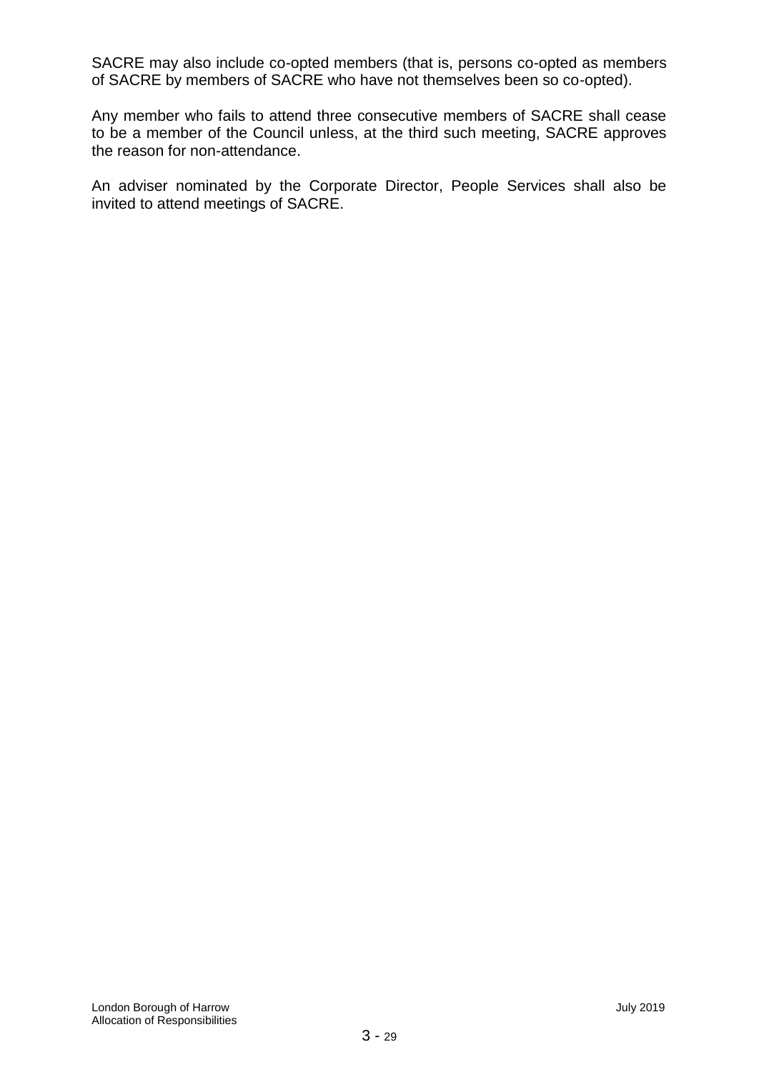SACRE may also include co-opted members (that is, persons co-opted as members of SACRE by members of SACRE who have not themselves been so co-opted).

Any member who fails to attend three consecutive members of SACRE shall cease to be a member of the Council unless, at the third such meeting, SACRE approves the reason for non-attendance.

An adviser nominated by the Corporate Director, People Services shall also be invited to attend meetings of SACRE.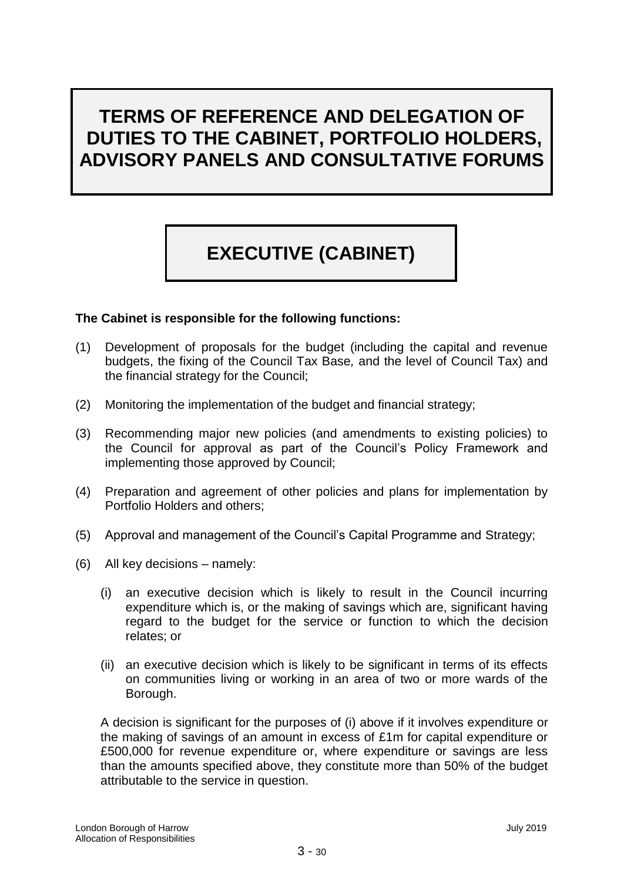# TERMS OF REFERENCE AND DELEGATION OF DUTIES TO THE CABINET, PORTFOLIO HOLDERS, ADVISORY PANELS AND CONSULTATIVE FORUMS

## EXECUTIVE (CABINET)

**The Cabinet is responsible for the following functions:**

(1) Development of proposals for the budget (including the capital and revenue budgets, the fixing of the Council Tax Base*,* and the level of Council Tax) and the financial strategy for the Council;

(2) Monitoring the implementation of the budget and financial strategy;

(3) Recommending major new policies (and amendments to existing policies) to the Council for approval as part of the Council's Policy Framework and implementing those approved by Council;

(4) Preparation and agreement of other policies and plans for implementation by Portfolio Holders and others;

(5) Approval and management of the Council's Capital Programme and Strategy;

(6) All key decisions – namely:

   (i) an executive decision which is likely to result in the Council incurring expenditure which is, or the making of savings which are, significant having regard to the budget for the service or function to which the decision relates; or

   (ii) an executive decision which is likely to be significant in terms of its effects on communities living or working in an area of two or more wards of the Borough.

   A decision is significant for the purposes of (i) above if it involves expenditure or the making of savings of an amount in excess of £1m for capital expenditure or £500,000 for revenue expenditure or, where expenditure or savings are less than the amounts specified above, they constitute more than 50% of the budget attributable to the service in question.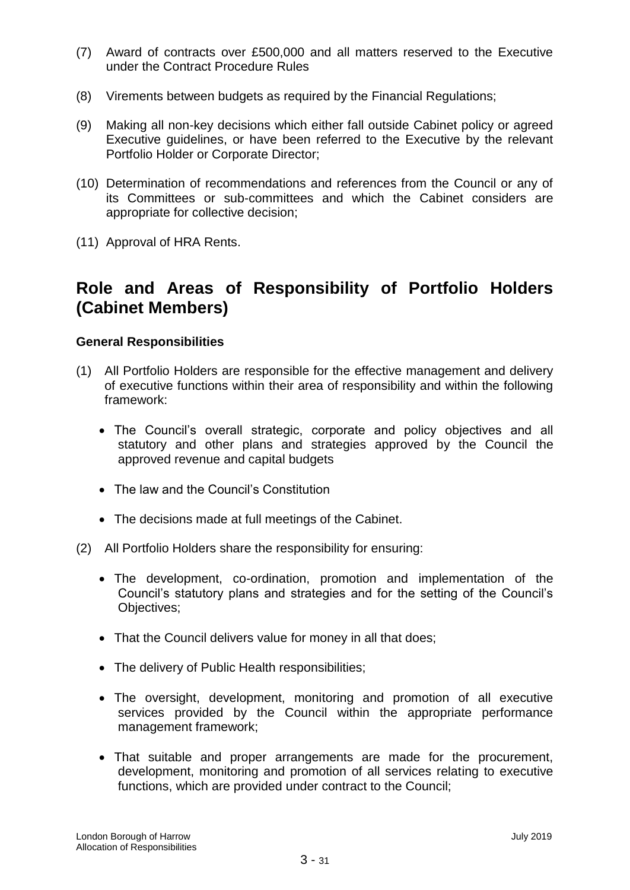(7) Award of contracts over £500,000 and all matters reserved to the Executive under the Contract Procedure Rules

(8) Virements between budgets as required by the Financial Regulations;

(9) Making all non-key decisions which either fall outside Cabinet policy or agreed Executive guidelines, or have been referred to the Executive by the relevant Portfolio Holder or Corporate Director;

(10) Determination of recommendations and references from the Council or any of its Committees or sub-committees and which the Cabinet considers are appropriate for collective decision;

(11) Approval of HRA Rents.

## Role and Areas of Responsibility of Portfolio Holders (Cabinet Members)

**General Responsibilities**

(1) All Portfolio Holders are responsible for the effective management and delivery of executive functions within their area of responsibility and within the following framework:

- The Council's overall strategic, corporate and policy objectives and all statutory and other plans and strategies approved by the Council the approved revenue and capital budgets
- The law and the Council's Constitution
- The decisions made at full meetings of the Cabinet.

(2) All Portfolio Holders share the responsibility for ensuring:

- The development, co-ordination, promotion and implementation of the Council's statutory plans and strategies and for the setting of the Council's Objectives;
- That the Council delivers value for money in all that does;
- The delivery of Public Health responsibilities;
- The oversight, development, monitoring and promotion of all executive services provided by the Council within the appropriate performance management framework;
- That suitable and proper arrangements are made for the procurement, development, monitoring and promotion of all services relating to executive functions, which are provided under contract to the Council;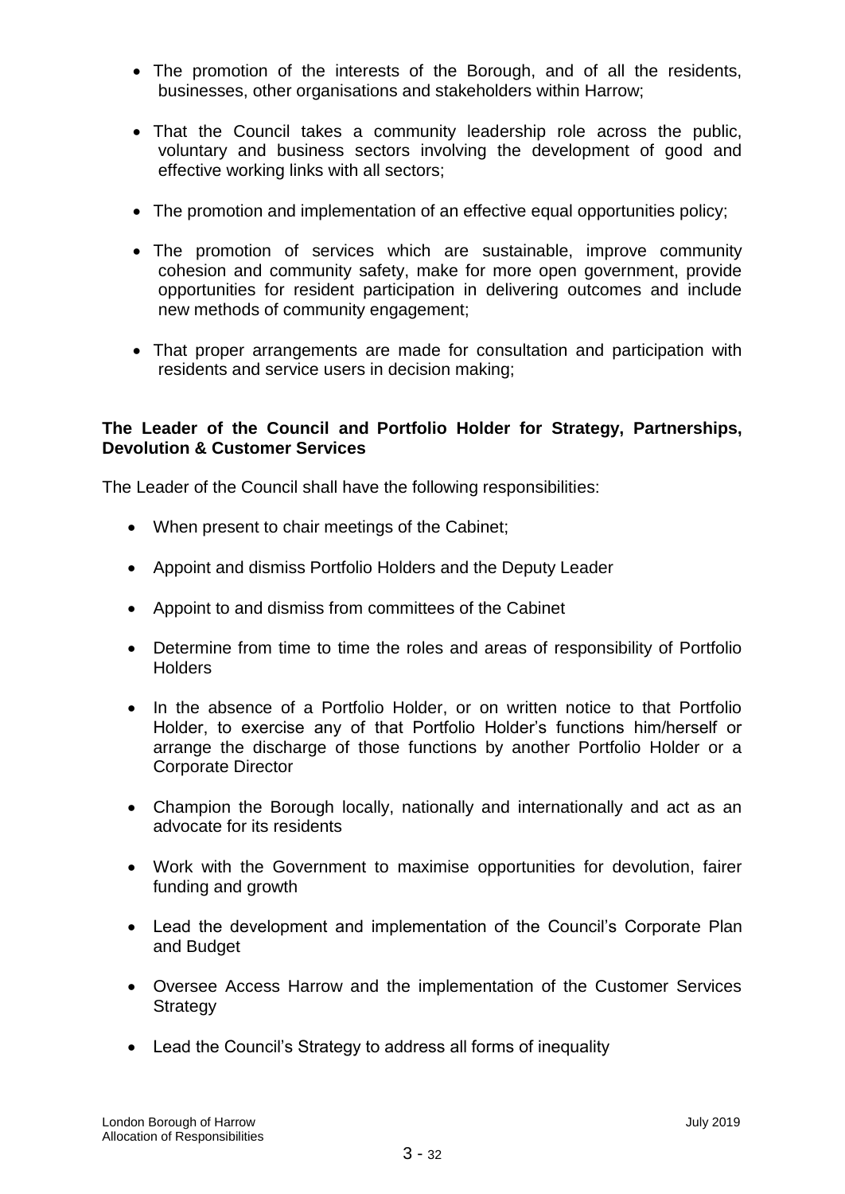- The promotion of the interests of the Borough, and of all the residents, businesses, other organisations and stakeholders within Harrow;

- That the Council takes a community leadership role across the public, voluntary and business sectors involving the development of good and effective working links with all sectors;

- The promotion and implementation of an effective equal opportunities policy;

- The promotion of services which are sustainable, improve community cohesion and community safety, make for more open government, provide opportunities for resident participation in delivering outcomes and include new methods of community engagement;

- That proper arrangements are made for consultation and participation with residents and service users in decision making;

**The Leader of the Council and Portfolio Holder for Strategy, Partnerships, Devolution & Customer Services**

The Leader of the Council shall have the following responsibilities:

- When present to chair meetings of the Cabinet;

- Appoint and dismiss Portfolio Holders and the Deputy Leader

- Appoint to and dismiss from committees of the Cabinet

- Determine from time to time the roles and areas of responsibility of Portfolio Holders

- In the absence of a Portfolio Holder, or on written notice to that Portfolio Holder, to exercise any of that Portfolio Holder's functions him/herself or arrange the discharge of those functions by another Portfolio Holder or a Corporate Director

- Champion the Borough locally, nationally and internationally and act as an advocate for its residents

- Work with the Government to maximise opportunities for devolution, fairer funding and growth

- Lead the development and implementation of the Council's Corporate Plan and Budget

- Oversee Access Harrow and the implementation of the Customer Services Strategy

- Lead the Council's Strategy to address all forms of inequality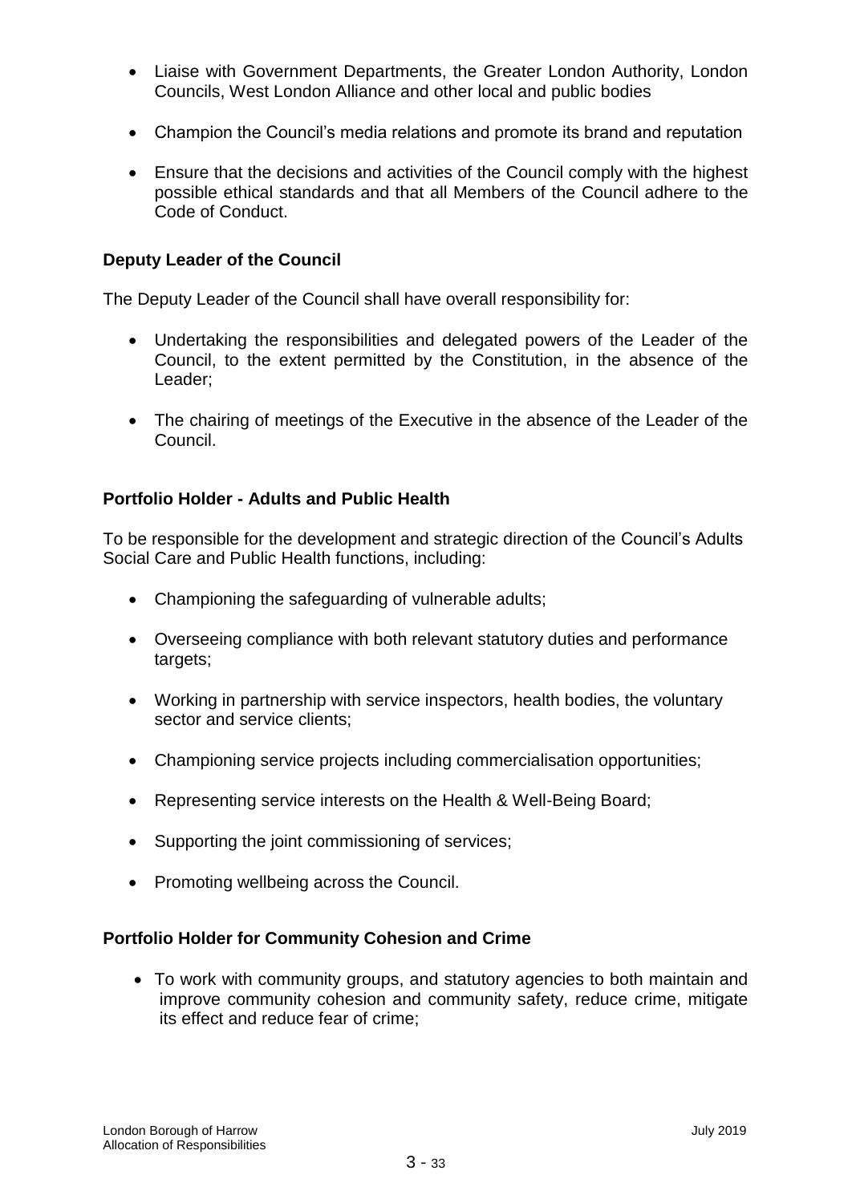- Liaise with Government Departments, the Greater London Authority, London Councils, West London Alliance and other local and public bodies

- Champion the Council's media relations and promote its brand and reputation

- Ensure that the decisions and activities of the Council comply with the highest possible ethical standards and that all Members of the Council adhere to the Code of Conduct.

**Deputy Leader of the Council**

The Deputy Leader of the Council shall have overall responsibility for:

- Undertaking the responsibilities and delegated powers of the Leader of the Council, to the extent permitted by the Constitution, in the absence of the Leader;

- The chairing of meetings of the Executive in the absence of the Leader of the Council.

**Portfolio Holder - Adults and Public Health**

To be responsible for the development and strategic direction of the Council's Adults Social Care and Public Health functions, including:

- Championing the safeguarding of vulnerable adults;

- Overseeing compliance with both relevant statutory duties and performance targets;

- Working in partnership with service inspectors, health bodies, the voluntary sector and service clients;

- Championing service projects including commercialisation opportunities;

- Representing service interests on the Health & Well-Being Board;

- Supporting the joint commissioning of services;

- Promoting wellbeing across the Council.

**Portfolio Holder for Community Cohesion and Crime**

- To work with community groups, and statutory agencies to both maintain and improve community cohesion and community safety, reduce crime, mitigate its effect and reduce fear of crime;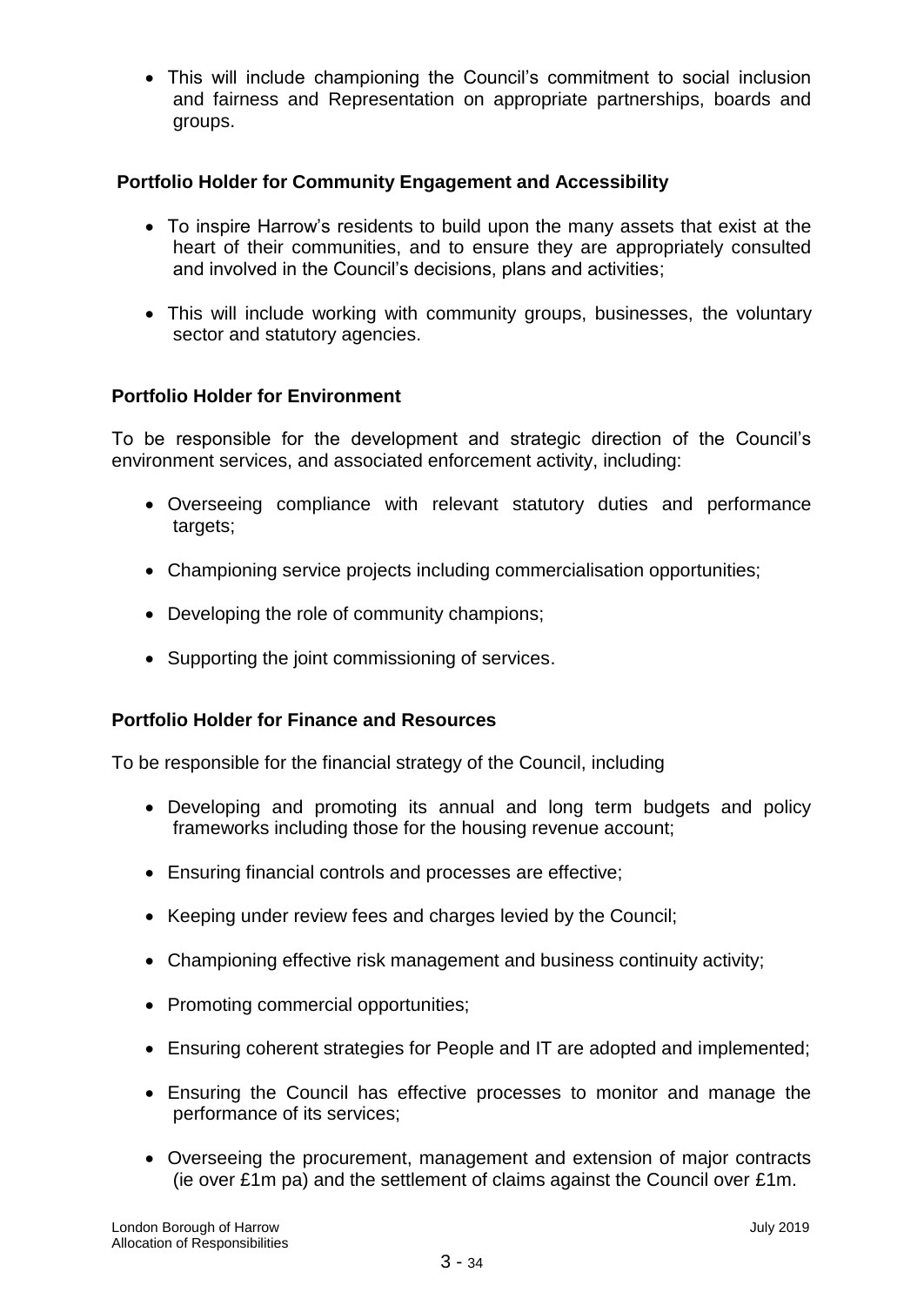- This will include championing the Council's commitment to social inclusion and fairness and Representation on appropriate partnerships, boards and groups.

**Portfolio Holder for Community Engagement and Accessibility**

- To inspire Harrow's residents to build upon the many assets that exist at the heart of their communities, and to ensure they are appropriately consulted and involved in the Council's decisions, plans and activities;

- This will include working with community groups, businesses, the voluntary sector and statutory agencies.

**Portfolio Holder for Environment**

To be responsible for the development and strategic direction of the Council's environment services, and associated enforcement activity, including:

- Overseeing compliance with relevant statutory duties and performance targets;

- Championing service projects including commercialisation opportunities;

- Developing the role of community champions;

- Supporting the joint commissioning of services.

**Portfolio Holder for Finance and Resources**

To be responsible for the financial strategy of the Council, including

- Developing and promoting its annual and long term budgets and policy frameworks including those for the housing revenue account;

- Ensuring financial controls and processes are effective;

- Keeping under review fees and charges levied by the Council;

- Championing effective risk management and business continuity activity;

- Promoting commercial opportunities;

- Ensuring coherent strategies for People and IT are adopted and implemented;

- Ensuring the Council has effective processes to monitor and manage the performance of its services;

- Overseeing the procurement, management and extension of major contracts (ie over £1m pa) and the settlement of claims against the Council over £1m.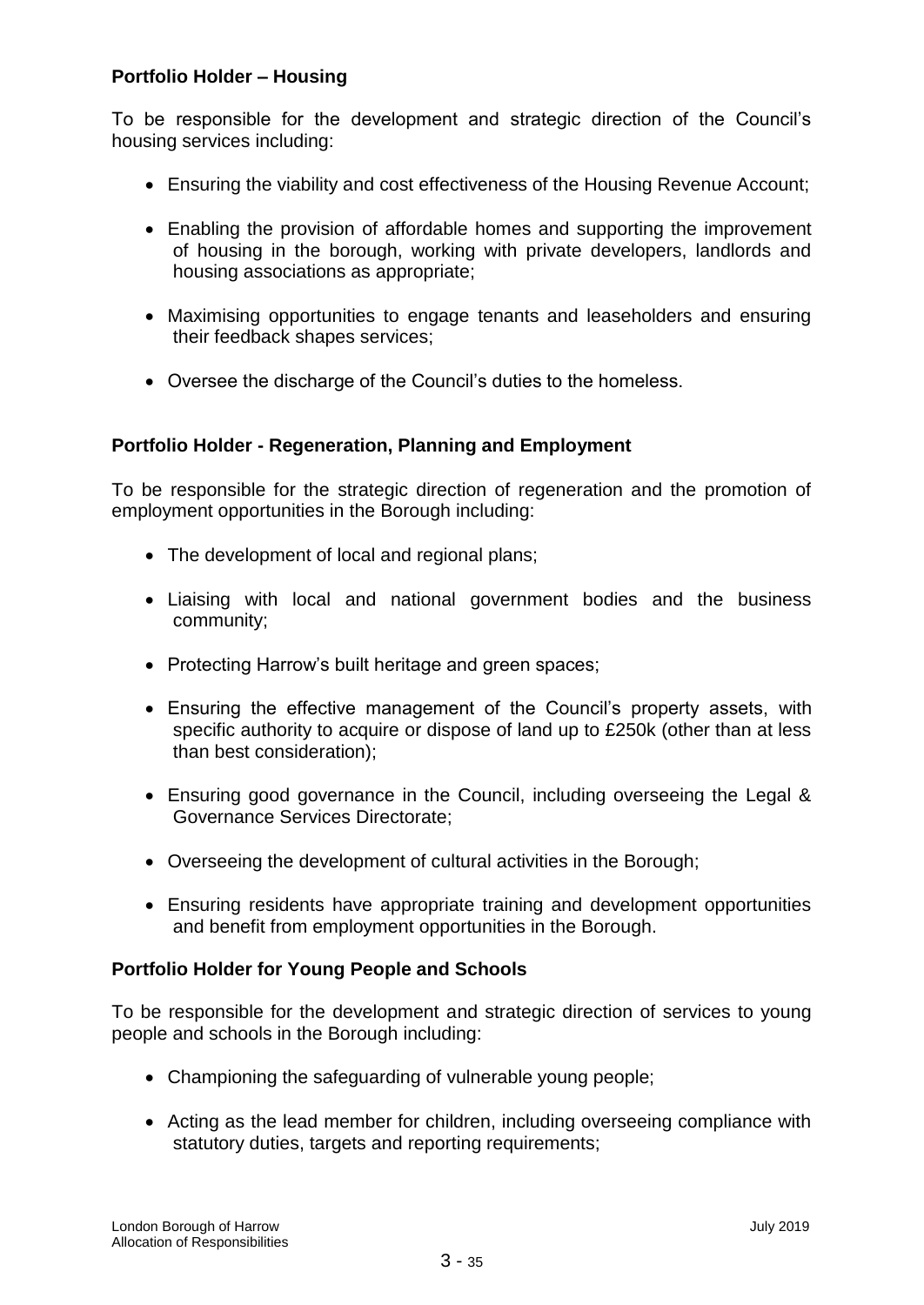**Portfolio Holder – Housing**

To be responsible for the development and strategic direction of the Council's housing services including:

- Ensuring the viability and cost effectiveness of the Housing Revenue Account;
- Enabling the provision of affordable homes and supporting the improvement of housing in the borough, working with private developers, landlords and housing associations as appropriate;
- Maximising opportunities to engage tenants and leaseholders and ensuring their feedback shapes services;
- Oversee the discharge of the Council's duties to the homeless.

**Portfolio Holder - Regeneration, Planning and Employment**

To be responsible for the strategic direction of regeneration and the promotion of employment opportunities in the Borough including:

- The development of local and regional plans;
- Liaising with local and national government bodies and the business community;
- Protecting Harrow's built heritage and green spaces;
- Ensuring the effective management of the Council's property assets, with specific authority to acquire or dispose of land up to £250k (other than at less than best consideration);
- Ensuring good governance in the Council, including overseeing the Legal & Governance Services Directorate;
- Overseeing the development of cultural activities in the Borough;
- Ensuring residents have appropriate training and development opportunities and benefit from employment opportunities in the Borough.

**Portfolio Holder for Young People and Schools**

To be responsible for the development and strategic direction of services to young people and schools in the Borough including:

- Championing the safeguarding of vulnerable young people;
- Acting as the lead member for children, including overseeing compliance with statutory duties, targets and reporting requirements;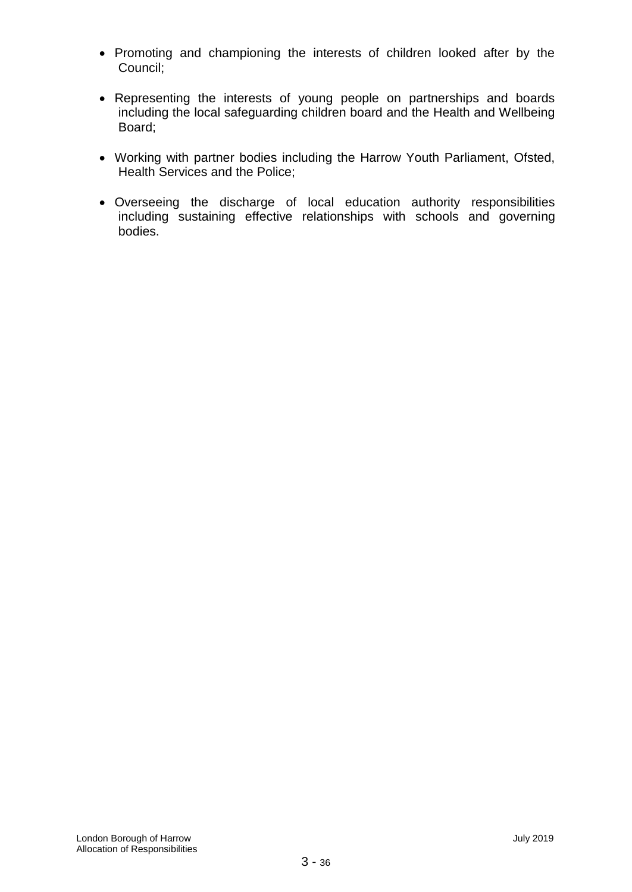- Promoting and championing the interests of children looked after by the Council;

- Representing the interests of young people on partnerships and boards including the local safeguarding children board and the Health and Wellbeing Board;

- Working with partner bodies including the Harrow Youth Parliament, Ofsted, Health Services and the Police;

- Overseeing the discharge of local education authority responsibilities including sustaining effective relationships with schools and governing bodies.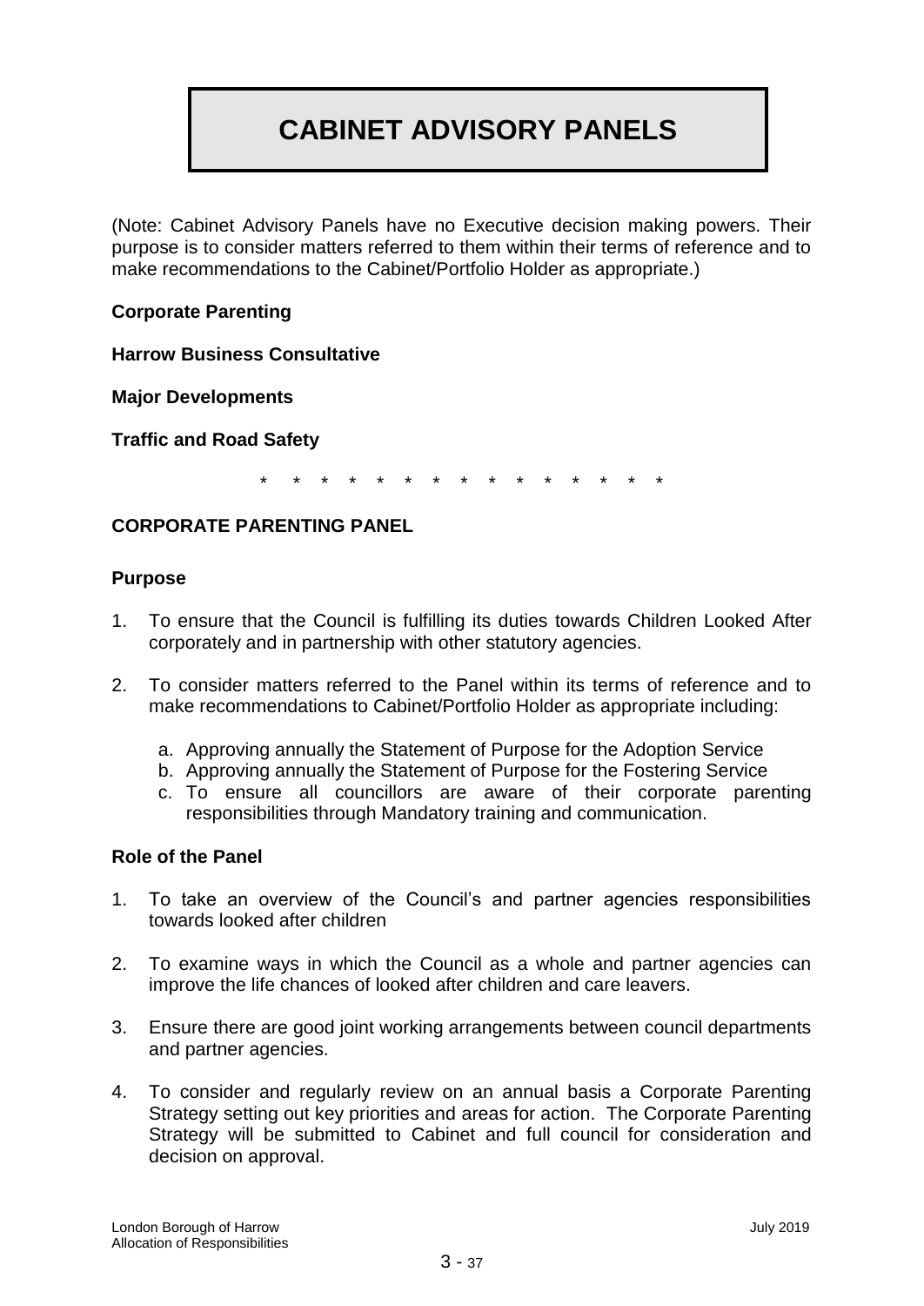# CABINET ADVISORY PANELS

(Note: Cabinet Advisory Panels have no Executive decision making powers. Their purpose is to consider matters referred to them within their terms of reference and to make recommendations to the Cabinet/Portfolio Holder as appropriate.)

**Corporate Parenting**

**Harrow Business Consultative**

**Major Developments**

**Traffic and Road Safety**

\* \* \* \* \* \* \* \* \* \* \* \* \* \* \* \*

## CORPORATE PARENTING PANEL

### Purpose

1. To ensure that the Council is fulfilling its duties towards Children Looked After corporately and in partnership with other statutory agencies.

2. To consider matters referred to the Panel within its terms of reference and to make recommendations to Cabinet/Portfolio Holder as appropriate including:

   a. Approving annually the Statement of Purpose for the Adoption Service
   b. Approving annually the Statement of Purpose for the Fostering Service
   c. To ensure all councillors are aware of their corporate parenting responsibilities through Mandatory training and communication.

### Role of the Panel

1. To take an overview of the Council's and partner agencies responsibilities towards looked after children

2. To examine ways in which the Council as a whole and partner agencies can improve the life chances of looked after children and care leavers.

3. Ensure there are good joint working arrangements between council departments and partner agencies.

4. To consider and regularly review on an annual basis a Corporate Parenting Strategy setting out key priorities and areas for action. The Corporate Parenting Strategy will be submitted to Cabinet and full council for consideration and decision on approval.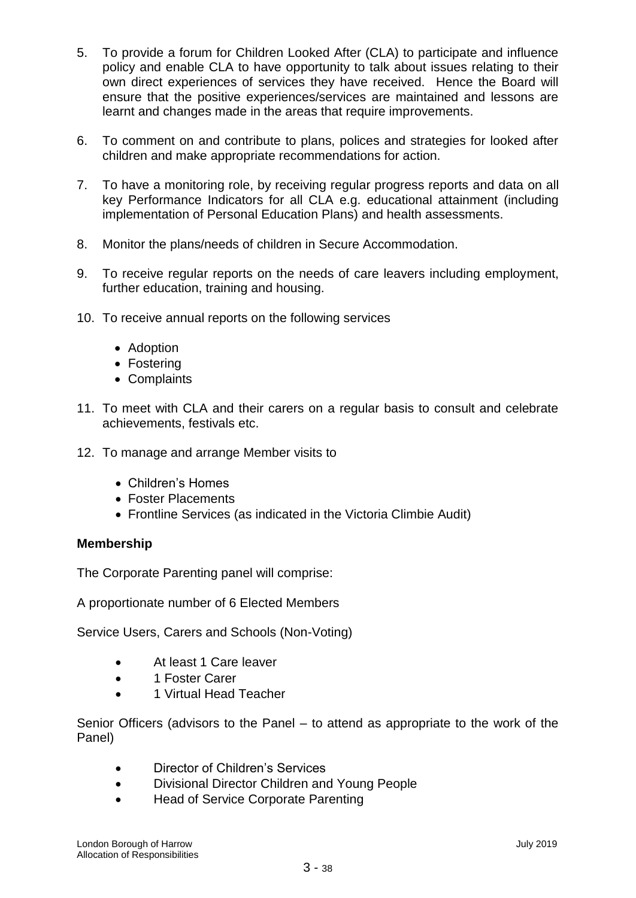5. To provide a forum for Children Looked After (CLA) to participate and influence policy and enable CLA to have opportunity to talk about issues relating to their own direct experiences of services they have received. Hence the Board will ensure that the positive experiences/services are maintained and lessons are learnt and changes made in the areas that require improvements.

6. To comment on and contribute to plans, polices and strategies for looked after children and make appropriate recommendations for action.

7. To have a monitoring role, by receiving regular progress reports and data on all key Performance Indicators for all CLA e.g. educational attainment (including implementation of Personal Education Plans) and health assessments.

8. Monitor the plans/needs of children in Secure Accommodation.

9. To receive regular reports on the needs of care leavers including employment, further education, training and housing.

10. To receive annual reports on the following services

    - Adoption
    - Fostering
    - Complaints

11. To meet with CLA and their carers on a regular basis to consult and celebrate achievements, festivals etc.

12. To manage and arrange Member visits to

    - Children's Homes
    - Foster Placements
    - Frontline Services (as indicated in the Victoria Climbie Audit)

**Membership**

The Corporate Parenting panel will comprise:

A proportionate number of 6 Elected Members

Service Users, Carers and Schools (Non-Voting)

- At least 1 Care leaver
- 1 Foster Carer
- 1 Virtual Head Teacher

Senior Officers (advisors to the Panel – to attend as appropriate to the work of the Panel)

- Director of Children's Services
- Divisional Director Children and Young People
- Head of Service Corporate Parenting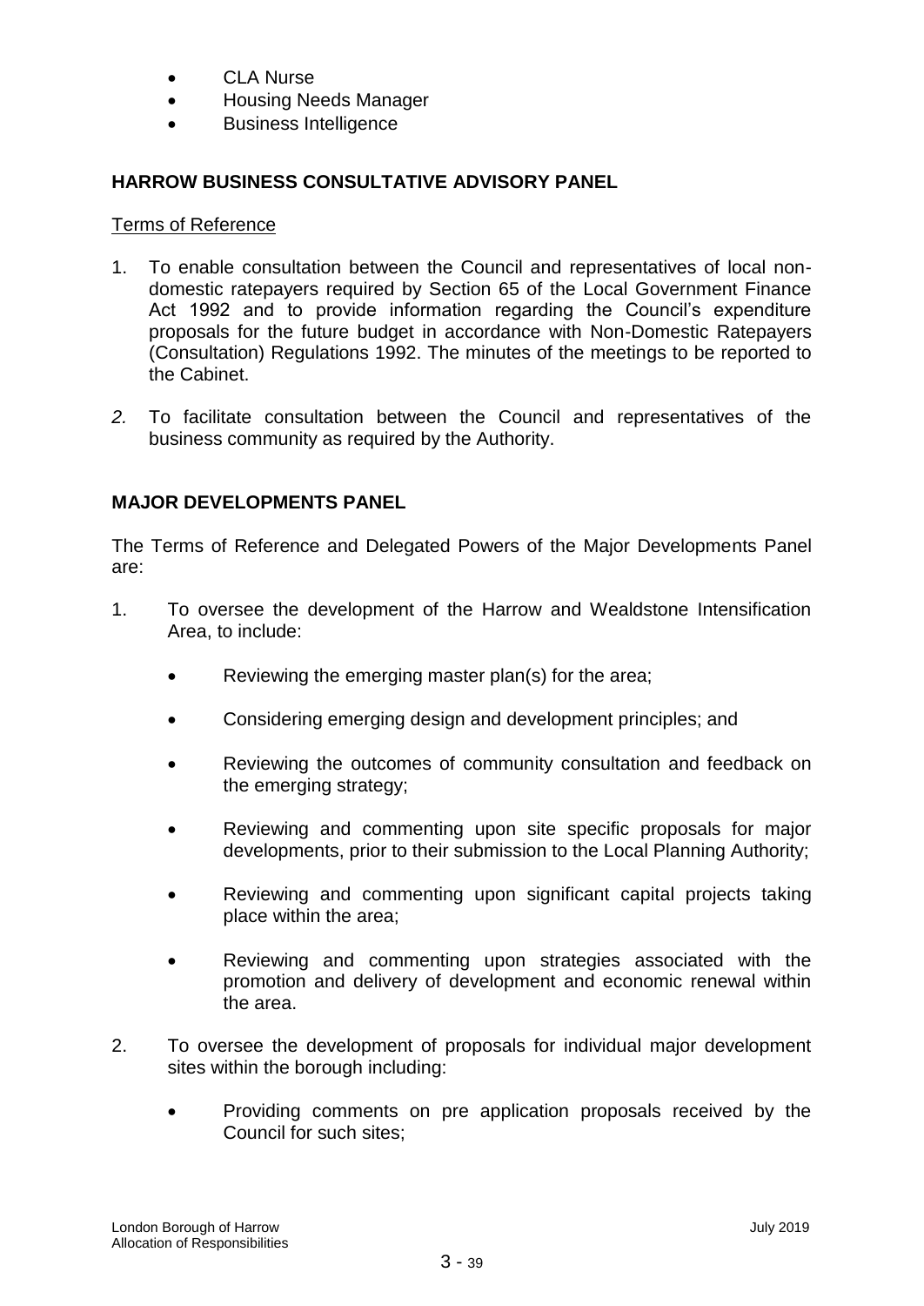- CLA Nurse
- Housing Needs Manager
- Business Intelligence

**HARROW BUSINESS CONSULTATIVE ADVISORY PANEL**

Terms of Reference

1. To enable consultation between the Council and representatives of local non-domestic ratepayers required by Section 65 of the Local Government Finance Act 1992 and to provide information regarding the Council's expenditure proposals for the future budget in accordance with Non-Domestic Ratepayers (Consultation) Regulations 1992. The minutes of the meetings to be reported to the Cabinet.

2. To facilitate consultation between the Council and representatives of the business community as required by the Authority.

**MAJOR DEVELOPMENTS PANEL**

The Terms of Reference and Delegated Powers of the Major Developments Panel are:

1. To oversee the development of the Harrow and Wealdstone Intensification Area, to include:

   - Reviewing the emerging master plan(s) for the area;
   - Considering emerging design and development principles; and
   - Reviewing the outcomes of community consultation and feedback on the emerging strategy;
   - Reviewing and commenting upon site specific proposals for major developments, prior to their submission to the Local Planning Authority;
   - Reviewing and commenting upon significant capital projects taking place within the area;
   - Reviewing and commenting upon strategies associated with the promotion and delivery of development and economic renewal within the area.

2. To oversee the development of proposals for individual major development sites within the borough including:

   - Providing comments on pre application proposals received by the Council for such sites;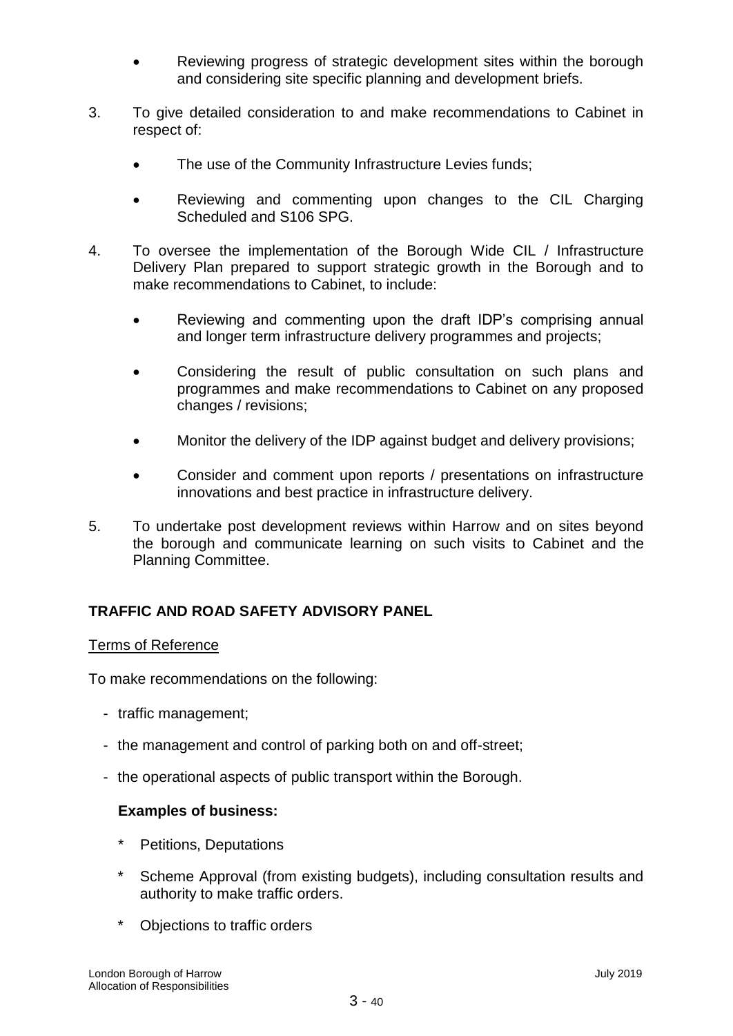- Reviewing progress of strategic development sites within the borough and considering site specific planning and development briefs.

3. To give detailed consideration to and make recommendations to Cabinet in respect of:

   - The use of the Community Infrastructure Levies funds;
   - Reviewing and commenting upon changes to the CIL Charging Scheduled and S106 SPG.

4. To oversee the implementation of the Borough Wide CIL / Infrastructure Delivery Plan prepared to support strategic growth in the Borough and to make recommendations to Cabinet, to include:

   - Reviewing and commenting upon the draft IDP's comprising annual and longer term infrastructure delivery programmes and projects;
   - Considering the result of public consultation on such plans and programmes and make recommendations to Cabinet on any proposed changes / revisions;
   - Monitor the delivery of the IDP against budget and delivery provisions;
   - Consider and comment upon reports / presentations on infrastructure innovations and best practice in infrastructure delivery.

5. To undertake post development reviews within Harrow and on sites beyond the borough and communicate learning on such visits to Cabinet and the Planning Committee.

## TRAFFIC AND ROAD SAFETY ADVISORY PANEL

Terms of Reference

To make recommendations on the following:

- traffic management;
- the management and control of parking both on and off-street;
- the operational aspects of public transport within the Borough.

**Examples of business:**

* Petitions, Deputations
* Scheme Approval (from existing budgets), including consultation results and authority to make traffic orders.
* Objections to traffic orders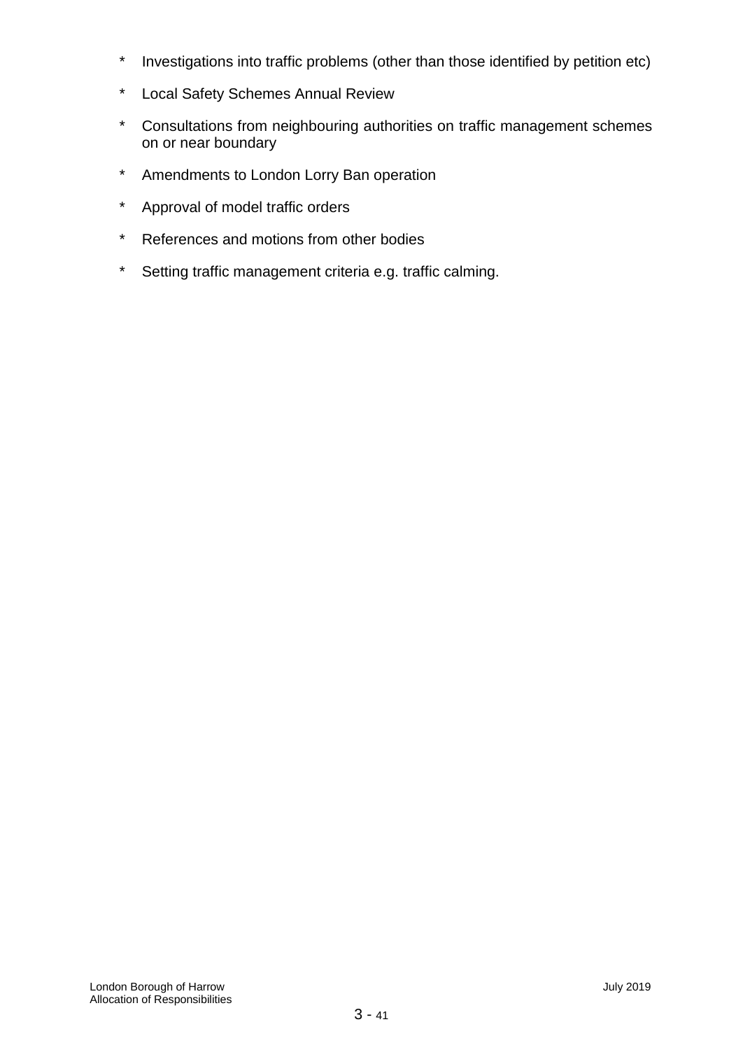* Investigations into traffic problems (other than those identified by petition etc)
* Local Safety Schemes Annual Review
* Consultations from neighbouring authorities on traffic management schemes on or near boundary
* Amendments to London Lorry Ban operation
* Approval of model traffic orders
* References and motions from other bodies
* Setting traffic management criteria e.g. traffic calming.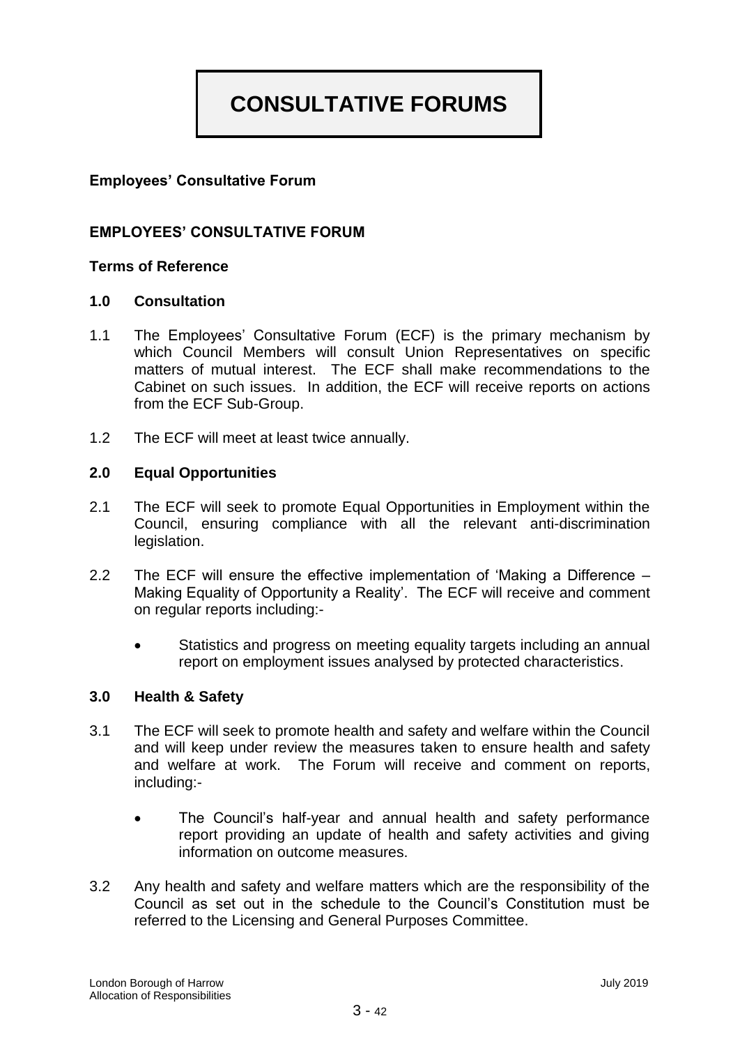# CONSULTATIVE FORUMS

**Employees' Consultative Forum**

## EMPLOYEES' CONSULTATIVE FORUM

**Terms of Reference**

### 1.0 Consultation

1.1 The Employees' Consultative Forum (ECF) is the primary mechanism by which Council Members will consult Union Representatives on specific matters of mutual interest. The ECF shall make recommendations to the Cabinet on such issues. In addition, the ECF will receive reports on actions from the ECF Sub-Group.

1.2 The ECF will meet at least twice annually.

### 2.0 Equal Opportunities

2.1 The ECF will seek to promote Equal Opportunities in Employment within the Council, ensuring compliance with all the relevant anti-discrimination legislation.

2.2 The ECF will ensure the effective implementation of 'Making a Difference – Making Equality of Opportunity a Reality'. The ECF will receive and comment on regular reports including:-

- Statistics and progress on meeting equality targets including an annual report on employment issues analysed by protected characteristics.

### 3.0 Health & Safety

3.1 The ECF will seek to promote health and safety and welfare within the Council and will keep under review the measures taken to ensure health and safety and welfare at work. The Forum will receive and comment on reports, including:-

- The Council's half-year and annual health and safety performance report providing an update of health and safety activities and giving information on outcome measures.

3.2 Any health and safety and welfare matters which are the responsibility of the Council as set out in the schedule to the Council's Constitution must be referred to the Licensing and General Purposes Committee.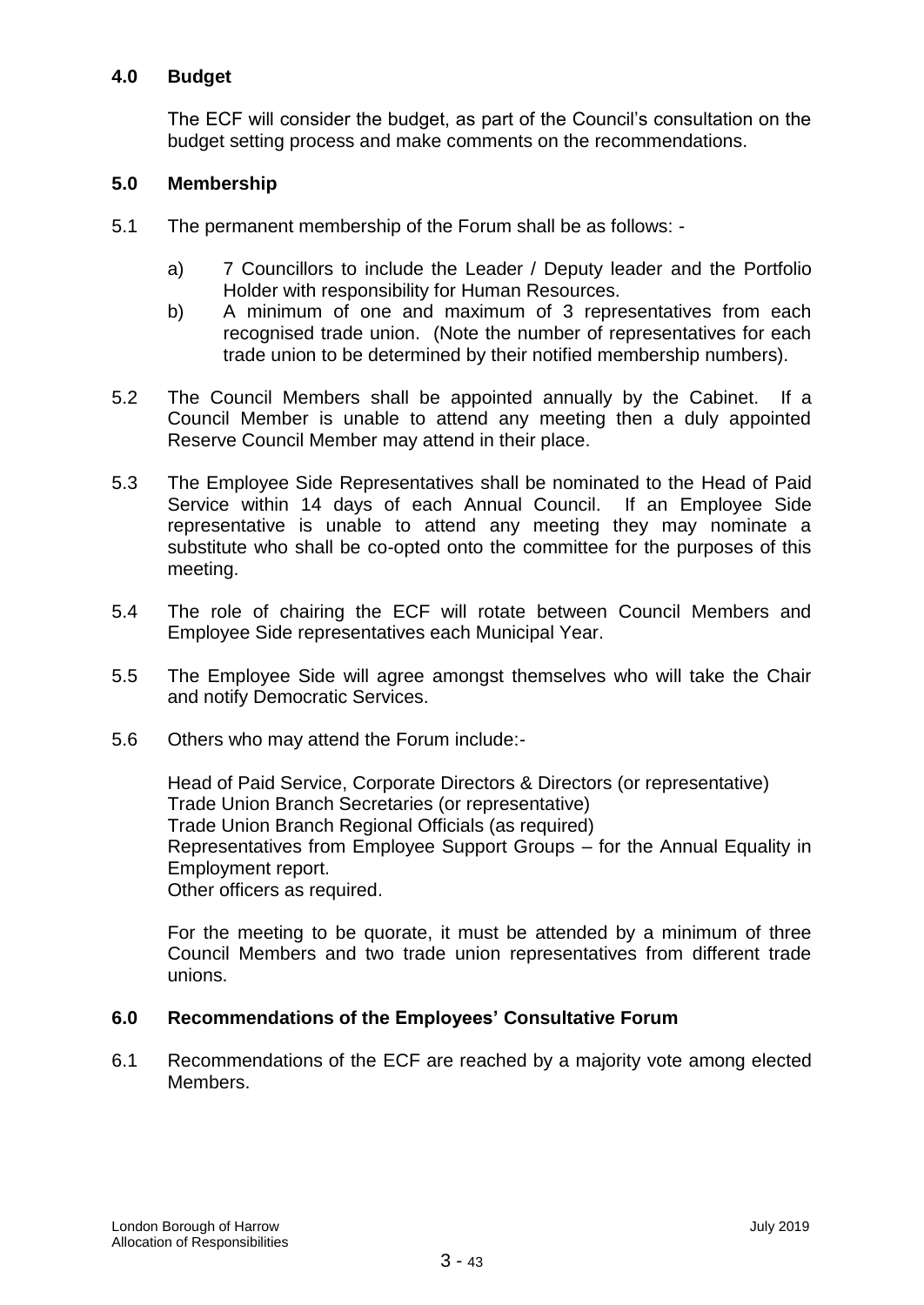## 4.0 Budget

The ECF will consider the budget, as part of the Council's consultation on the budget setting process and make comments on the recommendations.

## 5.0 Membership

5.1 The permanent membership of the Forum shall be as follows: -

a) 7 Councillors to include the Leader / Deputy leader and the Portfolio Holder with responsibility for Human Resources.

b) A minimum of one and maximum of 3 representatives from each recognised trade union. (Note the number of representatives for each trade union to be determined by their notified membership numbers).

5.2 The Council Members shall be appointed annually by the Cabinet. If a Council Member is unable to attend any meeting then a duly appointed Reserve Council Member may attend in their place.

5.3 The Employee Side Representatives shall be nominated to the Head of Paid Service within 14 days of each Annual Council. If an Employee Side representative is unable to attend any meeting they may nominate a substitute who shall be co-opted onto the committee for the purposes of this meeting.

5.4 The role of chairing the ECF will rotate between Council Members and Employee Side representatives each Municipal Year.

5.5 The Employee Side will agree amongst themselves who will take the Chair and notify Democratic Services.

5.6 Others who may attend the Forum include:-

Head of Paid Service, Corporate Directors & Directors (or representative)
Trade Union Branch Secretaries (or representative)
Trade Union Branch Regional Officials (as required)
Representatives from Employee Support Groups – for the Annual Equality in Employment report.
Other officers as required.

For the meeting to be quorate, it must be attended by a minimum of three Council Members and two trade union representatives from different trade unions.

## 6.0 Recommendations of the Employees' Consultative Forum

6.1 Recommendations of the ECF are reached by a majority vote among elected Members.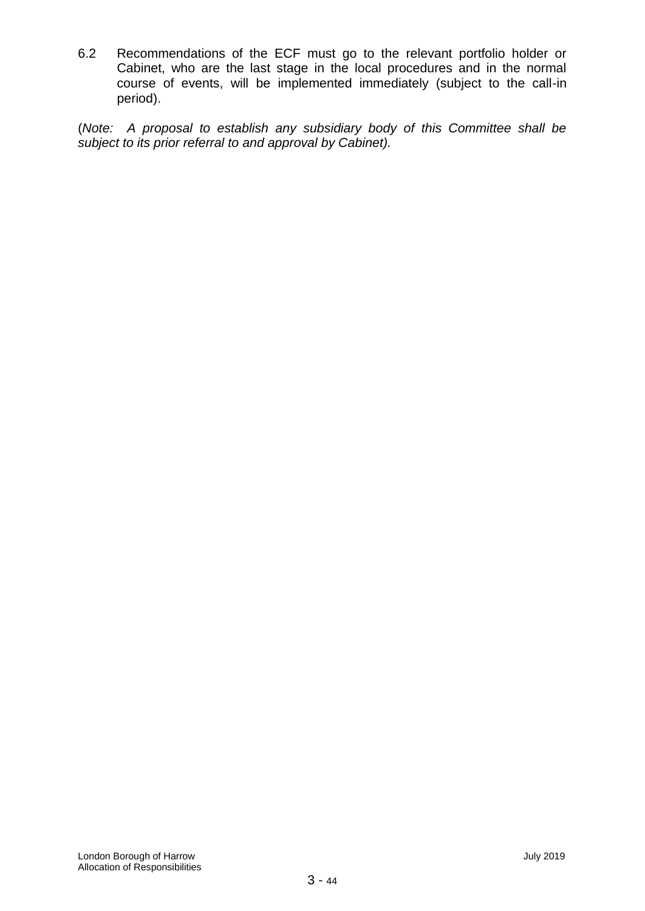6.2 Recommendations of the ECF must go to the relevant portfolio holder or Cabinet, who are the last stage in the local procedures and in the normal course of events, will be implemented immediately (subject to the call-in period).

(*Note: A proposal to establish any subsidiary body of this Committee shall be subject to its prior referral to and approval by Cabinet).*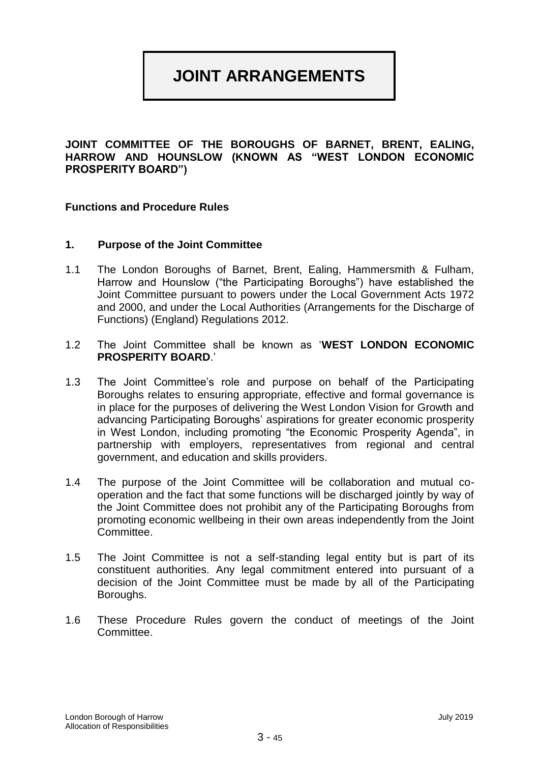# JOINT ARRANGEMENTS

**JOINT COMMITTEE OF THE BOROUGHS OF BARNET, BRENT, EALING, HARROW AND HOUNSLOW (KNOWN AS "WEST LONDON ECONOMIC PROSPERITY BOARD")**

**Functions and Procedure Rules**

## 1. Purpose of the Joint Committee

1.1 The London Boroughs of Barnet, Brent, Ealing, Hammersmith & Fulham, Harrow and Hounslow ("the Participating Boroughs") have established the Joint Committee pursuant to powers under the Local Government Acts 1972 and 2000, and under the Local Authorities (Arrangements for the Discharge of Functions) (England) Regulations 2012.

1.2 The Joint Committee shall be known as '**WEST LONDON ECONOMIC PROSPERITY BOARD**.'

1.3 The Joint Committee's role and purpose on behalf of the Participating Boroughs relates to ensuring appropriate, effective and formal governance is in place for the purposes of delivering the West London Vision for Growth and advancing Participating Boroughs' aspirations for greater economic prosperity in West London, including promoting "the Economic Prosperity Agenda", in partnership with employers, representatives from regional and central government, and education and skills providers.

1.4 The purpose of the Joint Committee will be collaboration and mutual co-operation and the fact that some functions will be discharged jointly by way of the Joint Committee does not prohibit any of the Participating Boroughs from promoting economic wellbeing in their own areas independently from the Joint Committee.

1.5 The Joint Committee is not a self-standing legal entity but is part of its constituent authorities. Any legal commitment entered into pursuant of a decision of the Joint Committee must be made by all of the Participating Boroughs.

1.6 These Procedure Rules govern the conduct of meetings of the Joint Committee.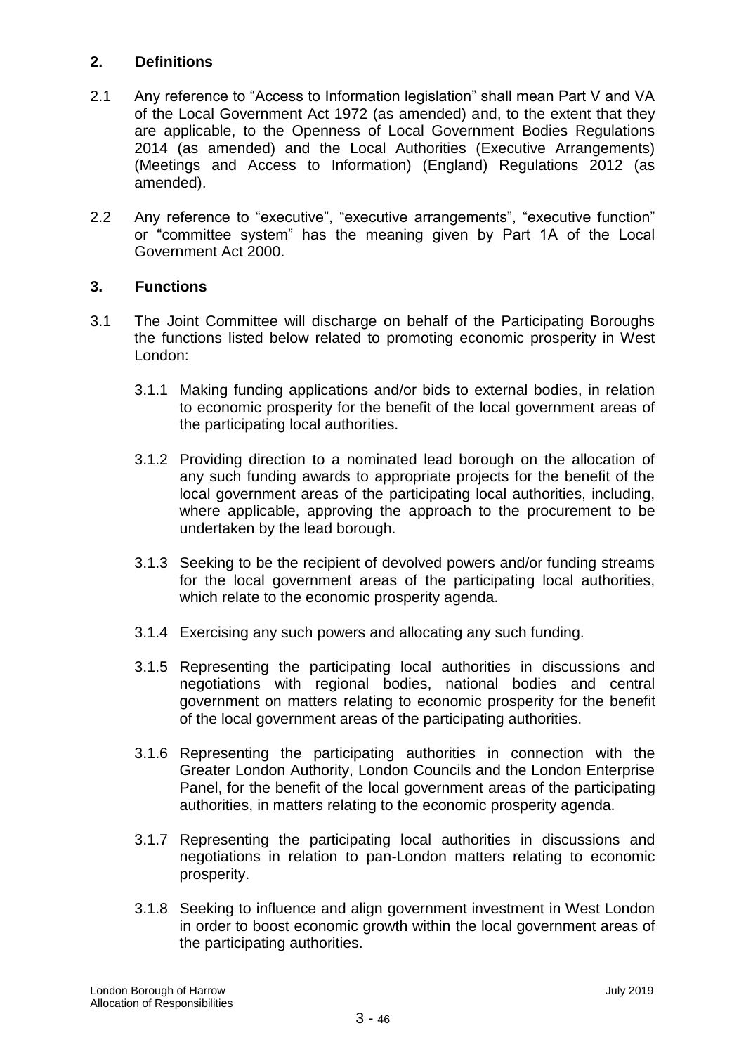## 2. Definitions

2.1 Any reference to "Access to Information legislation" shall mean Part V and VA of the Local Government Act 1972 (as amended) and, to the extent that they are applicable, to the Openness of Local Government Bodies Regulations 2014 (as amended) and the Local Authorities (Executive Arrangements) (Meetings and Access to Information) (England) Regulations 2012 (as amended).

2.2 Any reference to "executive", "executive arrangements", "executive function" or "committee system" has the meaning given by Part 1A of the Local Government Act 2000.

## 3. Functions

3.1 The Joint Committee will discharge on behalf of the Participating Boroughs the functions listed below related to promoting economic prosperity in West London:

3.1.1 Making funding applications and/or bids to external bodies, in relation to economic prosperity for the benefit of the local government areas of the participating local authorities.

3.1.2 Providing direction to a nominated lead borough on the allocation of any such funding awards to appropriate projects for the benefit of the local government areas of the participating local authorities, including, where applicable, approving the approach to the procurement to be undertaken by the lead borough.

3.1.3 Seeking to be the recipient of devolved powers and/or funding streams for the local government areas of the participating local authorities, which relate to the economic prosperity agenda.

3.1.4 Exercising any such powers and allocating any such funding.

3.1.5 Representing the participating local authorities in discussions and negotiations with regional bodies, national bodies and central government on matters relating to economic prosperity for the benefit of the local government areas of the participating authorities.

3.1.6 Representing the participating authorities in connection with the Greater London Authority, London Councils and the London Enterprise Panel, for the benefit of the local government areas of the participating authorities, in matters relating to the economic prosperity agenda.

3.1.7 Representing the participating local authorities in discussions and negotiations in relation to pan-London matters relating to economic prosperity.

3.1.8 Seeking to influence and align government investment in West London in order to boost economic growth within the local government areas of the participating authorities.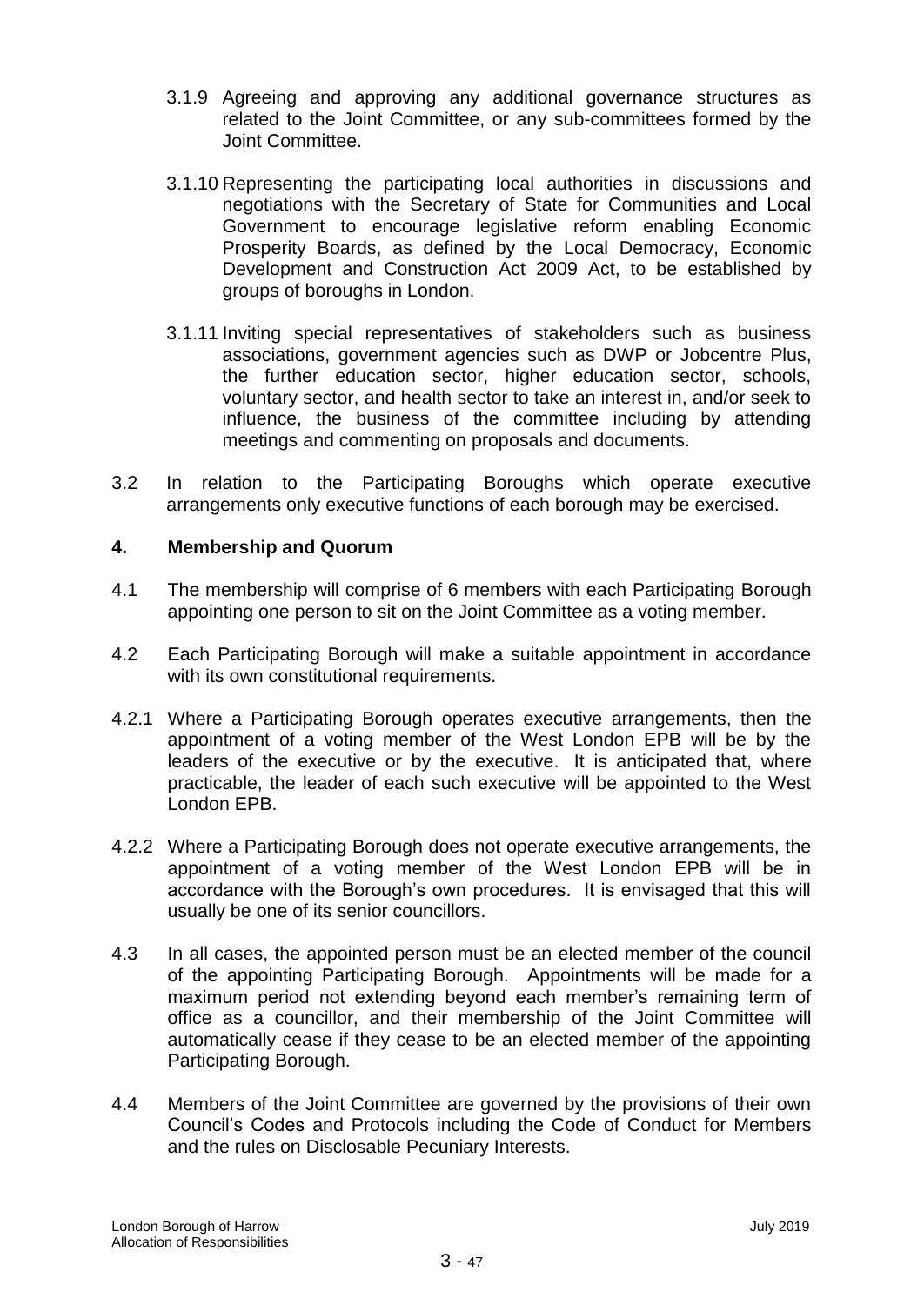3.1.9 Agreeing and approving any additional governance structures as related to the Joint Committee, or any sub-committees formed by the Joint Committee.

3.1.10 Representing the participating local authorities in discussions and negotiations with the Secretary of State for Communities and Local Government to encourage legislative reform enabling Economic Prosperity Boards, as defined by the Local Democracy, Economic Development and Construction Act 2009 Act, to be established by groups of boroughs in London.

3.1.11 Inviting special representatives of stakeholders such as business associations, government agencies such as DWP or Jobcentre Plus, the further education sector, higher education sector, schools, voluntary sector, and health sector to take an interest in, and/or seek to influence, the business of the committee including by attending meetings and commenting on proposals and documents.

3.2 In relation to the Participating Boroughs which operate executive arrangements only executive functions of each borough may be exercised.

## 4. Membership and Quorum

4.1 The membership will comprise of 6 members with each Participating Borough appointing one person to sit on the Joint Committee as a voting member.

4.2 Each Participating Borough will make a suitable appointment in accordance with its own constitutional requirements.

4.2.1 Where a Participating Borough operates executive arrangements, then the appointment of a voting member of the West London EPB will be by the leaders of the executive or by the executive. It is anticipated that, where practicable, the leader of each such executive will be appointed to the West London EPB.

4.2.2 Where a Participating Borough does not operate executive arrangements, the appointment of a voting member of the West London EPB will be in accordance with the Borough's own procedures. It is envisaged that this will usually be one of its senior councillors.

4.3 In all cases, the appointed person must be an elected member of the council of the appointing Participating Borough. Appointments will be made for a maximum period not extending beyond each member's remaining term of office as a councillor, and their membership of the Joint Committee will automatically cease if they cease to be an elected member of the appointing Participating Borough.

4.4 Members of the Joint Committee are governed by the provisions of their own Council's Codes and Protocols including the Code of Conduct for Members and the rules on Disclosable Pecuniary Interests.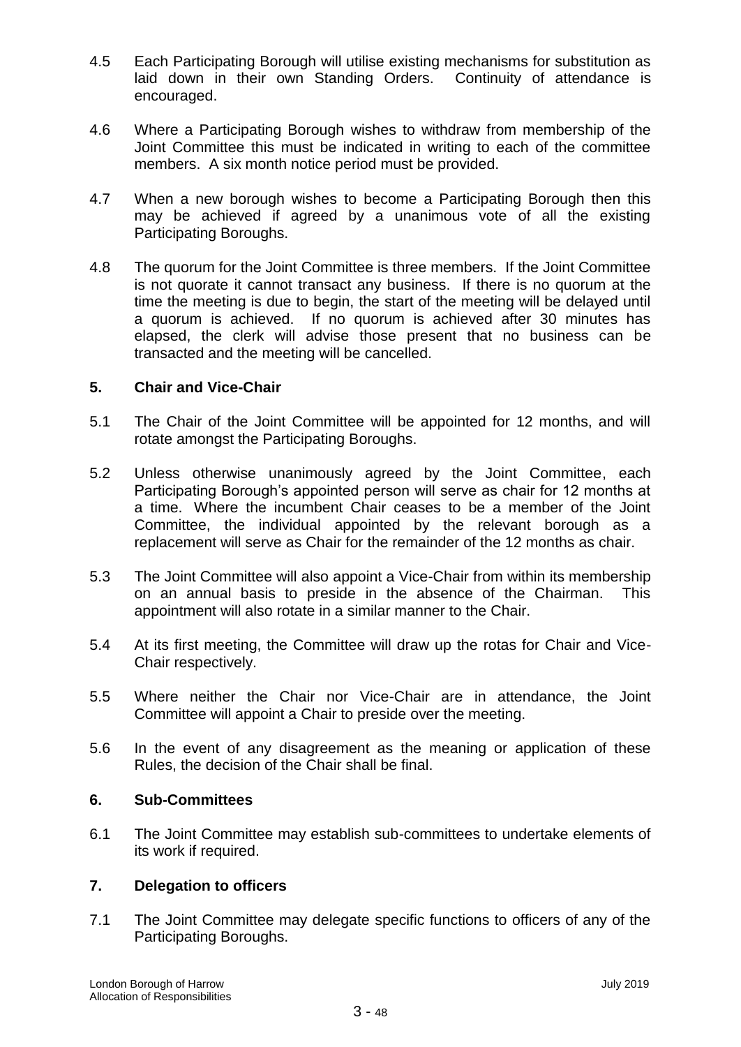4.5 Each Participating Borough will utilise existing mechanisms for substitution as laid down in their own Standing Orders. Continuity of attendance is encouraged.

4.6 Where a Participating Borough wishes to withdraw from membership of the Joint Committee this must be indicated in writing to each of the committee members. A six month notice period must be provided.

4.7 When a new borough wishes to become a Participating Borough then this may be achieved if agreed by a unanimous vote of all the existing Participating Boroughs.

4.8 The quorum for the Joint Committee is three members. If the Joint Committee is not quorate it cannot transact any business. If there is no quorum at the time the meeting is due to begin, the start of the meeting will be delayed until a quorum is achieved. If no quorum is achieved after 30 minutes has elapsed, the clerk will advise those present that no business can be transacted and the meeting will be cancelled.

## 5. Chair and Vice-Chair

5.1 The Chair of the Joint Committee will be appointed for 12 months, and will rotate amongst the Participating Boroughs.

5.2 Unless otherwise unanimously agreed by the Joint Committee, each Participating Borough's appointed person will serve as chair for 12 months at a time. Where the incumbent Chair ceases to be a member of the Joint Committee, the individual appointed by the relevant borough as a replacement will serve as Chair for the remainder of the 12 months as chair.

5.3 The Joint Committee will also appoint a Vice-Chair from within its membership on an annual basis to preside in the absence of the Chairman. This appointment will also rotate in a similar manner to the Chair.

5.4 At its first meeting, the Committee will draw up the rotas for Chair and Vice-Chair respectively.

5.5 Where neither the Chair nor Vice-Chair are in attendance, the Joint Committee will appoint a Chair to preside over the meeting.

5.6 In the event of any disagreement as the meaning or application of these Rules, the decision of the Chair shall be final.

## 6. Sub-Committees

6.1 The Joint Committee may establish sub-committees to undertake elements of its work if required.

## 7. Delegation to officers

7.1 The Joint Committee may delegate specific functions to officers of any of the Participating Boroughs.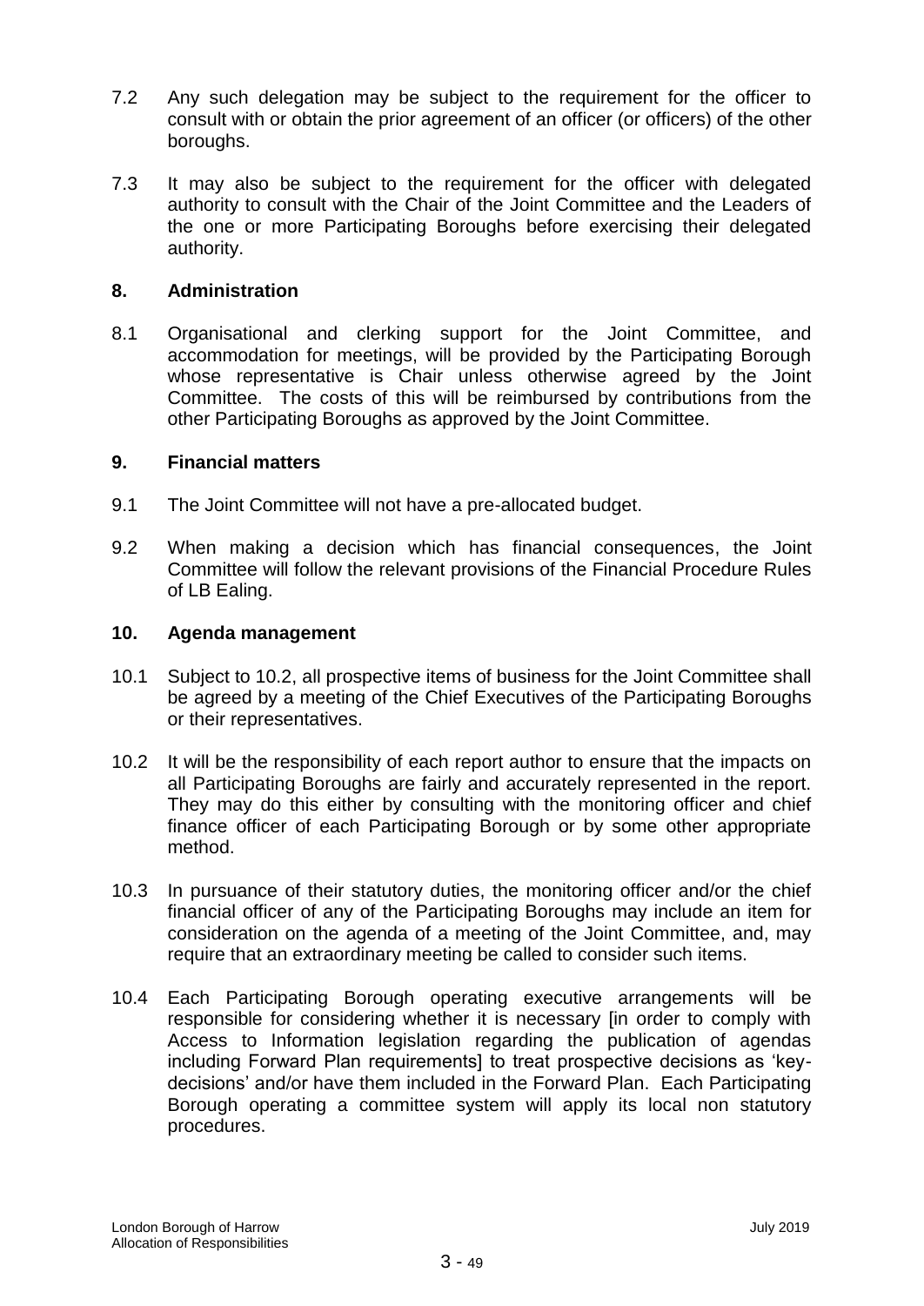7.2 Any such delegation may be subject to the requirement for the officer to consult with or obtain the prior agreement of an officer (or officers) of the other boroughs.

7.3 It may also be subject to the requirement for the officer with delegated authority to consult with the Chair of the Joint Committee and the Leaders of the one or more Participating Boroughs before exercising their delegated authority.

**8. Administration**

8.1 Organisational and clerking support for the Joint Committee, and accommodation for meetings, will be provided by the Participating Borough whose representative is Chair unless otherwise agreed by the Joint Committee. The costs of this will be reimbursed by contributions from the other Participating Boroughs as approved by the Joint Committee.

**9. Financial matters**

9.1 The Joint Committee will not have a pre-allocated budget.

9.2 When making a decision which has financial consequences, the Joint Committee will follow the relevant provisions of the Financial Procedure Rules of LB Ealing.

**10. Agenda management**

10.1 Subject to 10.2, all prospective items of business for the Joint Committee shall be agreed by a meeting of the Chief Executives of the Participating Boroughs or their representatives.

10.2 It will be the responsibility of each report author to ensure that the impacts on all Participating Boroughs are fairly and accurately represented in the report. They may do this either by consulting with the monitoring officer and chief finance officer of each Participating Borough or by some other appropriate method.

10.3 In pursuance of their statutory duties, the monitoring officer and/or the chief financial officer of any of the Participating Boroughs may include an item for consideration on the agenda of a meeting of the Joint Committee, and, may require that an extraordinary meeting be called to consider such items.

10.4 Each Participating Borough operating executive arrangements will be responsible for considering whether it is necessary [in order to comply with Access to Information legislation regarding the publication of agendas including Forward Plan requirements] to treat prospective decisions as 'key-decisions' and/or have them included in the Forward Plan. Each Participating Borough operating a committee system will apply its local non statutory procedures.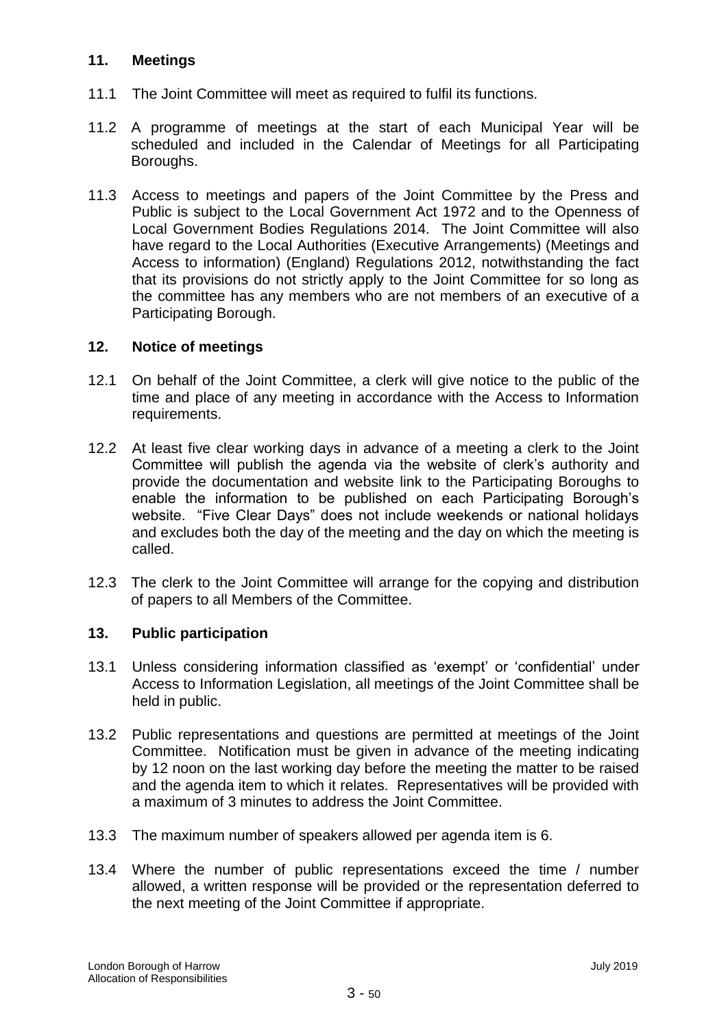## 11. Meetings

11.1 The Joint Committee will meet as required to fulfil its functions.

11.2 A programme of meetings at the start of each Municipal Year will be scheduled and included in the Calendar of Meetings for all Participating Boroughs.

11.3 Access to meetings and papers of the Joint Committee by the Press and Public is subject to the Local Government Act 1972 and to the Openness of Local Government Bodies Regulations 2014. The Joint Committee will also have regard to the Local Authorities (Executive Arrangements) (Meetings and Access to information) (England) Regulations 2012, notwithstanding the fact that its provisions do not strictly apply to the Joint Committee for so long as the committee has any members who are not members of an executive of a Participating Borough.

## 12. Notice of meetings

12.1 On behalf of the Joint Committee, a clerk will give notice to the public of the time and place of any meeting in accordance with the Access to Information requirements.

12.2 At least five clear working days in advance of a meeting a clerk to the Joint Committee will publish the agenda via the website of clerk's authority and provide the documentation and website link to the Participating Boroughs to enable the information to be published on each Participating Borough's website. "Five Clear Days" does not include weekends or national holidays and excludes both the day of the meeting and the day on which the meeting is called.

12.3 The clerk to the Joint Committee will arrange for the copying and distribution of papers to all Members of the Committee.

## 13. Public participation

13.1 Unless considering information classified as 'exempt' or 'confidential' under Access to Information Legislation, all meetings of the Joint Committee shall be held in public.

13.2 Public representations and questions are permitted at meetings of the Joint Committee. Notification must be given in advance of the meeting indicating by 12 noon on the last working day before the meeting the matter to be raised and the agenda item to which it relates. Representatives will be provided with a maximum of 3 minutes to address the Joint Committee.

13.3 The maximum number of speakers allowed per agenda item is 6.

13.4 Where the number of public representations exceed the time / number allowed, a written response will be provided or the representation deferred to the next meeting of the Joint Committee if appropriate.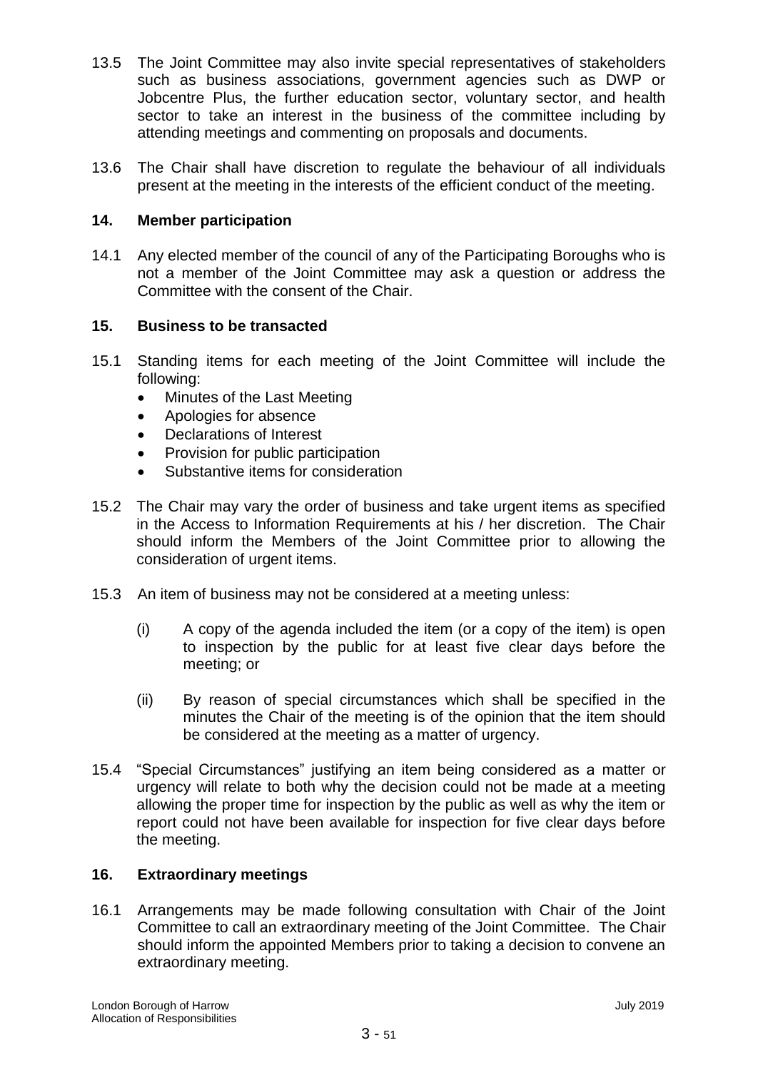13.5 The Joint Committee may also invite special representatives of stakeholders such as business associations, government agencies such as DWP or Jobcentre Plus, the further education sector, voluntary sector, and health sector to take an interest in the business of the committee including by attending meetings and commenting on proposals and documents.

13.6 The Chair shall have discretion to regulate the behaviour of all individuals present at the meeting in the interests of the efficient conduct of the meeting.

## 14. Member participation

14.1 Any elected member of the council of any of the Participating Boroughs who is not a member of the Joint Committee may ask a question or address the Committee with the consent of the Chair.

## 15. Business to be transacted

15.1 Standing items for each meeting of the Joint Committee will include the following:

- Minutes of the Last Meeting
- Apologies for absence
- Declarations of Interest
- Provision for public participation
- Substantive items for consideration

15.2 The Chair may vary the order of business and take urgent items as specified in the Access to Information Requirements at his / her discretion. The Chair should inform the Members of the Joint Committee prior to allowing the consideration of urgent items.

15.3 An item of business may not be considered at a meeting unless:

(i) A copy of the agenda included the item (or a copy of the item) is open to inspection by the public for at least five clear days before the meeting; or

(ii) By reason of special circumstances which shall be specified in the minutes the Chair of the meeting is of the opinion that the item should be considered at the meeting as a matter of urgency.

15.4 "Special Circumstances" justifying an item being considered as a matter or urgency will relate to both why the decision could not be made at a meeting allowing the proper time for inspection by the public as well as why the item or report could not have been available for inspection for five clear days before the meeting.

## 16. Extraordinary meetings

16.1 Arrangements may be made following consultation with Chair of the Joint Committee to call an extraordinary meeting of the Joint Committee. The Chair should inform the appointed Members prior to taking a decision to convene an extraordinary meeting.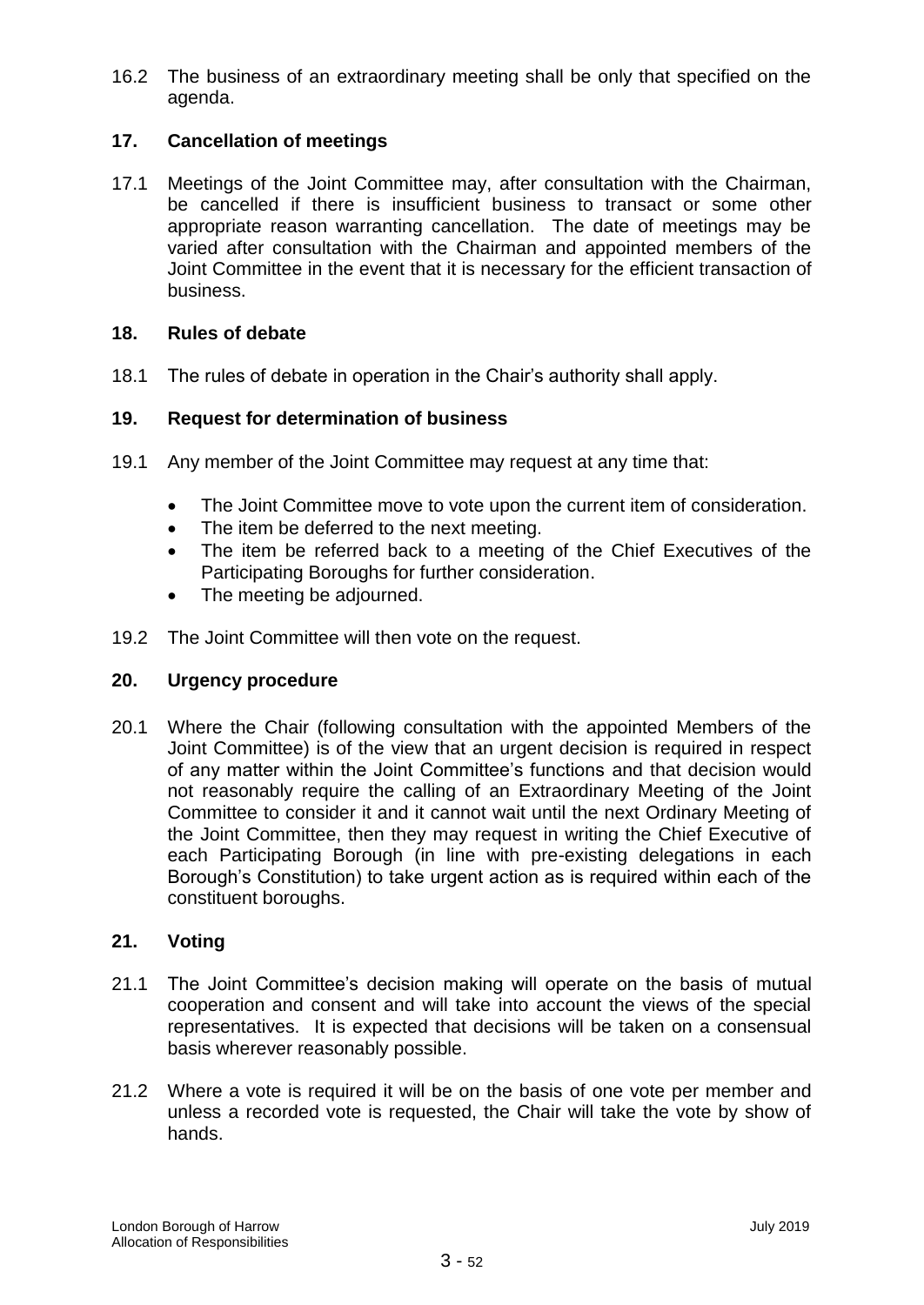16.2 The business of an extraordinary meeting shall be only that specified on the agenda.

## 17. Cancellation of meetings

17.1 Meetings of the Joint Committee may, after consultation with the Chairman, be cancelled if there is insufficient business to transact or some other appropriate reason warranting cancellation. The date of meetings may be varied after consultation with the Chairman and appointed members of the Joint Committee in the event that it is necessary for the efficient transaction of business.

## 18. Rules of debate

18.1 The rules of debate in operation in the Chair's authority shall apply.

## 19. Request for determination of business

19.1 Any member of the Joint Committee may request at any time that:

- The Joint Committee move to vote upon the current item of consideration.
- The item be deferred to the next meeting.
- The item be referred back to a meeting of the Chief Executives of the Participating Boroughs for further consideration.
- The meeting be adjourned.

19.2 The Joint Committee will then vote on the request.

## 20. Urgency procedure

20.1 Where the Chair (following consultation with the appointed Members of the Joint Committee) is of the view that an urgent decision is required in respect of any matter within the Joint Committee's functions and that decision would not reasonably require the calling of an Extraordinary Meeting of the Joint Committee to consider it and it cannot wait until the next Ordinary Meeting of the Joint Committee, then they may request in writing the Chief Executive of each Participating Borough (in line with pre-existing delegations in each Borough's Constitution) to take urgent action as is required within each of the constituent boroughs.

## 21. Voting

21.1 The Joint Committee's decision making will operate on the basis of mutual cooperation and consent and will take into account the views of the special representatives. It is expected that decisions will be taken on a consensual basis wherever reasonably possible.

21.2 Where a vote is required it will be on the basis of one vote per member and unless a recorded vote is requested, the Chair will take the vote by show of hands.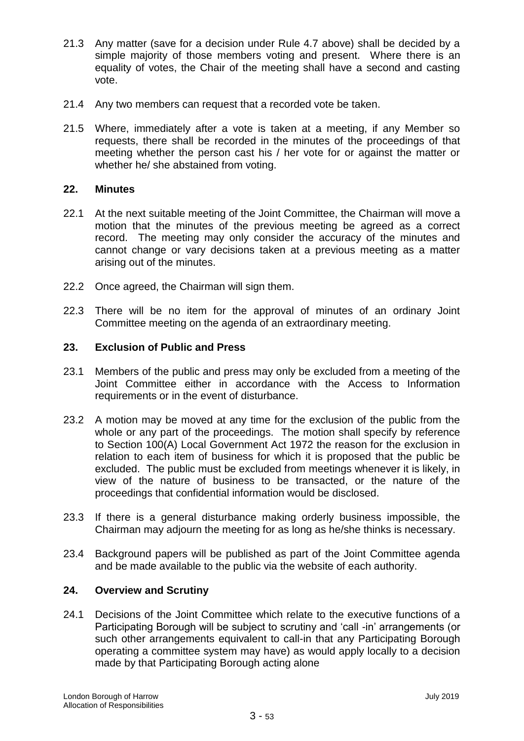21.3 Any matter (save for a decision under Rule 4.7 above) shall be decided by a simple majority of those members voting and present. Where there is an equality of votes, the Chair of the meeting shall have a second and casting vote.

21.4 Any two members can request that a recorded vote be taken.

21.5 Where, immediately after a vote is taken at a meeting, if any Member so requests, there shall be recorded in the minutes of the proceedings of that meeting whether the person cast his / her vote for or against the matter or whether he/ she abstained from voting.

## 22. Minutes

22.1 At the next suitable meeting of the Joint Committee, the Chairman will move a motion that the minutes of the previous meeting be agreed as a correct record. The meeting may only consider the accuracy of the minutes and cannot change or vary decisions taken at a previous meeting as a matter arising out of the minutes.

22.2 Once agreed, the Chairman will sign them.

22.3 There will be no item for the approval of minutes of an ordinary Joint Committee meeting on the agenda of an extraordinary meeting.

## 23. Exclusion of Public and Press

23.1 Members of the public and press may only be excluded from a meeting of the Joint Committee either in accordance with the Access to Information requirements or in the event of disturbance.

23.2 A motion may be moved at any time for the exclusion of the public from the whole or any part of the proceedings. The motion shall specify by reference to Section 100(A) Local Government Act 1972 the reason for the exclusion in relation to each item of business for which it is proposed that the public be excluded. The public must be excluded from meetings whenever it is likely, in view of the nature of business to be transacted, or the nature of the proceedings that confidential information would be disclosed.

23.3 If there is a general disturbance making orderly business impossible, the Chairman may adjourn the meeting for as long as he/she thinks is necessary.

23.4 Background papers will be published as part of the Joint Committee agenda and be made available to the public via the website of each authority.

## 24. Overview and Scrutiny

24.1 Decisions of the Joint Committee which relate to the executive functions of a Participating Borough will be subject to scrutiny and 'call -in' arrangements (or such other arrangements equivalent to call-in that any Participating Borough operating a committee system may have) as would apply locally to a decision made by that Participating Borough acting alone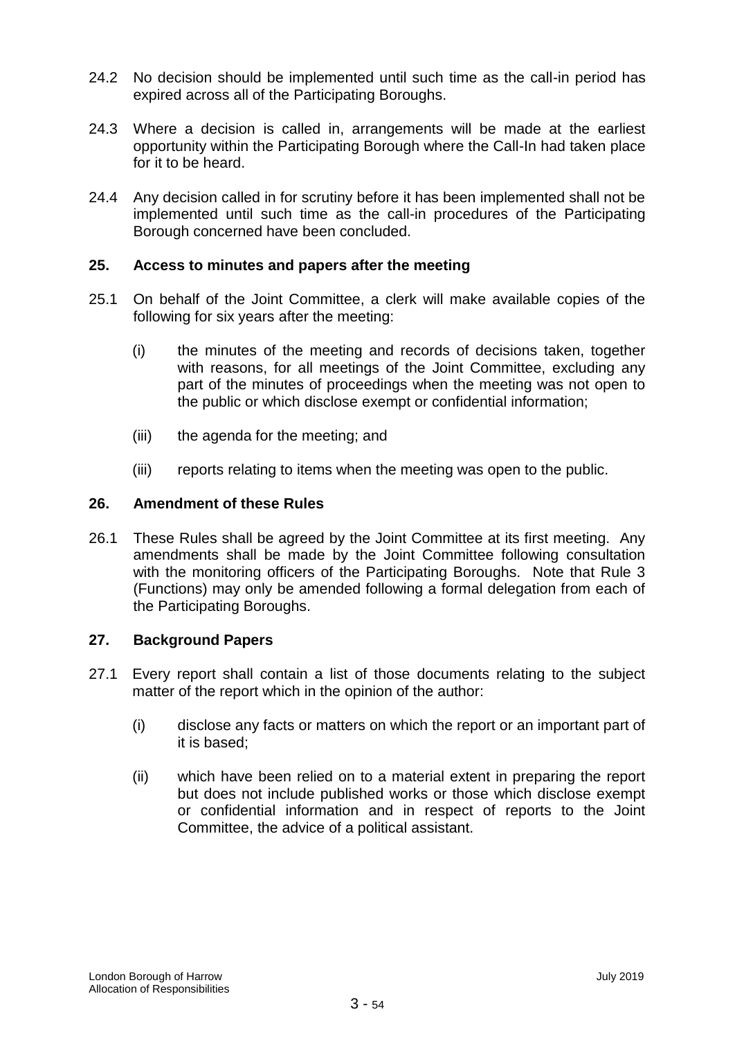24.2 No decision should be implemented until such time as the call-in period has expired across all of the Participating Boroughs.

24.3 Where a decision is called in, arrangements will be made at the earliest opportunity within the Participating Borough where the Call-In had taken place for it to be heard.

24.4 Any decision called in for scrutiny before it has been implemented shall not be implemented until such time as the call-in procedures of the Participating Borough concerned have been concluded.

## 25. Access to minutes and papers after the meeting

25.1 On behalf of the Joint Committee, a clerk will make available copies of the following for six years after the meeting:

(i) the minutes of the meeting and records of decisions taken, together with reasons, for all meetings of the Joint Committee, excluding any part of the minutes of proceedings when the meeting was not open to the public or which disclose exempt or confidential information;

(iii) the agenda for the meeting; and

(iii) reports relating to items when the meeting was open to the public.

## 26. Amendment of these Rules

26.1 These Rules shall be agreed by the Joint Committee at its first meeting. Any amendments shall be made by the Joint Committee following consultation with the monitoring officers of the Participating Boroughs. Note that Rule 3 (Functions) may only be amended following a formal delegation from each of the Participating Boroughs.

## 27. Background Papers

27.1 Every report shall contain a list of those documents relating to the subject matter of the report which in the opinion of the author:

(i) disclose any facts or matters on which the report or an important part of it is based;

(ii) which have been relied on to a material extent in preparing the report but does not include published works or those which disclose exempt or confidential information and in respect of reports to the Joint Committee, the advice of a political assistant.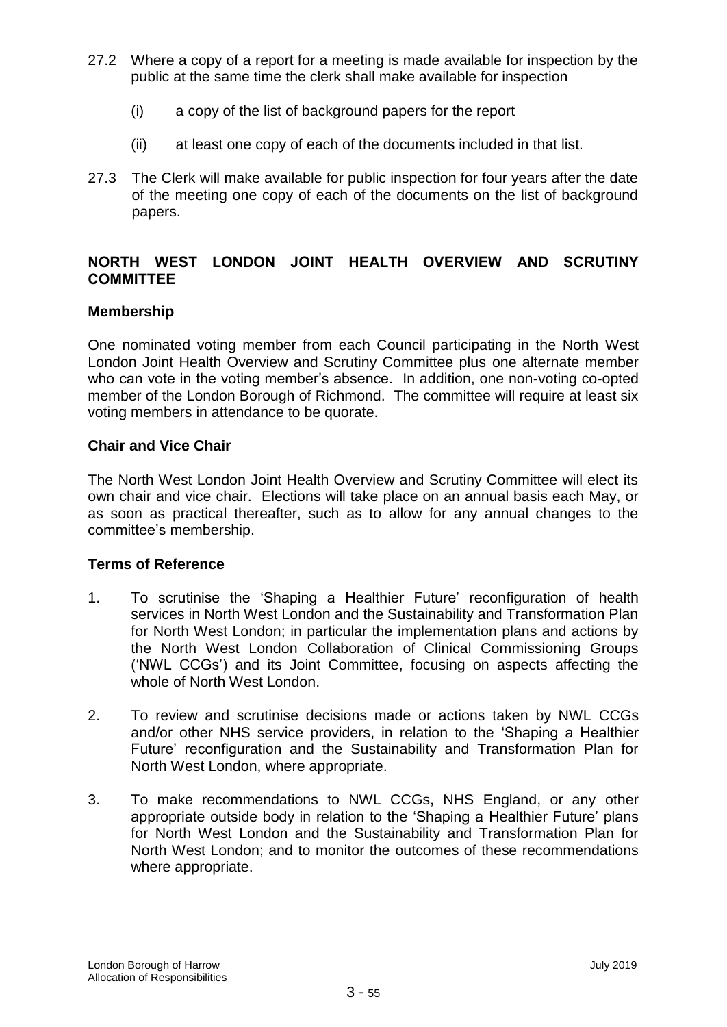27.2 Where a copy of a report for a meeting is made available for inspection by the public at the same time the clerk shall make available for inspection

(i) a copy of the list of background papers for the report

(ii) at least one copy of each of the documents included in that list.

27.3 The Clerk will make available for public inspection for four years after the date of the meeting one copy of each of the documents on the list of background papers.

## NORTH WEST LONDON JOINT HEALTH OVERVIEW AND SCRUTINY COMMITTEE

### Membership

One nominated voting member from each Council participating in the North West London Joint Health Overview and Scrutiny Committee plus one alternate member who can vote in the voting member's absence. In addition, one non-voting co-opted member of the London Borough of Richmond. The committee will require at least six voting members in attendance to be quorate.

### Chair and Vice Chair

The North West London Joint Health Overview and Scrutiny Committee will elect its own chair and vice chair. Elections will take place on an annual basis each May, or as soon as practical thereafter, such as to allow for any annual changes to the committee's membership.

### Terms of Reference

1. To scrutinise the 'Shaping a Healthier Future' reconfiguration of health services in North West London and the Sustainability and Transformation Plan for North West London; in particular the implementation plans and actions by the North West London Collaboration of Clinical Commissioning Groups ('NWL CCGs') and its Joint Committee, focusing on aspects affecting the whole of North West London.

2. To review and scrutinise decisions made or actions taken by NWL CCGs and/or other NHS service providers, in relation to the 'Shaping a Healthier Future' reconfiguration and the Sustainability and Transformation Plan for North West London, where appropriate.

3. To make recommendations to NWL CCGs, NHS England, or any other appropriate outside body in relation to the 'Shaping a Healthier Future' plans for North West London and the Sustainability and Transformation Plan for North West London; and to monitor the outcomes of these recommendations where appropriate.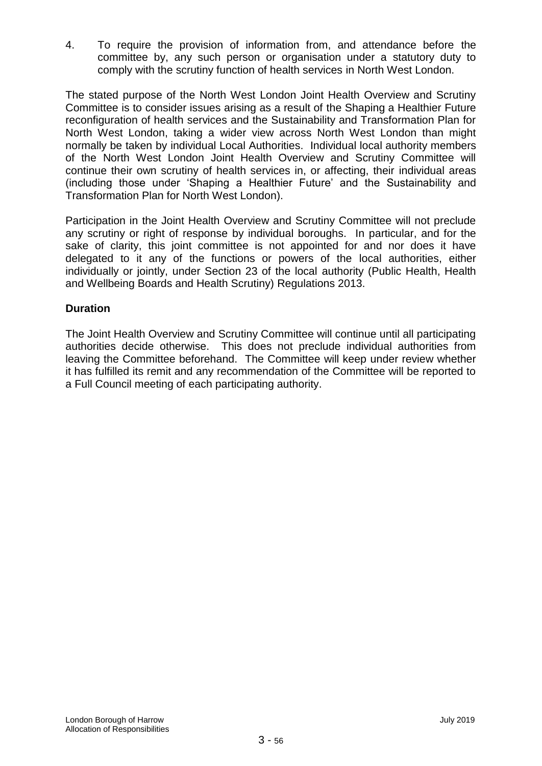4. To require the provision of information from, and attendance before the committee by, any such person or organisation under a statutory duty to comply with the scrutiny function of health services in North West London.

The stated purpose of the North West London Joint Health Overview and Scrutiny Committee is to consider issues arising as a result of the Shaping a Healthier Future reconfiguration of health services and the Sustainability and Transformation Plan for North West London, taking a wider view across North West London than might normally be taken by individual Local Authorities. Individual local authority members of the North West London Joint Health Overview and Scrutiny Committee will continue their own scrutiny of health services in, or affecting, their individual areas (including those under 'Shaping a Healthier Future' and the Sustainability and Transformation Plan for North West London).

Participation in the Joint Health Overview and Scrutiny Committee will not preclude any scrutiny or right of response by individual boroughs. In particular, and for the sake of clarity, this joint committee is not appointed for and nor does it have delegated to it any of the functions or powers of the local authorities, either individually or jointly, under Section 23 of the local authority (Public Health, Health and Wellbeing Boards and Health Scrutiny) Regulations 2013.

**Duration**

The Joint Health Overview and Scrutiny Committee will continue until all participating authorities decide otherwise. This does not preclude individual authorities from leaving the Committee beforehand. The Committee will keep under review whether it has fulfilled its remit and any recommendation of the Committee will be reported to a Full Council meeting of each participating authority.